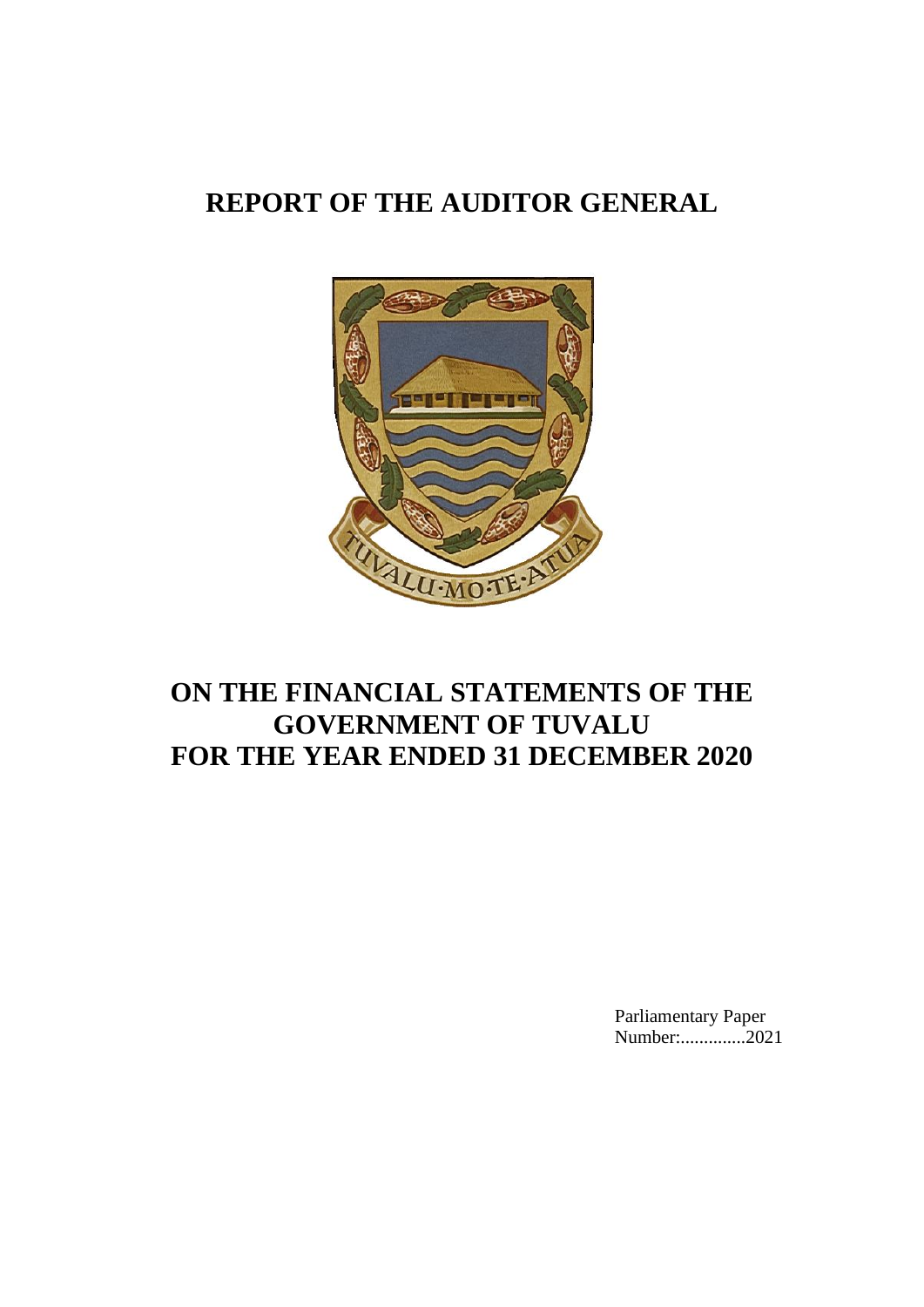# REPORT OF THE AUDITOR GENERAL

# ON THE FINANCIAL STATEMENTS OF THE GOVERNMENT OF TUVALU FOR THE YEAR ENDED 31 DECEMBER 2020

Parliamentary Paper Number:..............2021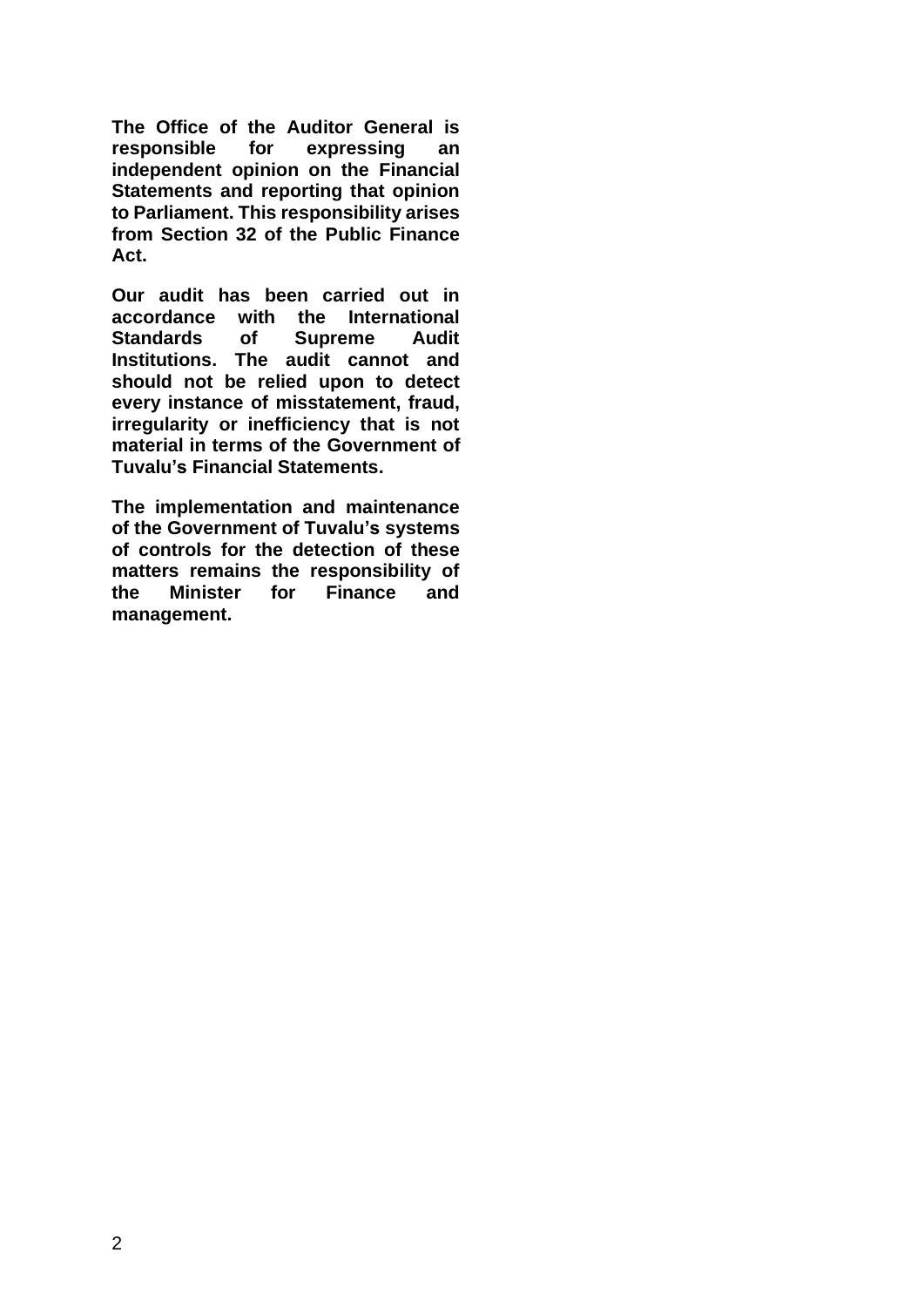**The Office of the Auditor General is responsible for expressing an independent opinion on the Financial Statements and reporting that opinion to Parliament. This responsibility arises from Section 32 of the Public Finance Act.**

**Our audit has been carried out in accordance with the International Standards of Supreme Audit Institutions. The audit cannot and should not be relied upon to detect every instance of misstatement, fraud, irregularity or inefficiency that is not material in terms of the Government of Tuvalu's Financial Statements.**

**The implementation and maintenance of the Government of Tuvalu's systems of controls for the detection of these matters remains the responsibility of the Minister for Finance and management.**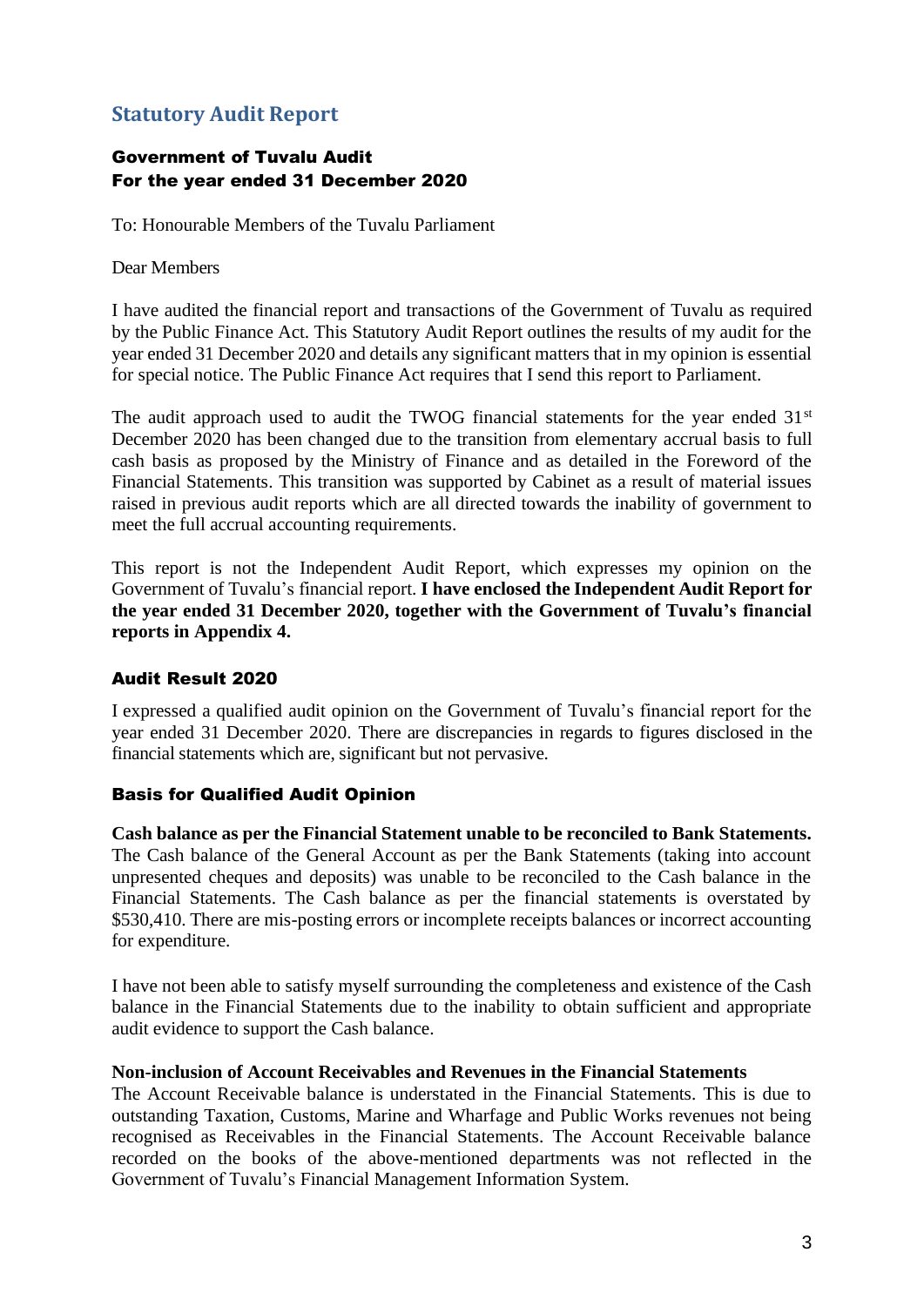## Statutory Audit Report

### Government of Tuvalu Audit
### For the year ended 31 December 2020

To: Honourable Members of the Tuvalu Parliament

Dear Members

I have audited the financial report and transactions of the Government of Tuvalu as required by the Public Finance Act. This Statutory Audit Report outlines the results of my audit for the year ended 31 December 2020 and details any significant matters that in my opinion is essential for special notice. The Public Finance Act requires that I send this report to Parliament.

The audit approach used to audit the TWOG financial statements for the year ended 31st December 2020 has been changed due to the transition from elementary accrual basis to full cash basis as proposed by the Ministry of Finance and as detailed in the Foreword of the Financial Statements. This transition was supported by Cabinet as a result of material issues raised in previous audit reports which are all directed towards the inability of government to meet the full accrual accounting requirements.

This report is not the Independent Audit Report, which expresses my opinion on the Government of Tuvalu's financial report. **I have enclosed the Independent Audit Report for the year ended 31 December 2020, together with the Government of Tuvalu's financial reports in Appendix 4.**

### Audit Result 2020

I expressed a qualified audit opinion on the Government of Tuvalu's financial report for the year ended 31 December 2020. There are discrepancies in regards to figures disclosed in the financial statements which are, significant but not pervasive.

### Basis for Qualified Audit Opinion

**Cash balance as per the Financial Statement unable to be reconciled to Bank Statements.**
The Cash balance of the General Account as per the Bank Statements (taking into account unpresented cheques and deposits) was unable to be reconciled to the Cash balance in the Financial Statements. The Cash balance as per the financial statements is overstated by $530,410. There are mis-posting errors or incomplete receipts balances or incorrect accounting for expenditure.

I have not been able to satisfy myself surrounding the completeness and existence of the Cash balance in the Financial Statements due to the inability to obtain sufficient and appropriate audit evidence to support the Cash balance.

**Non-inclusion of Account Receivables and Revenues in the Financial Statements**
The Account Receivable balance is understated in the Financial Statements. This is due to outstanding Taxation, Customs, Marine and Wharfage and Public Works revenues not being recognised as Receivables in the Financial Statements. The Account Receivable balance recorded on the books of the above-mentioned departments was not reflected in the Government of Tuvalu's Financial Management Information System.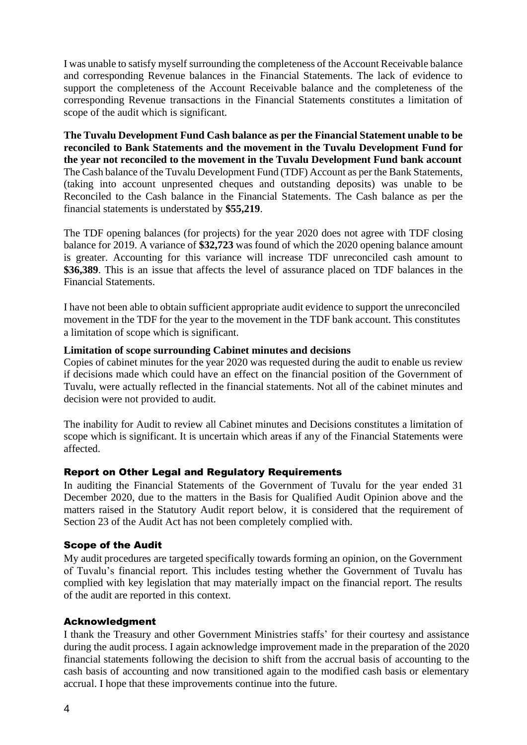I was unable to satisfy myself surrounding the completeness of the Account Receivable balance and corresponding Revenue balances in the Financial Statements. The lack of evidence to support the completeness of the Account Receivable balance and the completeness of the corresponding Revenue transactions in the Financial Statements constitutes a limitation of scope of the audit which is significant.

**The Tuvalu Development Fund Cash balance as per the Financial Statement unable to be reconciled to Bank Statements and the movement in the Tuvalu Development Fund for the year not reconciled to the movement in the Tuvalu Development Fund bank account**
The Cash balance of the Tuvalu Development Fund (TDF) Account as per the Bank Statements, (taking into account unpresented cheques and outstanding deposits) was unable to be Reconciled to the Cash balance in the Financial Statements. The Cash balance as per the financial statements is understated by **$55,219**.

The TDF opening balances (for projects) for the year 2020 does not agree with TDF closing balance for 2019. A variance of **$32,723** was found of which the 2020 opening balance amount is greater. Accounting for this variance will increase TDF unreconciled cash amount to **$36,389**. This is an issue that affects the level of assurance placed on TDF balances in the Financial Statements.

I have not been able to obtain sufficient appropriate audit evidence to support the unreconciled movement in the TDF for the year to the movement in the TDF bank account. This constitutes a limitation of scope which is significant.

**Limitation of scope surrounding Cabinet minutes and decisions**
Copies of cabinet minutes for the year 2020 was requested during the audit to enable us review if decisions made which could have an effect on the financial position of the Government of Tuvalu, were actually reflected in the financial statements. Not all of the cabinet minutes and decision were not provided to audit.

The inability for Audit to review all Cabinet minutes and Decisions constitutes a limitation of scope which is significant. It is uncertain which areas if any of the Financial Statements were affected.

## Report on Other Legal and Regulatory Requirements

In auditing the Financial Statements of the Government of Tuvalu for the year ended 31 December 2020, due to the matters in the Basis for Qualified Audit Opinion above and the matters raised in the Statutory Audit report below, it is considered that the requirement of Section 23 of the Audit Act has not been completely complied with.

## Scope of the Audit

My audit procedures are targeted specifically towards forming an opinion, on the Government of Tuvalu's financial report. This includes testing whether the Government of Tuvalu has complied with key legislation that may materially impact on the financial report. The results of the audit are reported in this context.

## Acknowledgment

I thank the Treasury and other Government Ministries staffs' for their courtesy and assistance during the audit process. I again acknowledge improvement made in the preparation of the 2020 financial statements following the decision to shift from the accrual basis of accounting to the cash basis of accounting and now transitioned again to the modified cash basis or elementary accrual. I hope that these improvements continue into the future.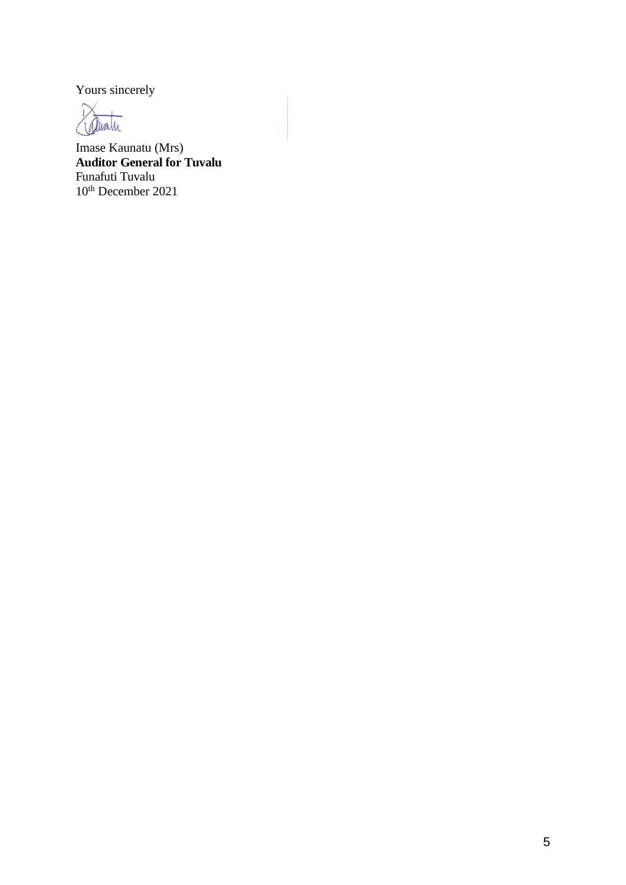Yours sincerely

Imase Kaunatu (Mrs)
**Auditor General for Tuvalu**
Funafuti Tuvalu
10th December 2021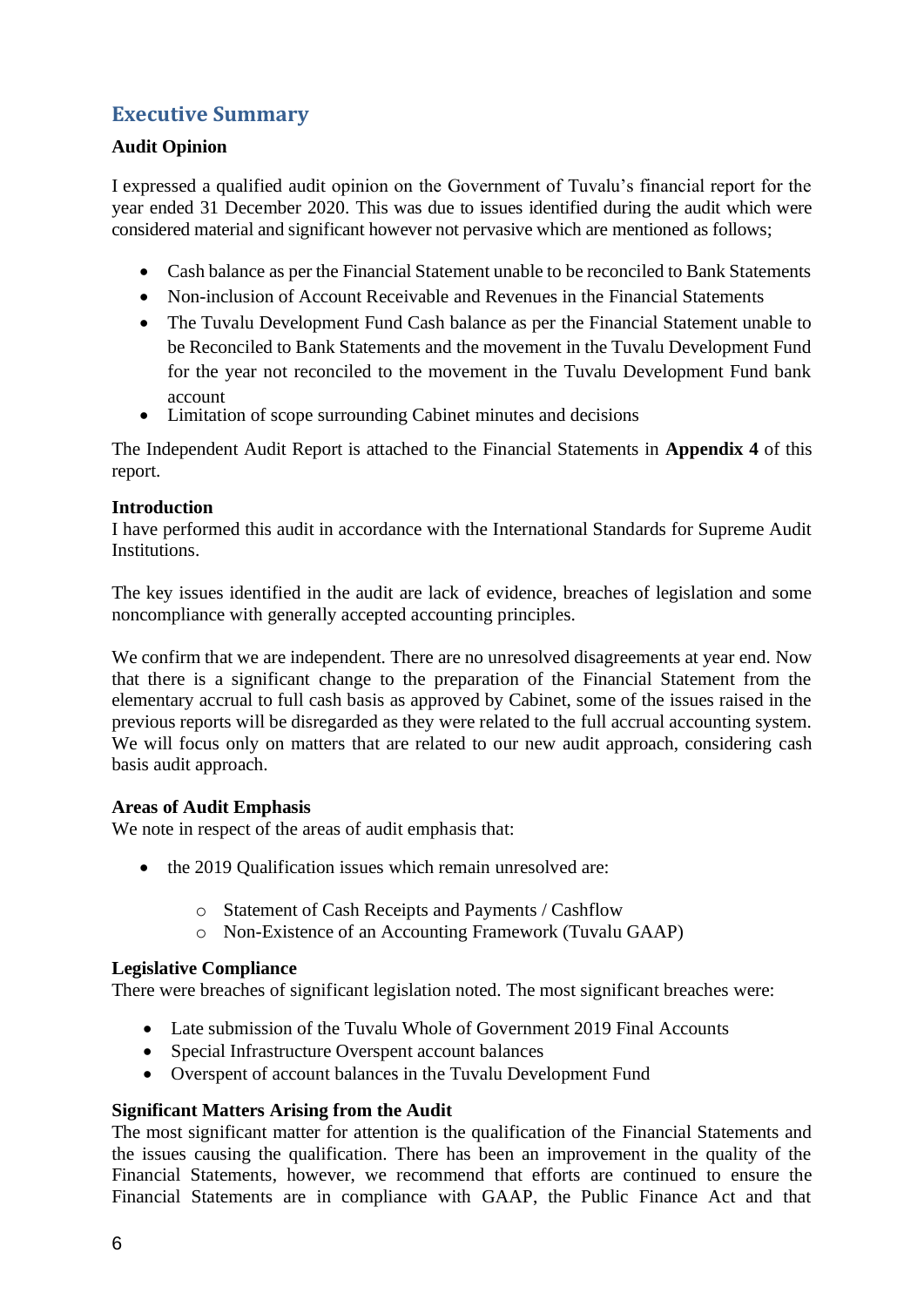## Executive Summary

**Audit Opinion**

I expressed a qualified audit opinion on the Government of Tuvalu's financial report for the year ended 31 December 2020. This was due to issues identified during the audit which were considered material and significant however not pervasive which are mentioned as follows;

- Cash balance as per the Financial Statement unable to be reconciled to Bank Statements
- Non-inclusion of Account Receivable and Revenues in the Financial Statements
- The Tuvalu Development Fund Cash balance as per the Financial Statement unable to be Reconciled to Bank Statements and the movement in the Tuvalu Development Fund for the year not reconciled to the movement in the Tuvalu Development Fund bank account
- Limitation of scope surrounding Cabinet minutes and decisions

The Independent Audit Report is attached to the Financial Statements in **Appendix 4** of this report.

**Introduction**

I have performed this audit in accordance with the International Standards for Supreme Audit Institutions.

The key issues identified in the audit are lack of evidence, breaches of legislation and some noncompliance with generally accepted accounting principles.

We confirm that we are independent. There are no unresolved disagreements at year end. Now that there is a significant change to the preparation of the Financial Statement from the elementary accrual to full cash basis as approved by Cabinet, some of the issues raised in the previous reports will be disregarded as they were related to the full accrual accounting system. We will focus only on matters that are related to our new audit approach, considering cash basis audit approach.

**Areas of Audit Emphasis**

We note in respect of the areas of audit emphasis that:

- the 2019 Qualification issues which remain unresolved are:
  - Statement of Cash Receipts and Payments / Cashflow
  - Non-Existence of an Accounting Framework (Tuvalu GAAP)

**Legislative Compliance**

There were breaches of significant legislation noted. The most significant breaches were:

- Late submission of the Tuvalu Whole of Government 2019 Final Accounts
- Special Infrastructure Overspent account balances
- Overspent of account balances in the Tuvalu Development Fund

**Significant Matters Arising from the Audit**

The most significant matter for attention is the qualification of the Financial Statements and the issues causing the qualification. There has been an improvement in the quality of the Financial Statements, however, we recommend that efforts are continued to ensure the Financial Statements are in compliance with GAAP, the Public Finance Act and that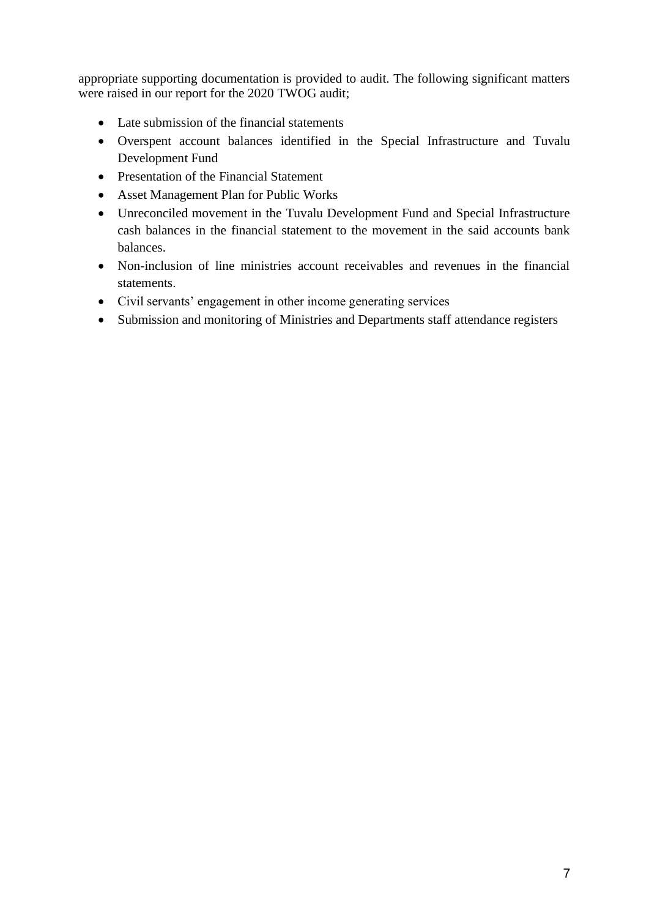appropriate supporting documentation is provided to audit. The following significant matters were raised in our report for the 2020 TWOG audit;

- Late submission of the financial statements
- Overspent account balances identified in the Special Infrastructure and Tuvalu Development Fund
- Presentation of the Financial Statement
- Asset Management Plan for Public Works
- Unreconciled movement in the Tuvalu Development Fund and Special Infrastructure cash balances in the financial statement to the movement in the said accounts bank balances.
- Non-inclusion of line ministries account receivables and revenues in the financial statements.
- Civil servants' engagement in other income generating services
- Submission and monitoring of Ministries and Departments staff attendance registers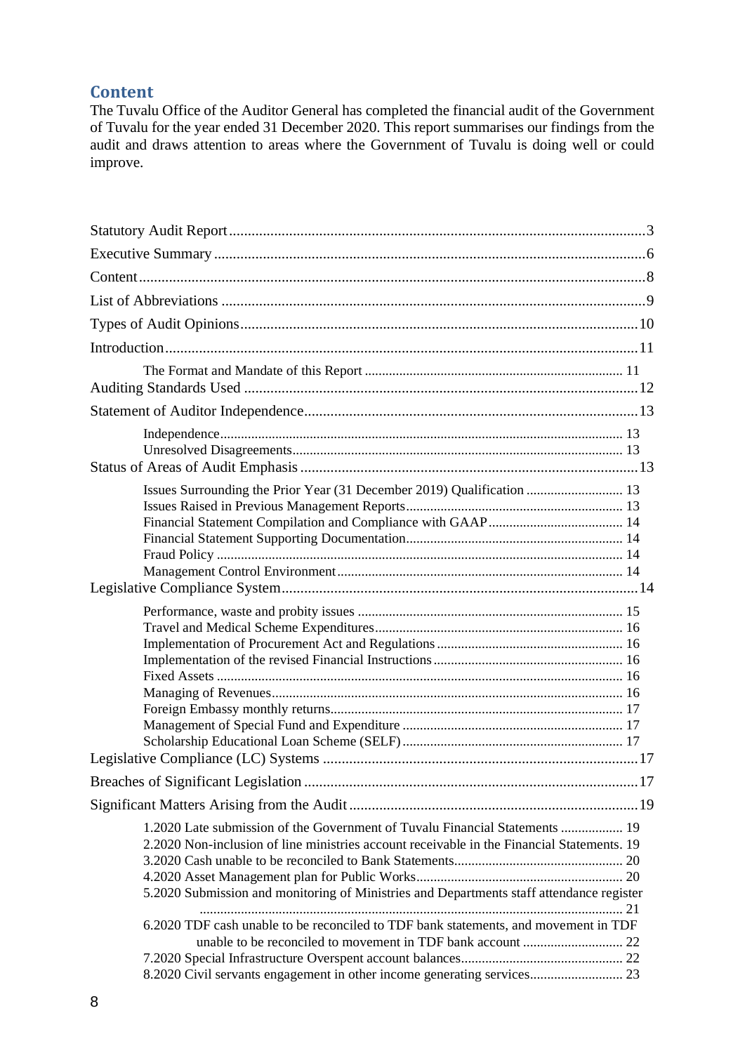## Content

The Tuvalu Office of the Auditor General has completed the financial audit of the Government of Tuvalu for the year ended 31 December 2020. This report summarises our findings from the audit and draws attention to areas where the Government of Tuvalu is doing well or could improve.

- Statutory Audit Report .......... 3
- Executive Summary .......... 6
- Content .......... 8
- List of Abbreviations .......... 9
- Types of Audit Opinions .......... 10
- Introduction .......... 11
  - The Format and Mandate of this Report .......... 11
- Auditing Standards Used .......... 12
- Statement of Auditor Independence .......... 13
  - Independence .......... 13
  - Unresolved Disagreements .......... 13
- Status of Areas of Audit Emphasis .......... 13
  - Issues Surrounding the Prior Year (31 December 2019) Qualification .......... 13
  - Issues Raised in Previous Management Reports .......... 13
  - Financial Statement Compilation and Compliance with GAAP .......... 14
  - Financial Statement Supporting Documentation .......... 14
  - Fraud Policy .......... 14
  - Management Control Environment .......... 14
- Legislative Compliance System .......... 14
  - Performance, waste and probity issues .......... 15
  - Travel and Medical Scheme Expenditures .......... 16
  - Implementation of Procurement Act and Regulations .......... 16
  - Implementation of the revised Financial Instructions .......... 16
  - Fixed Assets .......... 16
  - Managing of Revenues .......... 16
  - Foreign Embassy monthly returns .......... 17
  - Management of Special Fund and Expenditure .......... 17
  - Scholarship Educational Loan Scheme (SELF) .......... 17
- Legislative Compliance (LC) Systems .......... 17
- Breaches of Significant Legislation .......... 17
- Significant Matters Arising from the Audit .......... 19
  - 1.2020 Late submission of the Government of Tuvalu Financial Statements .......... 19
  - 2.2020 Non-inclusion of line ministries account receivable in the Financial Statements. 19
  - 3.2020 Cash unable to be reconciled to Bank Statements .......... 20
  - 4.2020 Asset Management plan for Public Works .......... 20
  - 5.2020 Submission and monitoring of Ministries and Departments staff attendance register .......... 21
  - 6.2020 TDF cash unable to be reconciled to TDF bank statements, and movement in TDF unable to be reconciled to movement in TDF bank account .......... 22
  - 7.2020 Special Infrastructure Overspent account balances .......... 22
  - 8.2020 Civil servants engagement in other income generating services .......... 23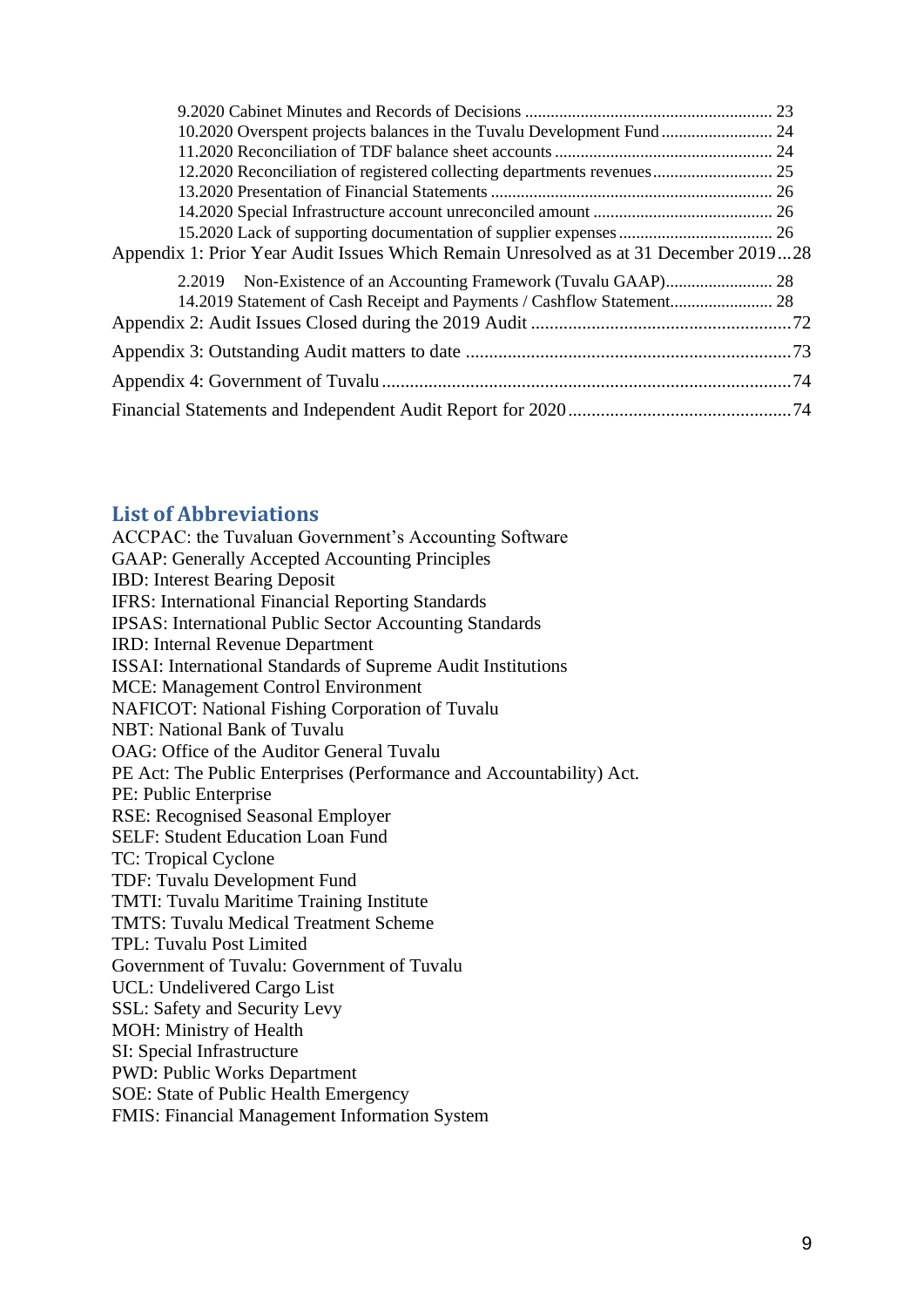9.2020 Cabinet Minutes and Records of Decisions ............................................................ 23
10.2020 Overspent projects balances in the Tuvalu Development Fund .......................... 24
11.2020 Reconciliation of TDF balance sheet accounts .................................................... 24
12.2020 Reconciliation of registered collecting departments revenues ............................ 25
13.2020 Presentation of Financial Statements .................................................................. 26
14.2020 Special Infrastructure account unreconciled amount ........................................... 26
15.2020 Lack of supporting documentation of supplier expenses .................................... 26

Appendix 1: Prior Year Audit Issues Which Remain Unresolved as at 31 December 2019...28

2.2019 Non-Existence of an Accounting Framework (Tuvalu GAAP)......................... 28
14.2019 Statement of Cash Receipt and Payments / Cashflow Statement........................ 28

Appendix 2: Audit Issues Closed during the 2019 Audit ........................................................72

Appendix 3: Outstanding Audit matters to date ......................................................................73

Appendix 4: Government of Tuvalu ........................................................................................74

Financial Statements and Independent Audit Report for 2020 ................................................74

## List of Abbreviations

ACCPAC: the Tuvaluan Government's Accounting Software
GAAP: Generally Accepted Accounting Principles
IBD: Interest Bearing Deposit
IFRS: International Financial Reporting Standards
IPSAS: International Public Sector Accounting Standards
IRD: Internal Revenue Department
ISSAI: International Standards of Supreme Audit Institutions
MCE: Management Control Environment
NAFICOT: National Fishing Corporation of Tuvalu
NBT: National Bank of Tuvalu
OAG: Office of the Auditor General Tuvalu
PE Act: The Public Enterprises (Performance and Accountability) Act.
PE: Public Enterprise
RSE: Recognised Seasonal Employer
SELF: Student Education Loan Fund
TC: Tropical Cyclone
TDF: Tuvalu Development Fund
TMTI: Tuvalu Maritime Training Institute
TMTS: Tuvalu Medical Treatment Scheme
TPL: Tuvalu Post Limited
Government of Tuvalu: Government of Tuvalu
UCL: Undelivered Cargo List
SSL: Safety and Security Levy
MOH: Ministry of Health
SI: Special Infrastructure
PWD: Public Works Department
SOE: State of Public Health Emergency
FMIS: Financial Management Information System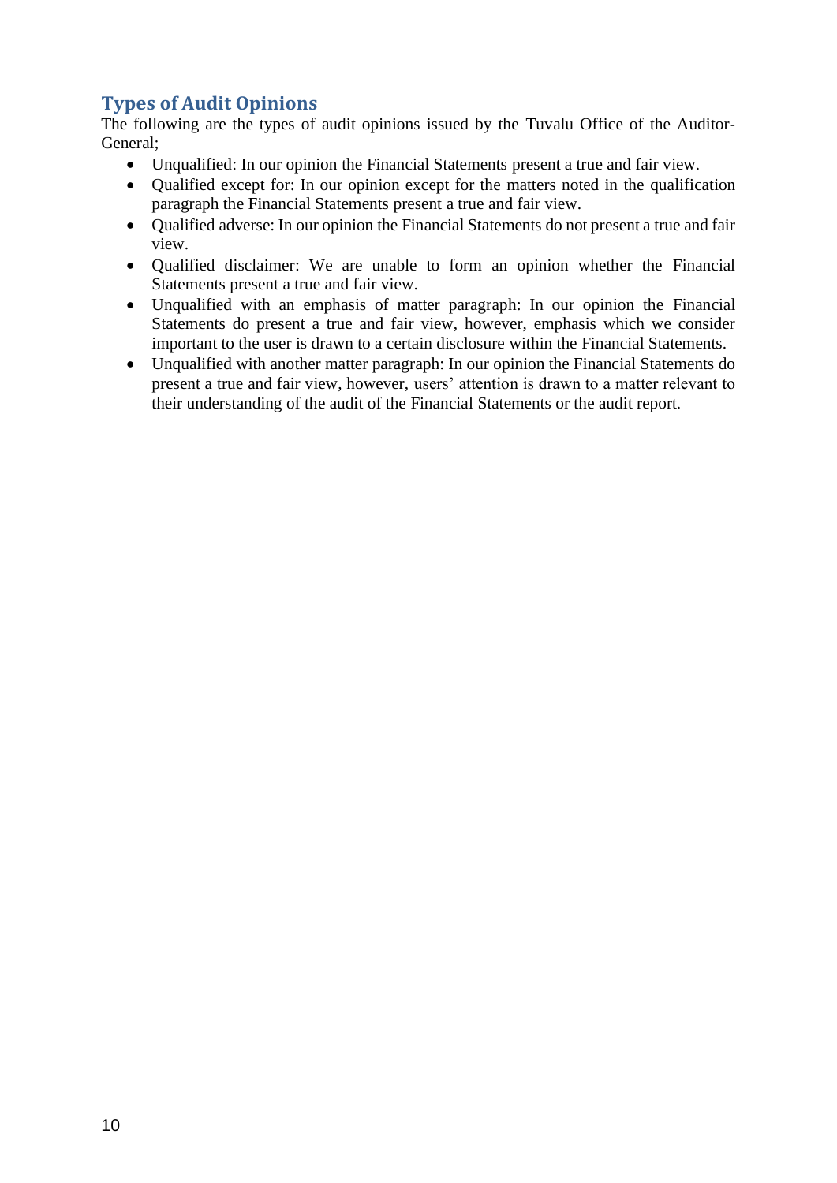## Types of Audit Opinions

The following are the types of audit opinions issued by the Tuvalu Office of the Auditor-General;

- Unqualified: In our opinion the Financial Statements present a true and fair view.
- Qualified except for: In our opinion except for the matters noted in the qualification paragraph the Financial Statements present a true and fair view.
- Qualified adverse: In our opinion the Financial Statements do not present a true and fair view.
- Qualified disclaimer: We are unable to form an opinion whether the Financial Statements present a true and fair view.
- Unqualified with an emphasis of matter paragraph: In our opinion the Financial Statements do present a true and fair view, however, emphasis which we consider important to the user is drawn to a certain disclosure within the Financial Statements.
- Unqualified with another matter paragraph: In our opinion the Financial Statements do present a true and fair view, however, users' attention is drawn to a matter relevant to their understanding of the audit of the Financial Statements or the audit report.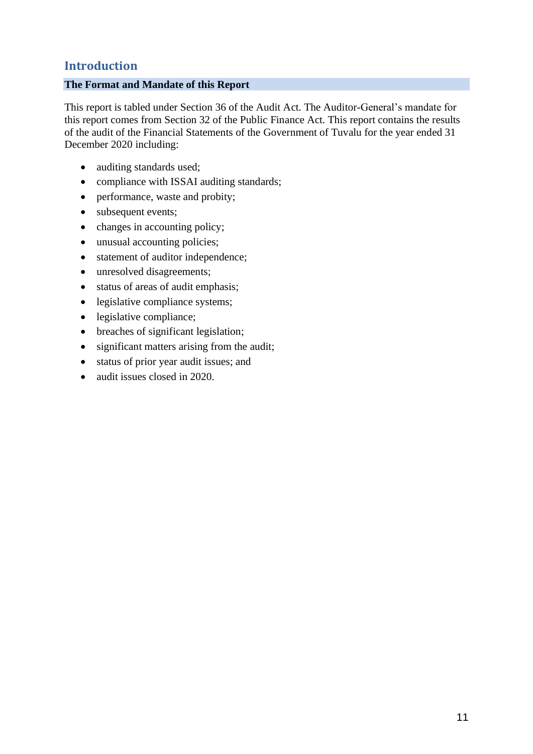# Introduction

## The Format and Mandate of this Report

This report is tabled under Section 36 of the Audit Act. The Auditor-General's mandate for this report comes from Section 32 of the Public Finance Act. This report contains the results of the audit of the Financial Statements of the Government of Tuvalu for the year ended 31 December 2020 including:

- auditing standards used;
- compliance with ISSAI auditing standards;
- performance, waste and probity;
- subsequent events;
- changes in accounting policy;
- unusual accounting policies;
- statement of auditor independence;
- unresolved disagreements;
- status of areas of audit emphasis;
- legislative compliance systems;
- legislative compliance;
- breaches of significant legislation;
- significant matters arising from the audit;
- status of prior year audit issues; and
- audit issues closed in 2020.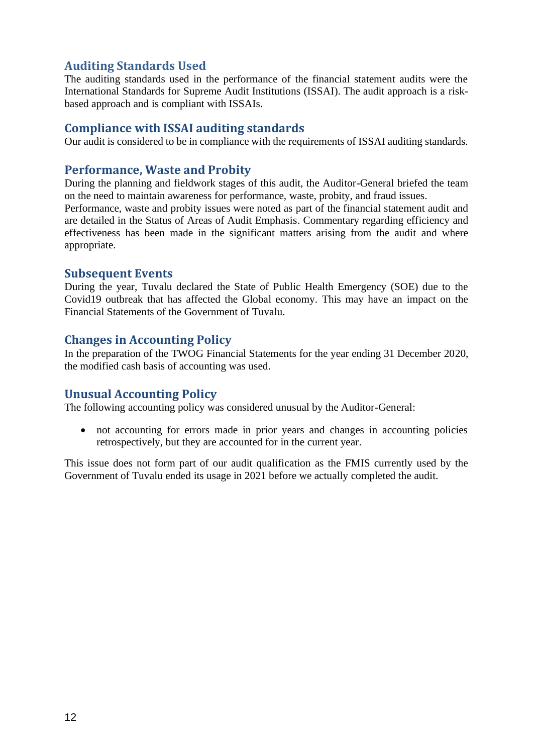## Auditing Standards Used

The auditing standards used in the performance of the financial statement audits were the International Standards for Supreme Audit Institutions (ISSAI). The audit approach is a risk-based approach and is compliant with ISSAIs.

## Compliance with ISSAI auditing standards

Our audit is considered to be in compliance with the requirements of ISSAI auditing standards.

## Performance, Waste and Probity

During the planning and fieldwork stages of this audit, the Auditor-General briefed the team on the need to maintain awareness for performance, waste, probity, and fraud issues.
Performance, waste and probity issues were noted as part of the financial statement audit and are detailed in the Status of Areas of Audit Emphasis. Commentary regarding efficiency and effectiveness has been made in the significant matters arising from the audit and where appropriate.

## Subsequent Events

During the year, Tuvalu declared the State of Public Health Emergency (SOE) due to the Covid19 outbreak that has affected the Global economy. This may have an impact on the Financial Statements of the Government of Tuvalu.

## Changes in Accounting Policy

In the preparation of the TWOG Financial Statements for the year ending 31 December 2020, the modified cash basis of accounting was used.

## Unusual Accounting Policy

The following accounting policy was considered unusual by the Auditor-General:

- not accounting for errors made in prior years and changes in accounting policies retrospectively, but they are accounted for in the current year.

This issue does not form part of our audit qualification as the FMIS currently used by the Government of Tuvalu ended its usage in 2021 before we actually completed the audit.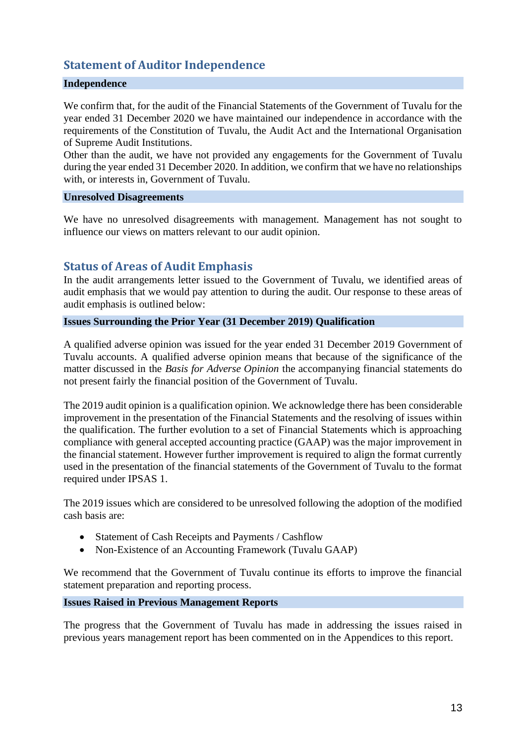## Statement of Auditor Independence

### Independence

We confirm that, for the audit of the Financial Statements of the Government of Tuvalu for the year ended 31 December 2020 we have maintained our independence in accordance with the requirements of the Constitution of Tuvalu, the Audit Act and the International Organisation of Supreme Audit Institutions.
Other than the audit, we have not provided any engagements for the Government of Tuvalu during the year ended 31 December 2020. In addition, we confirm that we have no relationships with, or interests in, Government of Tuvalu.

### Unresolved Disagreements

We have no unresolved disagreements with management. Management has not sought to influence our views on matters relevant to our audit opinion.

## Status of Areas of Audit Emphasis

In the audit arrangements letter issued to the Government of Tuvalu, we identified areas of audit emphasis that we would pay attention to during the audit. Our response to these areas of audit emphasis is outlined below:

### Issues Surrounding the Prior Year (31 December 2019) Qualification

A qualified adverse opinion was issued for the year ended 31 December 2019 Government of Tuvalu accounts. A qualified adverse opinion means that because of the significance of the matter discussed in the *Basis for Adverse Opinion* the accompanying financial statements do not present fairly the financial position of the Government of Tuvalu.

The 2019 audit opinion is a qualification opinion. We acknowledge there has been considerable improvement in the presentation of the Financial Statements and the resolving of issues within the qualification. The further evolution to a set of Financial Statements which is approaching compliance with general accepted accounting practice (GAAP) was the major improvement in the financial statement. However further improvement is required to align the format currently used in the presentation of the financial statements of the Government of Tuvalu to the format required under IPSAS 1.

The 2019 issues which are considered to be unresolved following the adoption of the modified cash basis are:

- Statement of Cash Receipts and Payments / Cashflow
- Non-Existence of an Accounting Framework (Tuvalu GAAP)

We recommend that the Government of Tuvalu continue its efforts to improve the financial statement preparation and reporting process.

### Issues Raised in Previous Management Reports

The progress that the Government of Tuvalu has made in addressing the issues raised in previous years management report has been commented on in the Appendices to this report.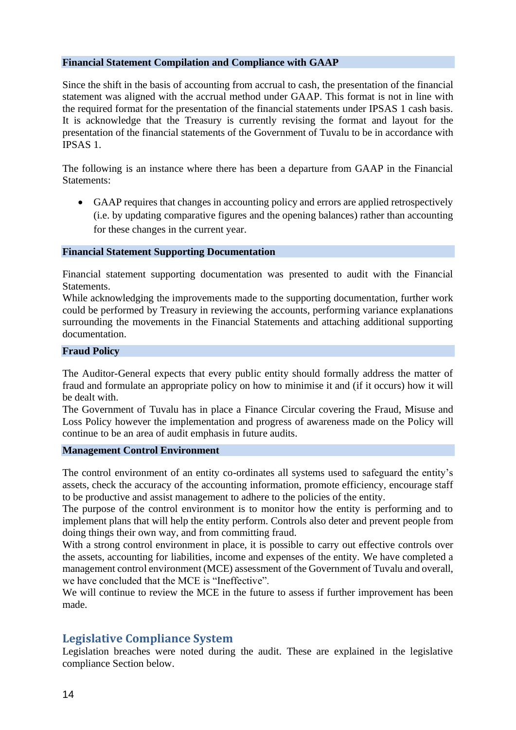### Financial Statement Compilation and Compliance with GAAP

Since the shift in the basis of accounting from accrual to cash, the presentation of the financial statement was aligned with the accrual method under GAAP. This format is not in line with the required format for the presentation of the financial statements under IPSAS 1 cash basis. It is acknowledge that the Treasury is currently revising the format and layout for the presentation of the financial statements of the Government of Tuvalu to be in accordance with IPSAS 1.

The following is an instance where there has been a departure from GAAP in the Financial Statements:

- GAAP requires that changes in accounting policy and errors are applied retrospectively (i.e. by updating comparative figures and the opening balances) rather than accounting for these changes in the current year.

### Financial Statement Supporting Documentation

Financial statement supporting documentation was presented to audit with the Financial Statements.

While acknowledging the improvements made to the supporting documentation, further work could be performed by Treasury in reviewing the accounts, performing variance explanations surrounding the movements in the Financial Statements and attaching additional supporting documentation.

### Fraud Policy

The Auditor-General expects that every public entity should formally address the matter of fraud and formulate an appropriate policy on how to minimise it and (if it occurs) how it will be dealt with.

The Government of Tuvalu has in place a Finance Circular covering the Fraud, Misuse and Loss Policy however the implementation and progress of awareness made on the Policy will continue to be an area of audit emphasis in future audits.

### Management Control Environment

The control environment of an entity co-ordinates all systems used to safeguard the entity's assets, check the accuracy of the accounting information, promote efficiency, encourage staff to be productive and assist management to adhere to the policies of the entity.

The purpose of the control environment is to monitor how the entity is performing and to implement plans that will help the entity perform. Controls also deter and prevent people from doing things their own way, and from committing fraud.

With a strong control environment in place, it is possible to carry out effective controls over the assets, accounting for liabilities, income and expenses of the entity. We have completed a management control environment (MCE) assessment of the Government of Tuvalu and overall, we have concluded that the MCE is "Ineffective".

We will continue to review the MCE in the future to assess if further improvement has been made.

## Legislative Compliance System

Legislation breaches were noted during the audit. These are explained in the legislative compliance Section below.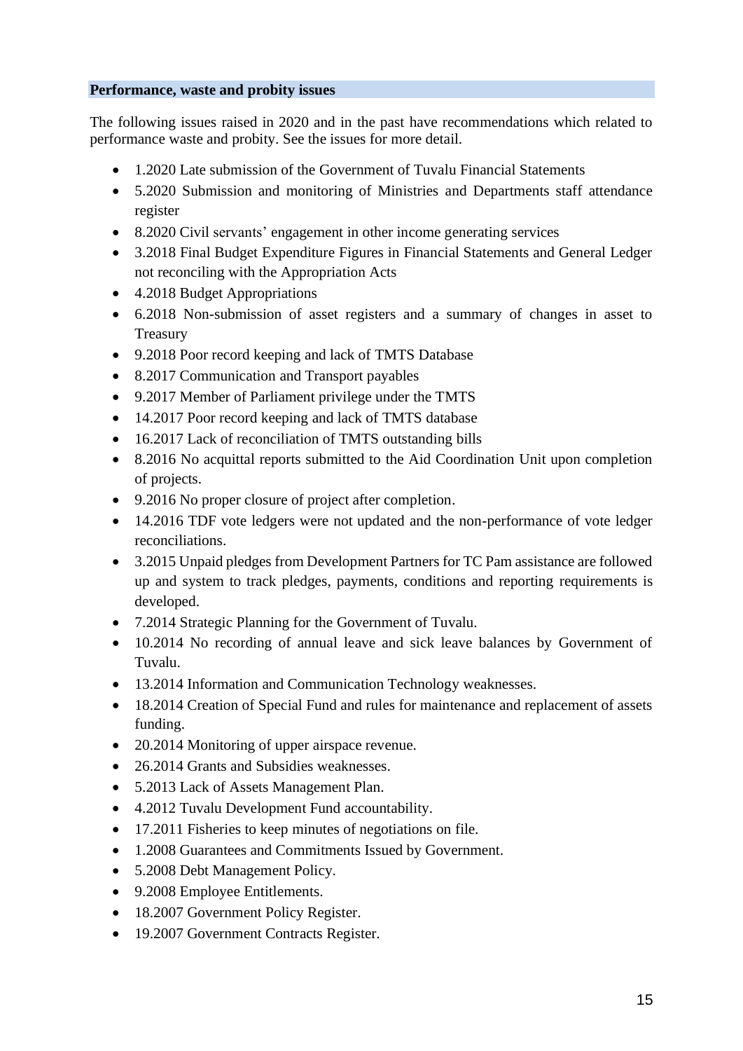### Performance, waste and probity issues

The following issues raised in 2020 and in the past have recommendations which related to performance waste and probity. See the issues for more detail.

- 1.2020 Late submission of the Government of Tuvalu Financial Statements
- 5.2020 Submission and monitoring of Ministries and Departments staff attendance register
- 8.2020 Civil servants' engagement in other income generating services
- 3.2018 Final Budget Expenditure Figures in Financial Statements and General Ledger not reconciling with the Appropriation Acts
- 4.2018 Budget Appropriations
- 6.2018 Non-submission of asset registers and a summary of changes in asset to Treasury
- 9.2018 Poor record keeping and lack of TMTS Database
- 8.2017 Communication and Transport payables
- 9.2017 Member of Parliament privilege under the TMTS
- 14.2017 Poor record keeping and lack of TMTS database
- 16.2017 Lack of reconciliation of TMTS outstanding bills
- 8.2016 No acquittal reports submitted to the Aid Coordination Unit upon completion of projects.
- 9.2016 No proper closure of project after completion.
- 14.2016 TDF vote ledgers were not updated and the non-performance of vote ledger reconciliations.
- 3.2015 Unpaid pledges from Development Partners for TC Pam assistance are followed up and system to track pledges, payments, conditions and reporting requirements is developed.
- 7.2014 Strategic Planning for the Government of Tuvalu.
- 10.2014 No recording of annual leave and sick leave balances by Government of Tuvalu.
- 13.2014 Information and Communication Technology weaknesses.
- 18.2014 Creation of Special Fund and rules for maintenance and replacement of assets funding.
- 20.2014 Monitoring of upper airspace revenue.
- 26.2014 Grants and Subsidies weaknesses.
- 5.2013 Lack of Assets Management Plan.
- 4.2012 Tuvalu Development Fund accountability.
- 17.2011 Fisheries to keep minutes of negotiations on file.
- 1.2008 Guarantees and Commitments Issued by Government.
- 5.2008 Debt Management Policy.
- 9.2008 Employee Entitlements.
- 18.2007 Government Policy Register.
- 19.2007 Government Contracts Register.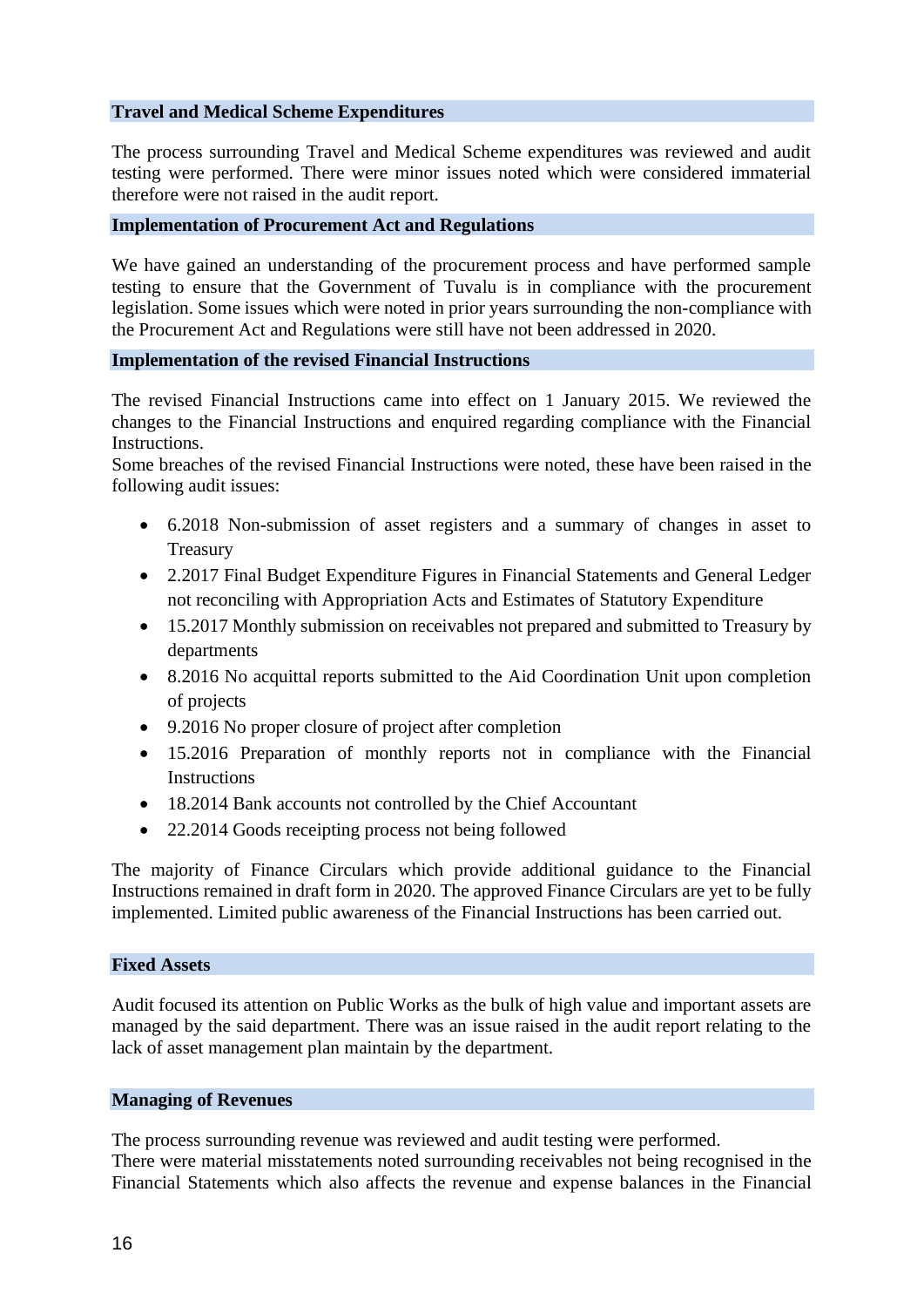### Travel and Medical Scheme Expenditures

The process surrounding Travel and Medical Scheme expenditures was reviewed and audit testing were performed. There were minor issues noted which were considered immaterial therefore were not raised in the audit report.

### Implementation of Procurement Act and Regulations

We have gained an understanding of the procurement process and have performed sample testing to ensure that the Government of Tuvalu is in compliance with the procurement legislation. Some issues which were noted in prior years surrounding the non-compliance with the Procurement Act and Regulations were still have not been addressed in 2020.

### Implementation of the revised Financial Instructions

The revised Financial Instructions came into effect on 1 January 2015. We reviewed the changes to the Financial Instructions and enquired regarding compliance with the Financial Instructions.
Some breaches of the revised Financial Instructions were noted, these have been raised in the following audit issues:

- 6.2018 Non-submission of asset registers and a summary of changes in asset to Treasury
- 2.2017 Final Budget Expenditure Figures in Financial Statements and General Ledger not reconciling with Appropriation Acts and Estimates of Statutory Expenditure
- 15.2017 Monthly submission on receivables not prepared and submitted to Treasury by departments
- 8.2016 No acquittal reports submitted to the Aid Coordination Unit upon completion of projects
- 9.2016 No proper closure of project after completion
- 15.2016 Preparation of monthly reports not in compliance with the Financial Instructions
- 18.2014 Bank accounts not controlled by the Chief Accountant
- 22.2014 Goods receipting process not being followed

The majority of Finance Circulars which provide additional guidance to the Financial Instructions remained in draft form in 2020. The approved Finance Circulars are yet to be fully implemented. Limited public awareness of the Financial Instructions has been carried out.

### Fixed Assets

Audit focused its attention on Public Works as the bulk of high value and important assets are managed by the said department. There was an issue raised in the audit report relating to the lack of asset management plan maintain by the department.

### Managing of Revenues

The process surrounding revenue was reviewed and audit testing were performed.
There were material misstatements noted surrounding receivables not being recognised in the Financial Statements which also affects the revenue and expense balances in the Financial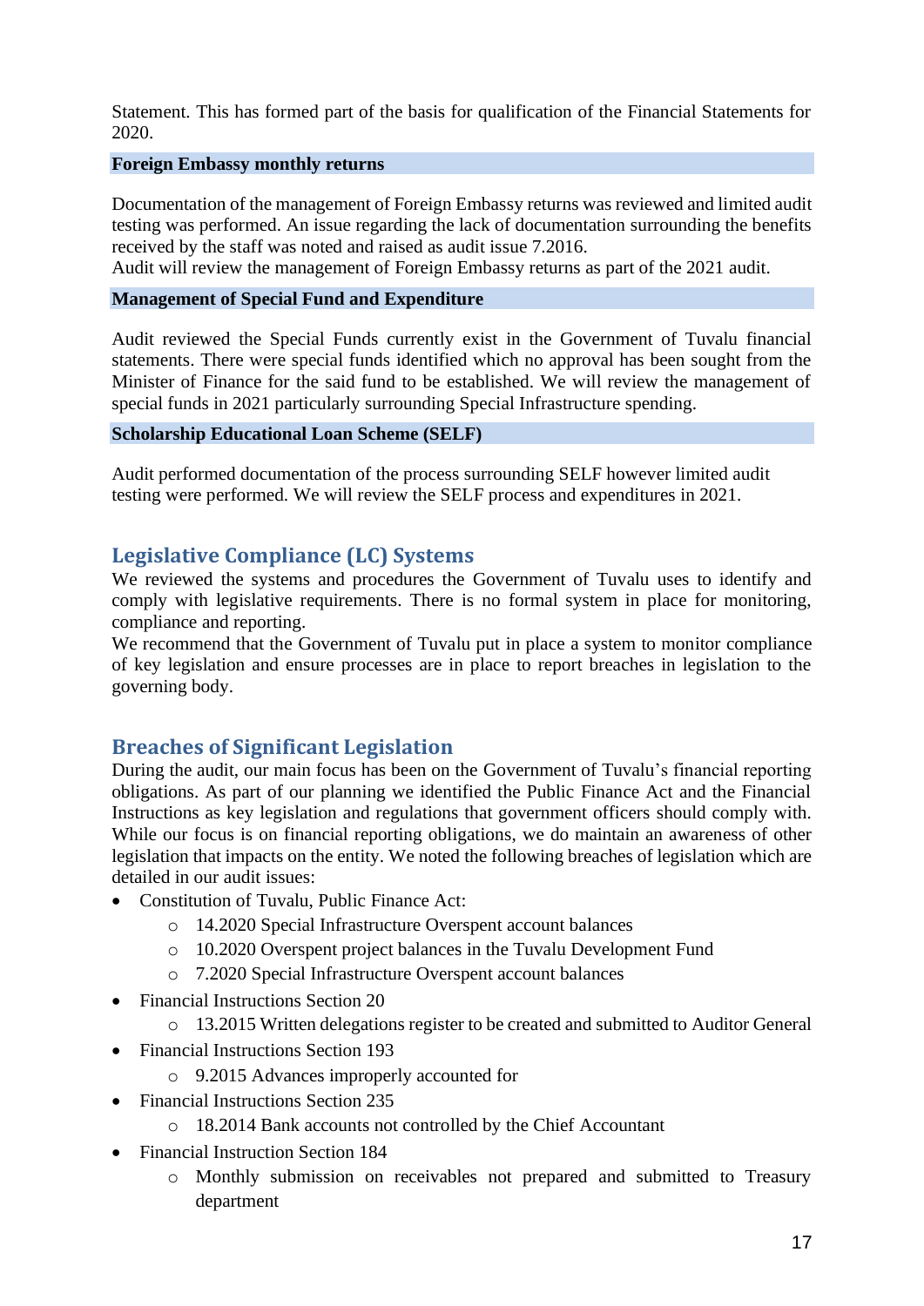Statement. This has formed part of the basis for qualification of the Financial Statements for 2020.

### Foreign Embassy monthly returns

Documentation of the management of Foreign Embassy returns was reviewed and limited audit testing was performed. An issue regarding the lack of documentation surrounding the benefits received by the staff was noted and raised as audit issue 7.2016.
Audit will review the management of Foreign Embassy returns as part of the 2021 audit.

### Management of Special Fund and Expenditure

Audit reviewed the Special Funds currently exist in the Government of Tuvalu financial statements. There were special funds identified which no approval has been sought from the Minister of Finance for the said fund to be established. We will review the management of special funds in 2021 particularly surrounding Special Infrastructure spending.

### Scholarship Educational Loan Scheme (SELF)

Audit performed documentation of the process surrounding SELF however limited audit testing were performed. We will review the SELF process and expenditures in 2021.

## Legislative Compliance (LC) Systems

We reviewed the systems and procedures the Government of Tuvalu uses to identify and comply with legislative requirements. There is no formal system in place for monitoring, compliance and reporting.
We recommend that the Government of Tuvalu put in place a system to monitor compliance of key legislation and ensure processes are in place to report breaches in legislation to the governing body.

## Breaches of Significant Legislation

During the audit, our main focus has been on the Government of Tuvalu's financial reporting obligations. As part of our planning we identified the Public Finance Act and the Financial Instructions as key legislation and regulations that government officers should comply with. While our focus is on financial reporting obligations, we do maintain an awareness of other legislation that impacts on the entity. We noted the following breaches of legislation which are detailed in our audit issues:

- Constitution of Tuvalu, Public Finance Act:
  - 14.2020 Special Infrastructure Overspent account balances
  - 10.2020 Overspent project balances in the Tuvalu Development Fund
  - 7.2020 Special Infrastructure Overspent account balances
- Financial Instructions Section 20
  - 13.2015 Written delegations register to be created and submitted to Auditor General
- Financial Instructions Section 193
  - 9.2015 Advances improperly accounted for
- Financial Instructions Section 235
  - 18.2014 Bank accounts not controlled by the Chief Accountant
- Financial Instruction Section 184
  - Monthly submission on receivables not prepared and submitted to Treasury department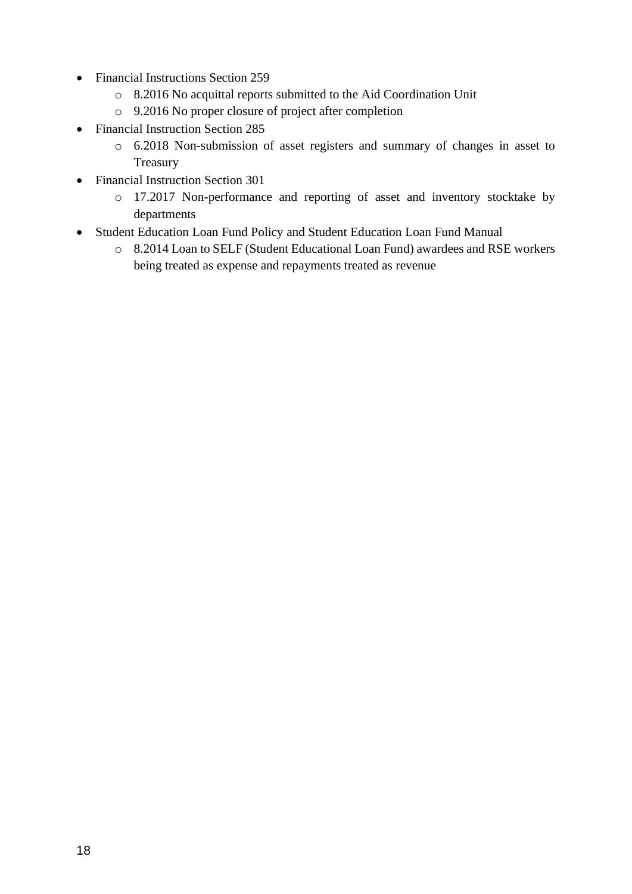- Financial Instructions Section 259
    - 8.2016 No acquittal reports submitted to the Aid Coordination Unit
    - 9.2016 No proper closure of project after completion
- Financial Instruction Section 285
    - 6.2018 Non-submission of asset registers and summary of changes in asset to Treasury
- Financial Instruction Section 301
    - 17.2017 Non-performance and reporting of asset and inventory stocktake by departments
- Student Education Loan Fund Policy and Student Education Loan Fund Manual
    - 8.2014 Loan to SELF (Student Educational Loan Fund) awardees and RSE workers being treated as expense and repayments treated as revenue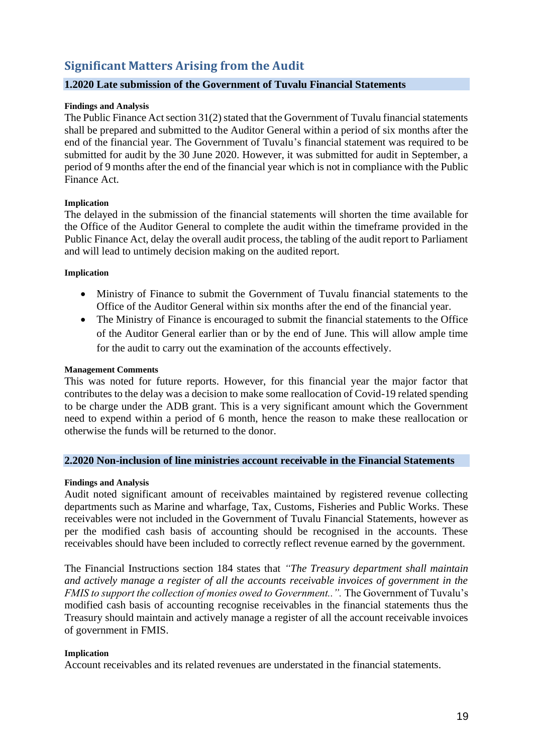## Significant Matters Arising from the Audit

### 1.2020 Late submission of the Government of Tuvalu Financial Statements

**Findings and Analysis**

The Public Finance Act section 31(2) stated that the Government of Tuvalu financial statements shall be prepared and submitted to the Auditor General within a period of six months after the end of the financial year. The Government of Tuvalu's financial statement was required to be submitted for audit by the 30 June 2020. However, it was submitted for audit in September, a period of 9 months after the end of the financial year which is not in compliance with the Public Finance Act.

**Implication**

The delayed in the submission of the financial statements will shorten the time available for the Office of the Auditor General to complete the audit within the timeframe provided in the Public Finance Act, delay the overall audit process, the tabling of the audit report to Parliament and will lead to untimely decision making on the audited report.

**Implication**

- Ministry of Finance to submit the Government of Tuvalu financial statements to the Office of the Auditor General within six months after the end of the financial year.
- The Ministry of Finance is encouraged to submit the financial statements to the Office of the Auditor General earlier than or by the end of June. This will allow ample time for the audit to carry out the examination of the accounts effectively.

**Management Comments**

This was noted for future reports. However, for this financial year the major factor that contributes to the delay was a decision to make some reallocation of Covid-19 related spending to be charge under the ADB grant. This is a very significant amount which the Government need to expend within a period of 6 month, hence the reason to make these reallocation or otherwise the funds will be returned to the donor.

### 2.2020 Non-inclusion of line ministries account receivable in the Financial Statements

**Findings and Analysis**

Audit noted significant amount of receivables maintained by registered revenue collecting departments such as Marine and wharfage, Tax, Customs, Fisheries and Public Works. These receivables were not included in the Government of Tuvalu Financial Statements, however as per the modified cash basis of accounting should be recognised in the accounts. These receivables should have been included to correctly reflect revenue earned by the government.

The Financial Instructions section 184 states that *"The Treasury department shall maintain and actively manage a register of all the accounts receivable invoices of government in the FMIS to support the collection of monies owed to Government..".* The Government of Tuvalu's modified cash basis of accounting recognise receivables in the financial statements thus the Treasury should maintain and actively manage a register of all the account receivable invoices of government in FMIS.

**Implication**

Account receivables and its related revenues are understated in the financial statements.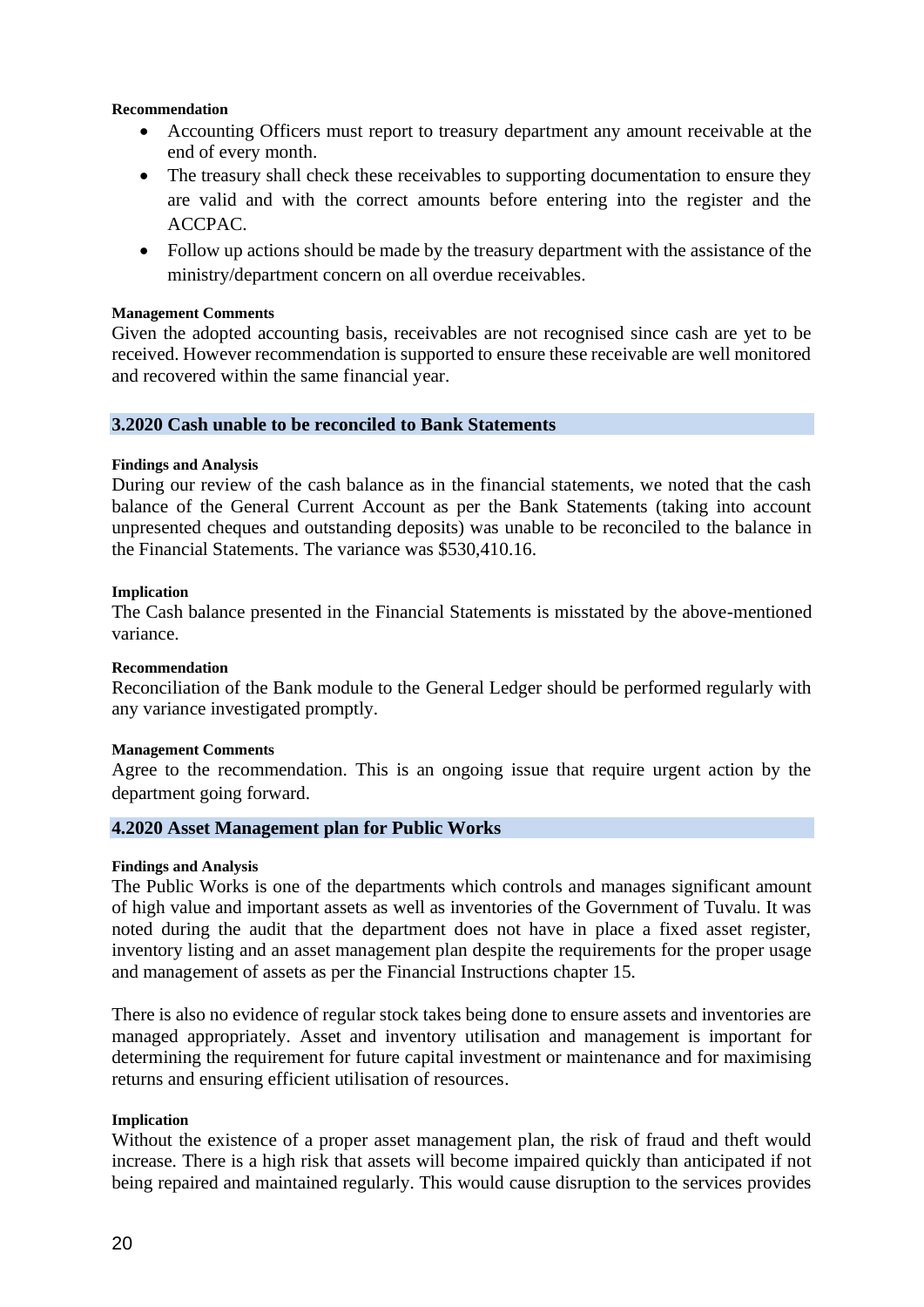**Recommendation**

- Accounting Officers must report to treasury department any amount receivable at the end of every month.
- The treasury shall check these receivables to supporting documentation to ensure they are valid and with the correct amounts before entering into the register and the ACCPAC.
- Follow up actions should be made by the treasury department with the assistance of the ministry/department concern on all overdue receivables.

**Management Comments**

Given the adopted accounting basis, receivables are not recognised since cash are yet to be received. However recommendation is supported to ensure these receivable are well monitored and recovered within the same financial year.

### 3.2020 Cash unable to be reconciled to Bank Statements

**Findings and Analysis**

During our review of the cash balance as in the financial statements, we noted that the cash balance of the General Current Account as per the Bank Statements (taking into account unpresented cheques and outstanding deposits) was unable to be reconciled to the balance in the Financial Statements. The variance was $530,410.16.

**Implication**

The Cash balance presented in the Financial Statements is misstated by the above-mentioned variance.

**Recommendation**

Reconciliation of the Bank module to the General Ledger should be performed regularly with any variance investigated promptly.

**Management Comments**

Agree to the recommendation. This is an ongoing issue that require urgent action by the department going forward.

### 4.2020 Asset Management plan for Public Works

**Findings and Analysis**

The Public Works is one of the departments which controls and manages significant amount of high value and important assets as well as inventories of the Government of Tuvalu. It was noted during the audit that the department does not have in place a fixed asset register, inventory listing and an asset management plan despite the requirements for the proper usage and management of assets as per the Financial Instructions chapter 15.

There is also no evidence of regular stock takes being done to ensure assets and inventories are managed appropriately. Asset and inventory utilisation and management is important for determining the requirement for future capital investment or maintenance and for maximising returns and ensuring efficient utilisation of resources.

**Implication**

Without the existence of a proper asset management plan, the risk of fraud and theft would increase. There is a high risk that assets will become impaired quickly than anticipated if not being repaired and maintained regularly. This would cause disruption to the services provides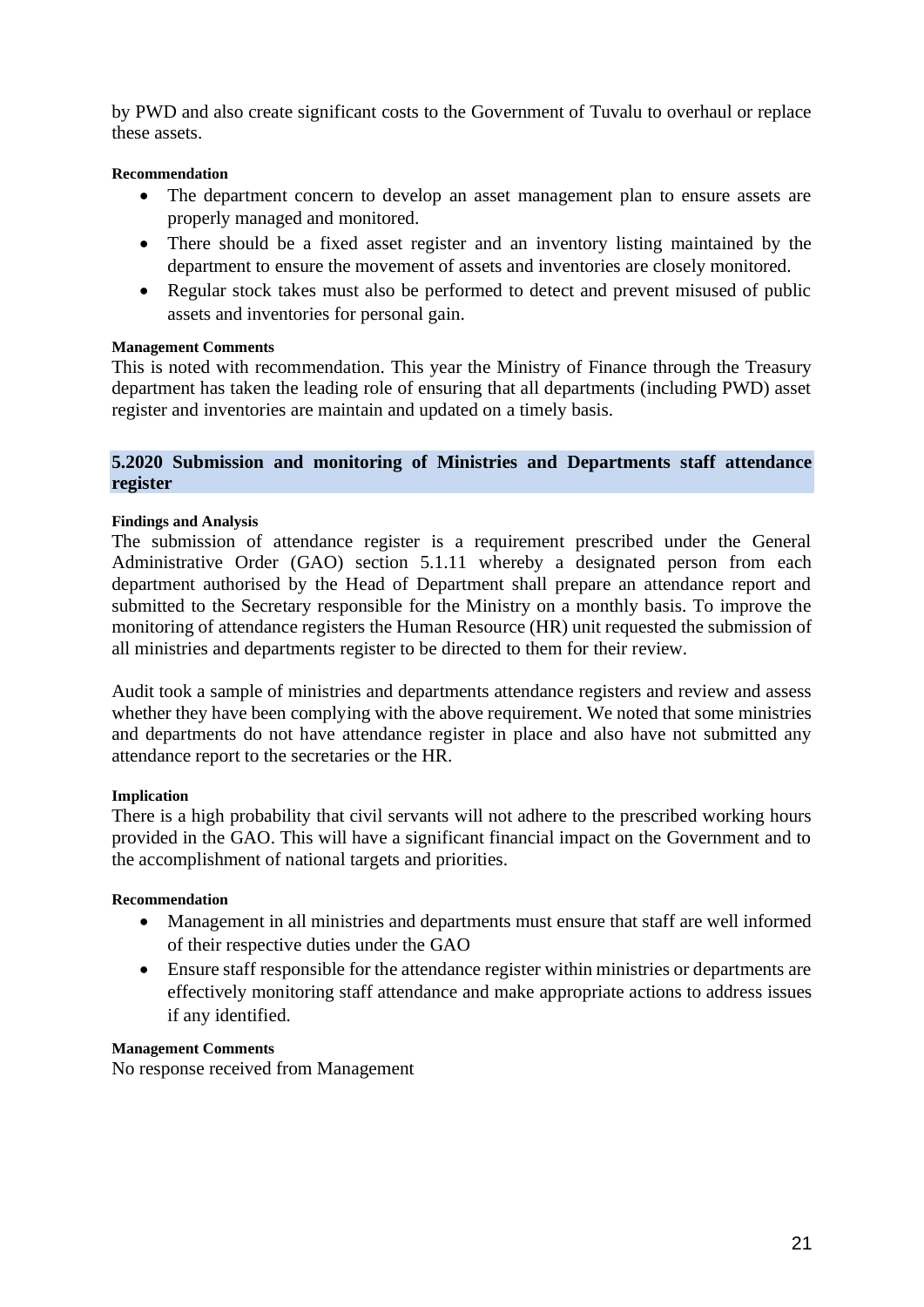by PWD and also create significant costs to the Government of Tuvalu to overhaul or replace these assets.

**Recommendation**

- The department concern to develop an asset management plan to ensure assets are properly managed and monitored.
- There should be a fixed asset register and an inventory listing maintained by the department to ensure the movement of assets and inventories are closely monitored.
- Regular stock takes must also be performed to detect and prevent misused of public assets and inventories for personal gain.

**Management Comments**

This is noted with recommendation. This year the Ministry of Finance through the Treasury department has taken the leading role of ensuring that all departments (including PWD) asset register and inventories are maintain and updated on a timely basis.

### 5.2020 Submission and monitoring of Ministries and Departments staff attendance register

**Findings and Analysis**

The submission of attendance register is a requirement prescribed under the General Administrative Order (GAO) section 5.1.11 whereby a designated person from each department authorised by the Head of Department shall prepare an attendance report and submitted to the Secretary responsible for the Ministry on a monthly basis. To improve the monitoring of attendance registers the Human Resource (HR) unit requested the submission of all ministries and departments register to be directed to them for their review.

Audit took a sample of ministries and departments attendance registers and review and assess whether they have been complying with the above requirement. We noted that some ministries and departments do not have attendance register in place and also have not submitted any attendance report to the secretaries or the HR.

**Implication**

There is a high probability that civil servants will not adhere to the prescribed working hours provided in the GAO. This will have a significant financial impact on the Government and to the accomplishment of national targets and priorities.

**Recommendation**

- Management in all ministries and departments must ensure that staff are well informed of their respective duties under the GAO
- Ensure staff responsible for the attendance register within ministries or departments are effectively monitoring staff attendance and make appropriate actions to address issues if any identified.

**Management Comments**

No response received from Management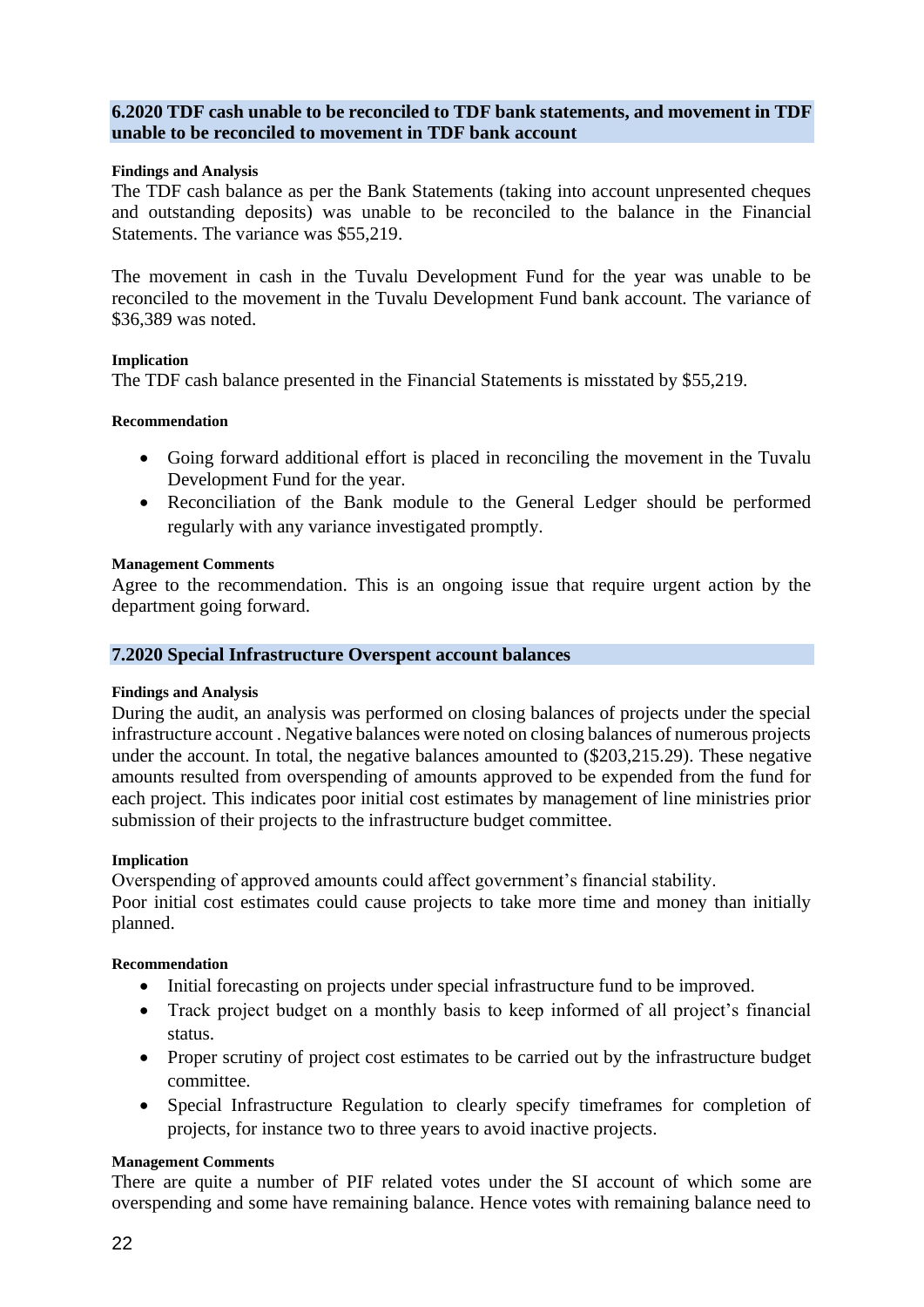### 6.2020 TDF cash unable to be reconciled to TDF bank statements, and movement in TDF unable to be reconciled to movement in TDF bank account

**Findings and Analysis**

The TDF cash balance as per the Bank Statements (taking into account unpresented cheques and outstanding deposits) was unable to be reconciled to the balance in the Financial Statements. The variance was $55,219.

The movement in cash in the Tuvalu Development Fund for the year was unable to be reconciled to the movement in the Tuvalu Development Fund bank account. The variance of $36,389 was noted.

**Implication**

The TDF cash balance presented in the Financial Statements is misstated by $55,219.

**Recommendation**

- Going forward additional effort is placed in reconciling the movement in the Tuvalu Development Fund for the year.
- Reconciliation of the Bank module to the General Ledger should be performed regularly with any variance investigated promptly.

**Management Comments**

Agree to the recommendation. This is an ongoing issue that require urgent action by the department going forward.

### 7.2020 Special Infrastructure Overspent account balances

**Findings and Analysis**

During the audit, an analysis was performed on closing balances of projects under the special infrastructure account . Negative balances were noted on closing balances of numerous projects under the account. In total, the negative balances amounted to ($203,215.29). These negative amounts resulted from overspending of amounts approved to be expended from the fund for each project. This indicates poor initial cost estimates by management of line ministries prior submission of their projects to the infrastructure budget committee.

**Implication**

Overspending of approved amounts could affect government's financial stability.
Poor initial cost estimates could cause projects to take more time and money than initially planned.

**Recommendation**

- Initial forecasting on projects under special infrastructure fund to be improved.
- Track project budget on a monthly basis to keep informed of all project's financial status.
- Proper scrutiny of project cost estimates to be carried out by the infrastructure budget committee.
- Special Infrastructure Regulation to clearly specify timeframes for completion of projects, for instance two to three years to avoid inactive projects.

**Management Comments**

There are quite a number of PIF related votes under the SI account of which some are overspending and some have remaining balance. Hence votes with remaining balance need to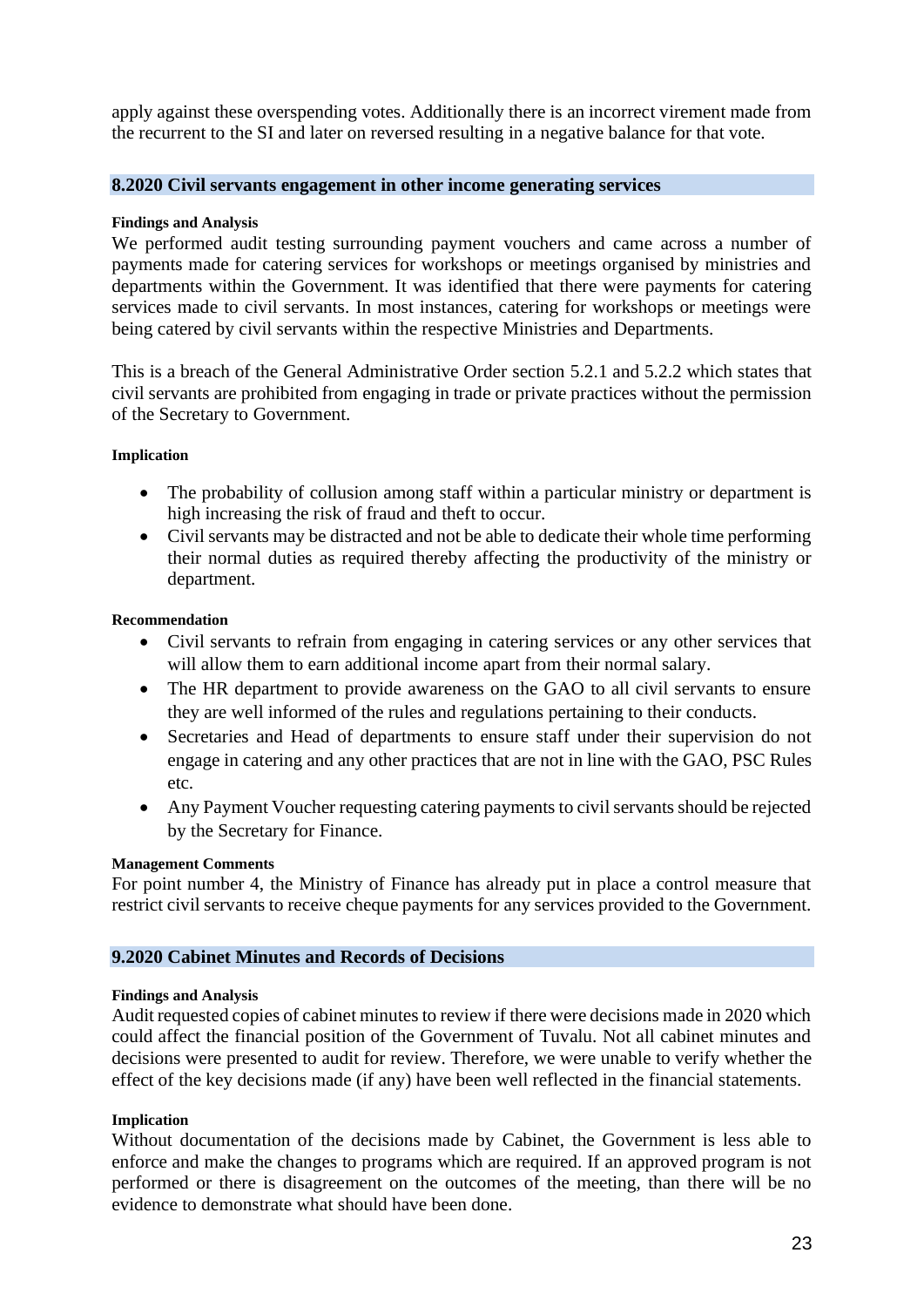apply against these overspending votes. Additionally there is an incorrect virement made from the recurrent to the SI and later on reversed resulting in a negative balance for that vote.

### 8.2020 Civil servants engagement in other income generating services

**Findings and Analysis**

We performed audit testing surrounding payment vouchers and came across a number of payments made for catering services for workshops or meetings organised by ministries and departments within the Government. It was identified that there were payments for catering services made to civil servants. In most instances, catering for workshops or meetings were being catered by civil servants within the respective Ministries and Departments.

This is a breach of the General Administrative Order section 5.2.1 and 5.2.2 which states that civil servants are prohibited from engaging in trade or private practices without the permission of the Secretary to Government.

**Implication**

- The probability of collusion among staff within a particular ministry or department is high increasing the risk of fraud and theft to occur.
- Civil servants may be distracted and not be able to dedicate their whole time performing their normal duties as required thereby affecting the productivity of the ministry or department.

**Recommendation**

- Civil servants to refrain from engaging in catering services or any other services that will allow them to earn additional income apart from their normal salary.
- The HR department to provide awareness on the GAO to all civil servants to ensure they are well informed of the rules and regulations pertaining to their conducts.
- Secretaries and Head of departments to ensure staff under their supervision do not engage in catering and any other practices that are not in line with the GAO, PSC Rules etc.
- Any Payment Voucher requesting catering payments to civil servants should be rejected by the Secretary for Finance.

**Management Comments**

For point number 4, the Ministry of Finance has already put in place a control measure that restrict civil servants to receive cheque payments for any services provided to the Government.

### 9.2020 Cabinet Minutes and Records of Decisions

**Findings and Analysis**

Audit requested copies of cabinet minutes to review if there were decisions made in 2020 which could affect the financial position of the Government of Tuvalu. Not all cabinet minutes and decisions were presented to audit for review. Therefore, we were unable to verify whether the effect of the key decisions made (if any) have been well reflected in the financial statements.

**Implication**

Without documentation of the decisions made by Cabinet, the Government is less able to enforce and make the changes to programs which are required. If an approved program is not performed or there is disagreement on the outcomes of the meeting, than there will be no evidence to demonstrate what should have been done.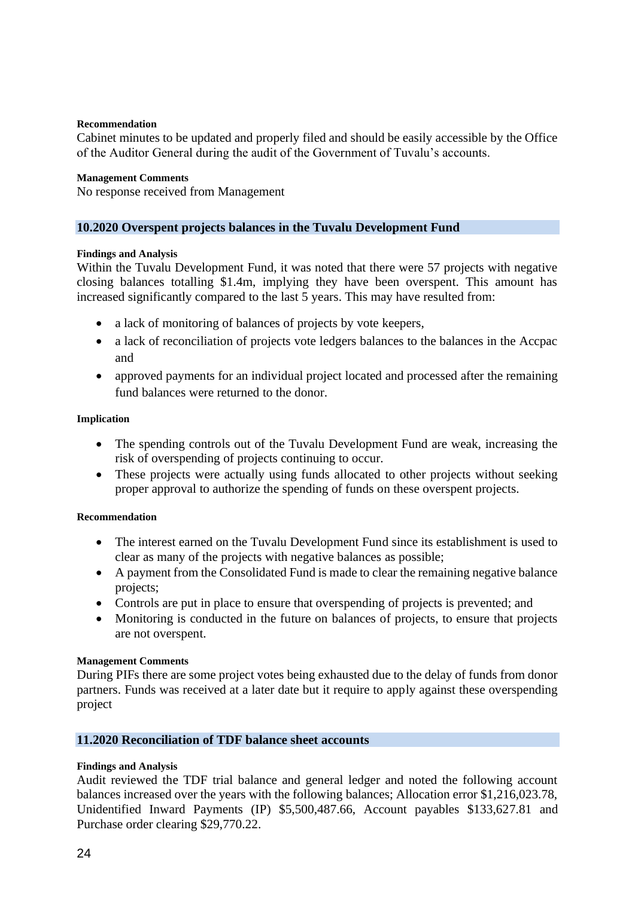**Recommendation**

Cabinet minutes to be updated and properly filed and should be easily accessible by the Office of the Auditor General during the audit of the Government of Tuvalu's accounts.

**Management Comments**

No response received from Management

## 10.2020 Overspent projects balances in the Tuvalu Development Fund

**Findings and Analysis**

Within the Tuvalu Development Fund, it was noted that there were 57 projects with negative closing balances totalling $1.4m, implying they have been overspent. This amount has increased significantly compared to the last 5 years. This may have resulted from:

- a lack of monitoring of balances of projects by vote keepers,
- a lack of reconciliation of projects vote ledgers balances to the balances in the Accpac and
- approved payments for an individual project located and processed after the remaining fund balances were returned to the donor.

**Implication**

- The spending controls out of the Tuvalu Development Fund are weak, increasing the risk of overspending of projects continuing to occur.
- These projects were actually using funds allocated to other projects without seeking proper approval to authorize the spending of funds on these overspent projects.

**Recommendation**

- The interest earned on the Tuvalu Development Fund since its establishment is used to clear as many of the projects with negative balances as possible;
- A payment from the Consolidated Fund is made to clear the remaining negative balance projects;
- Controls are put in place to ensure that overspending of projects is prevented; and
- Monitoring is conducted in the future on balances of projects, to ensure that projects are not overspent.

**Management Comments**

During PIFs there are some project votes being exhausted due to the delay of funds from donor partners. Funds was received at a later date but it require to apply against these overspending project

## 11.2020 Reconciliation of TDF balance sheet accounts

**Findings and Analysis**

Audit reviewed the TDF trial balance and general ledger and noted the following account balances increased over the years with the following balances; Allocation error $1,216,023.78, Unidentified Inward Payments (IP) $5,500,487.66, Account payables $133,627.81 and Purchase order clearing $29,770.22.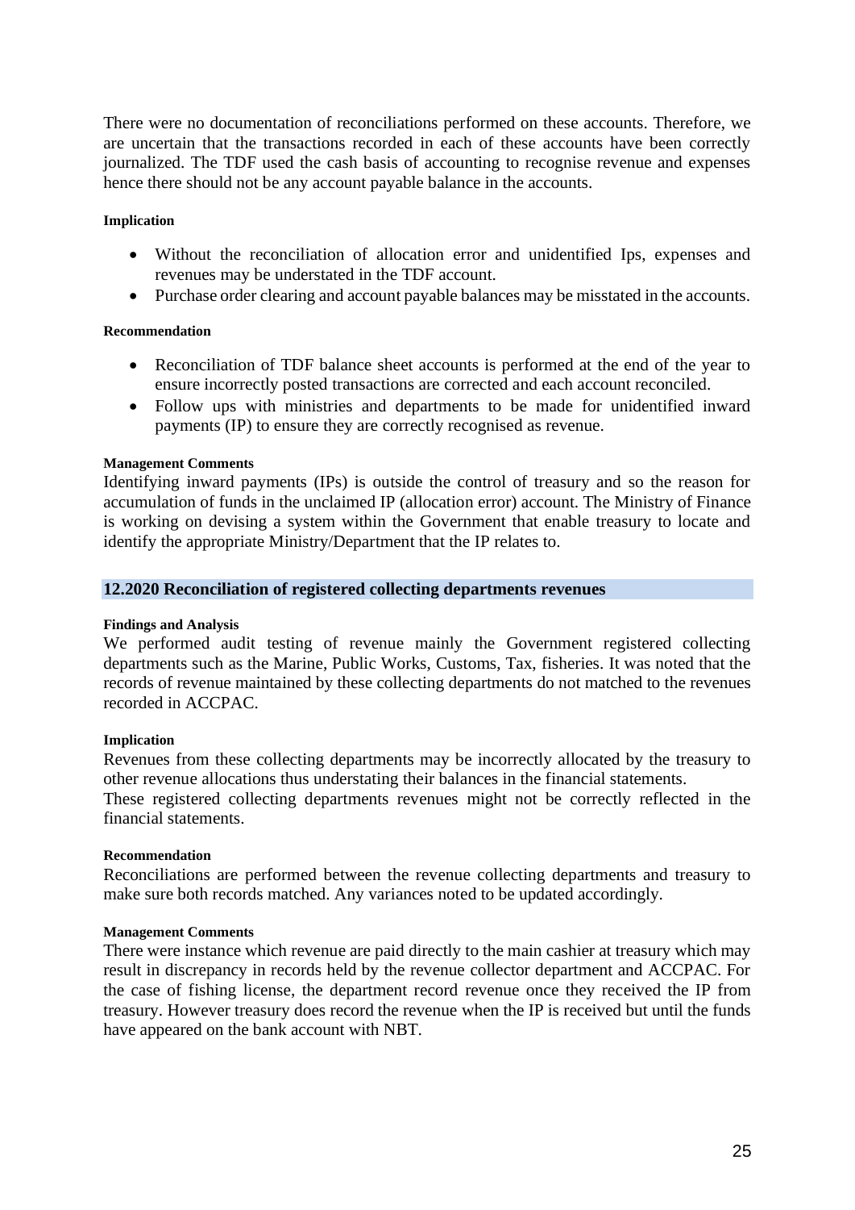There were no documentation of reconciliations performed on these accounts. Therefore, we are uncertain that the transactions recorded in each of these accounts have been correctly journalized. The TDF used the cash basis of accounting to recognise revenue and expenses hence there should not be any account payable balance in the accounts.

**Implication**

- Without the reconciliation of allocation error and unidentified Ips, expenses and revenues may be understated in the TDF account.
- Purchase order clearing and account payable balances may be misstated in the accounts.

**Recommendation**

- Reconciliation of TDF balance sheet accounts is performed at the end of the year to ensure incorrectly posted transactions are corrected and each account reconciled.
- Follow ups with ministries and departments to be made for unidentified inward payments (IP) to ensure they are correctly recognised as revenue.

**Management Comments**

Identifying inward payments (IPs) is outside the control of treasury and so the reason for accumulation of funds in the unclaimed IP (allocation error) account. The Ministry of Finance is working on devising a system within the Government that enable treasury to locate and identify the appropriate Ministry/Department that the IP relates to.

### 12.2020 Reconciliation of registered collecting departments revenues

**Findings and Analysis**

We performed audit testing of revenue mainly the Government registered collecting departments such as the Marine, Public Works, Customs, Tax, fisheries. It was noted that the records of revenue maintained by these collecting departments do not matched to the revenues recorded in ACCPAC.

**Implication**

Revenues from these collecting departments may be incorrectly allocated by the treasury to other revenue allocations thus understating their balances in the financial statements.
These registered collecting departments revenues might not be correctly reflected in the financial statements.

**Recommendation**

Reconciliations are performed between the revenue collecting departments and treasury to make sure both records matched. Any variances noted to be updated accordingly.

**Management Comments**

There were instance which revenue are paid directly to the main cashier at treasury which may result in discrepancy in records held by the revenue collector department and ACCPAC. For the case of fishing license, the department record revenue once they received the IP from treasury. However treasury does record the revenue when the IP is received but until the funds have appeared on the bank account with NBT.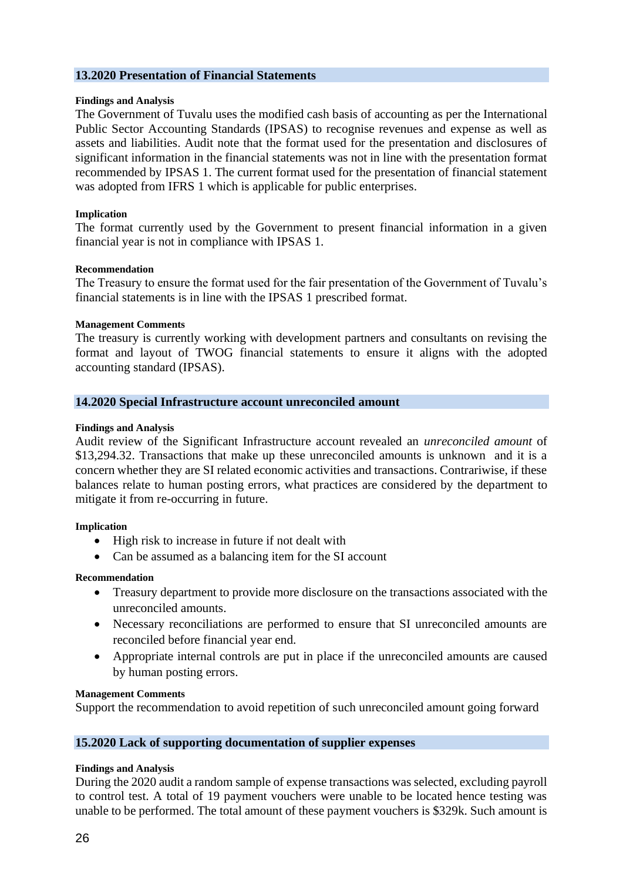### 13.2020 Presentation of Financial Statements

**Findings and Analysis**

The Government of Tuvalu uses the modified cash basis of accounting as per the International Public Sector Accounting Standards (IPSAS) to recognise revenues and expense as well as assets and liabilities. Audit note that the format used for the presentation and disclosures of significant information in the financial statements was not in line with the presentation format recommended by IPSAS 1. The current format used for the presentation of financial statement was adopted from IFRS 1 which is applicable for public enterprises.

**Implication**

The format currently used by the Government to present financial information in a given financial year is not in compliance with IPSAS 1.

**Recommendation**

The Treasury to ensure the format used for the fair presentation of the Government of Tuvalu's financial statements is in line with the IPSAS 1 prescribed format.

**Management Comments**

The treasury is currently working with development partners and consultants on revising the format and layout of TWOG financial statements to ensure it aligns with the adopted accounting standard (IPSAS).

### 14.2020 Special Infrastructure account unreconciled amount

**Findings and Analysis**

Audit review of the Significant Infrastructure account revealed an *unreconciled amount* of $13,294.32. Transactions that make up these unreconciled amounts is unknown and it is a concern whether they are SI related economic activities and transactions. Contrariwise, if these balances relate to human posting errors, what practices are considered by the department to mitigate it from re-occurring in future.

**Implication**

- High risk to increase in future if not dealt with
- Can be assumed as a balancing item for the SI account

**Recommendation**

- Treasury department to provide more disclosure on the transactions associated with the unreconciled amounts.
- Necessary reconciliations are performed to ensure that SI unreconciled amounts are reconciled before financial year end.
- Appropriate internal controls are put in place if the unreconciled amounts are caused by human posting errors.

**Management Comments**

Support the recommendation to avoid repetition of such unreconciled amount going forward

### 15.2020 Lack of supporting documentation of supplier expenses

**Findings and Analysis**

During the 2020 audit a random sample of expense transactions was selected, excluding payroll to control test. A total of 19 payment vouchers were unable to be located hence testing was unable to be performed. The total amount of these payment vouchers is $329k. Such amount is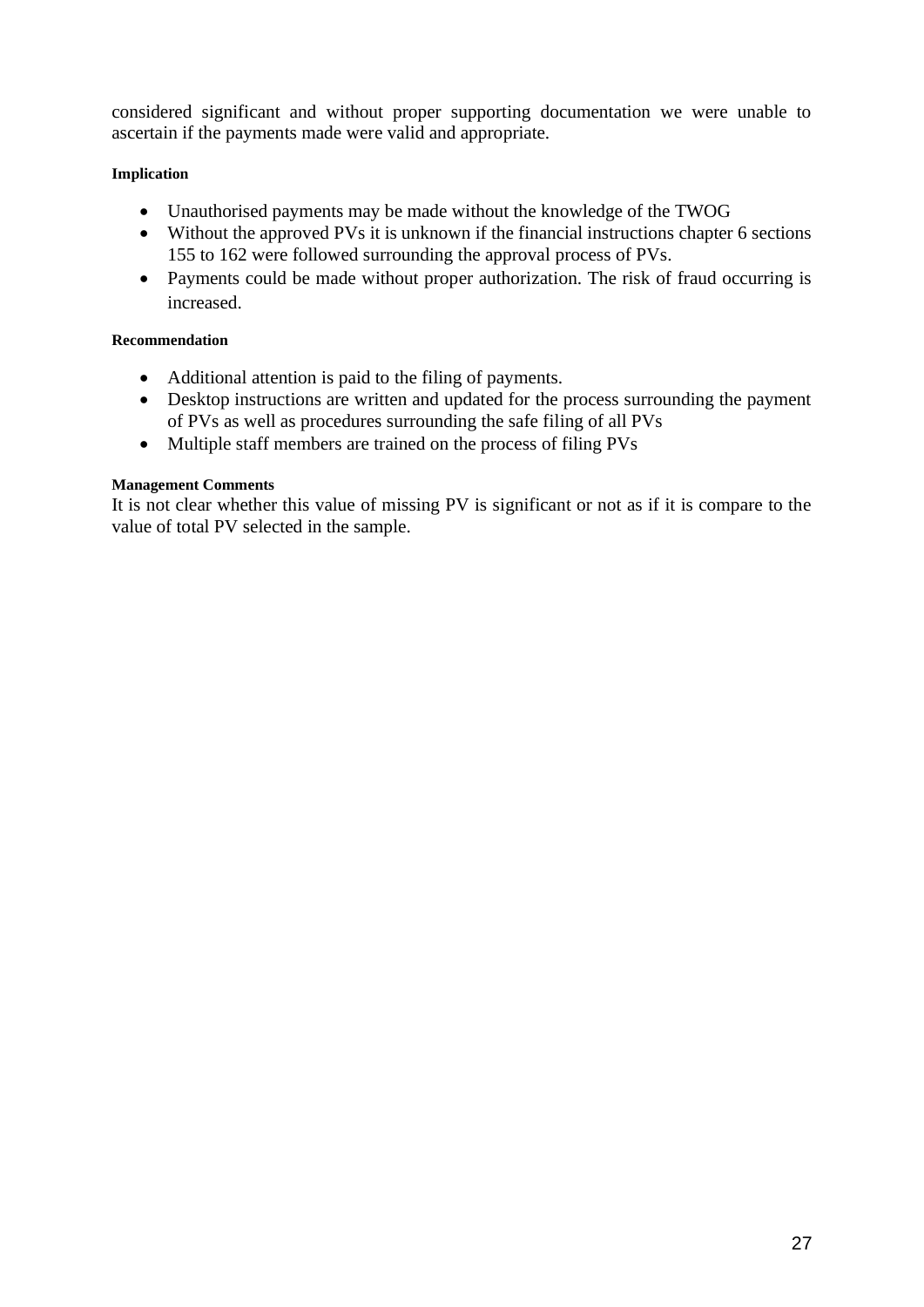considered significant and without proper supporting documentation we were unable to ascertain if the payments made were valid and appropriate.

**Implication**

- Unauthorised payments may be made without the knowledge of the TWOG
- Without the approved PVs it is unknown if the financial instructions chapter 6 sections 155 to 162 were followed surrounding the approval process of PVs.
- Payments could be made without proper authorization. The risk of fraud occurring is increased.

**Recommendation**

- Additional attention is paid to the filing of payments.
- Desktop instructions are written and updated for the process surrounding the payment of PVs as well as procedures surrounding the safe filing of all PVs
- Multiple staff members are trained on the process of filing PVs

**Management Comments**

It is not clear whether this value of missing PV is significant or not as if it is compare to the value of total PV selected in the sample.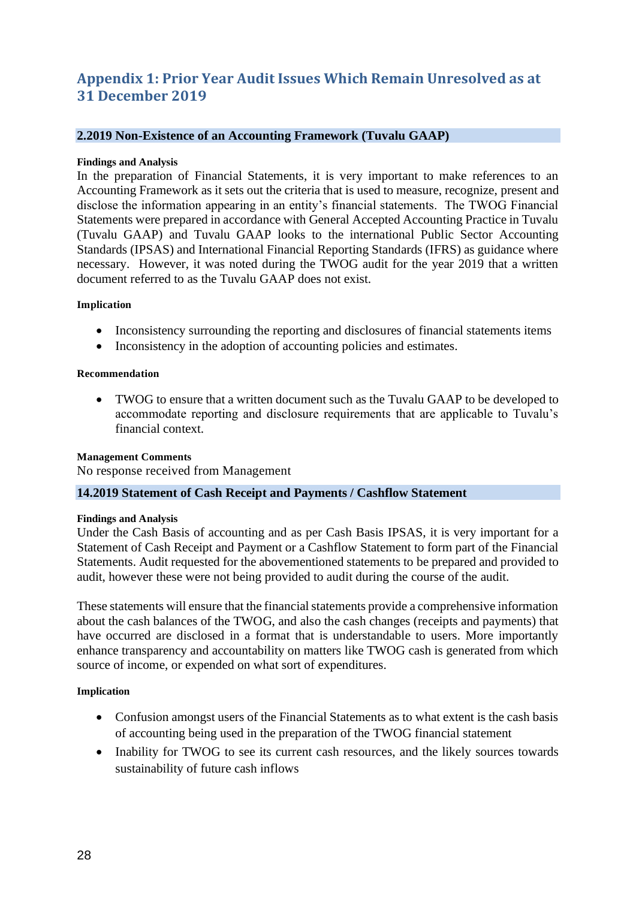# Appendix 1: Prior Year Audit Issues Which Remain Unresolved as at 31 December 2019

## 2.2019 Non-Existence of an Accounting Framework (Tuvalu GAAP)

**Findings and Analysis**

In the preparation of Financial Statements, it is very important to make references to an Accounting Framework as it sets out the criteria that is used to measure, recognize, present and disclose the information appearing in an entity's financial statements. The TWOG Financial Statements were prepared in accordance with General Accepted Accounting Practice in Tuvalu (Tuvalu GAAP) and Tuvalu GAAP looks to the international Public Sector Accounting Standards (IPSAS) and International Financial Reporting Standards (IFRS) as guidance where necessary. However, it was noted during the TWOG audit for the year 2019 that a written document referred to as the Tuvalu GAAP does not exist.

**Implication**

- Inconsistency surrounding the reporting and disclosures of financial statements items
- Inconsistency in the adoption of accounting policies and estimates.

**Recommendation**

- TWOG to ensure that a written document such as the Tuvalu GAAP to be developed to accommodate reporting and disclosure requirements that are applicable to Tuvalu's financial context.

**Management Comments**

No response received from Management

## 14.2019 Statement of Cash Receipt and Payments / Cashflow Statement

**Findings and Analysis**

Under the Cash Basis of accounting and as per Cash Basis IPSAS, it is very important for a Statement of Cash Receipt and Payment or a Cashflow Statement to form part of the Financial Statements. Audit requested for the abovementioned statements to be prepared and provided to audit, however these were not being provided to audit during the course of the audit.

These statements will ensure that the financial statements provide a comprehensive information about the cash balances of the TWOG, and also the cash changes (receipts and payments) that have occurred are disclosed in a format that is understandable to users. More importantly enhance transparency and accountability on matters like TWOG cash is generated from which source of income, or expended on what sort of expenditures.

**Implication**

- Confusion amongst users of the Financial Statements as to what extent is the cash basis of accounting being used in the preparation of the TWOG financial statement
- Inability for TWOG to see its current cash resources, and the likely sources towards sustainability of future cash inflows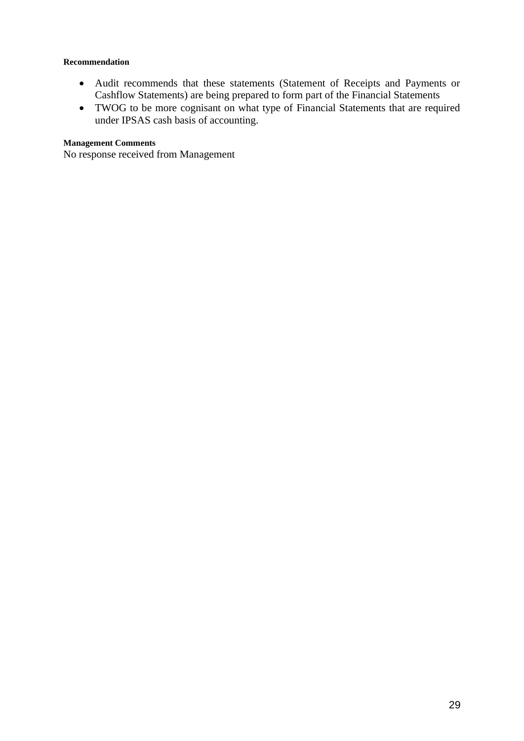**Recommendation**

- Audit recommends that these statements (Statement of Receipts and Payments or Cashflow Statements) are being prepared to form part of the Financial Statements
- TWOG to be more cognisant on what type of Financial Statements that are required under IPSAS cash basis of accounting.

**Management Comments**

No response received from Management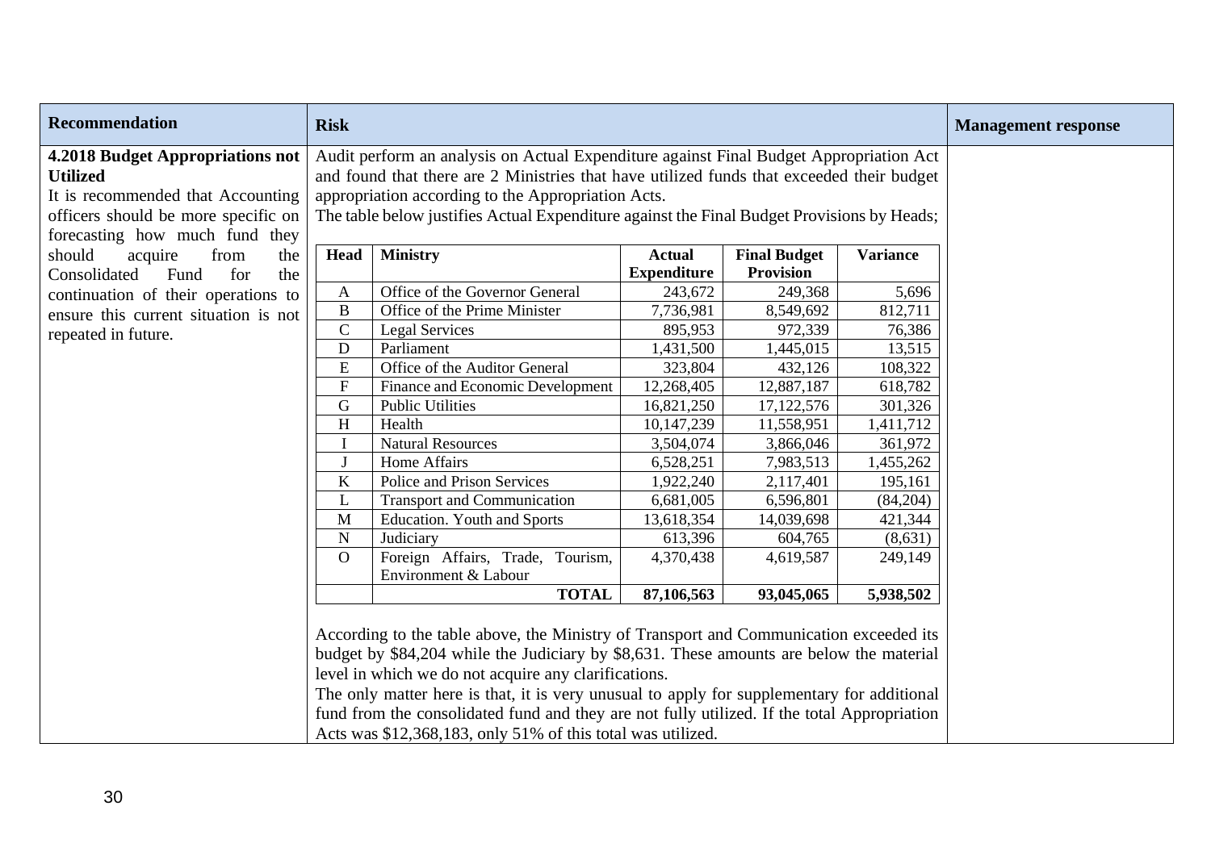| Recommendation | Risk | Management response |
|---|---|---|
| **4.2018 Budget Appropriations not Utilized**<br>It is recommended that Accounting officers should be more specific on forecasting how much fund they should acquire from the Consolidated Fund for the continuation of their operations to ensure this current situation is not repeated in future. | Audit perform an analysis on Actual Expenditure against Final Budget Appropriation Act and found that there are 2 Ministries that have utilized funds that exceeded their budget appropriation according to the Appropriation Acts.<br>The table below justifies Actual Expenditure against the Final Budget Provisions by Heads; | |

| Head | Ministry | Actual Expenditure | Final Budget Provision | Variance |
|---|---|---|---|---|
| A | Office of the Governor General | 243,672 | 249,368 | 5,696 |
| B | Office of the Prime Minister | 7,736,981 | 8,549,692 | 812,711 |
| C | Legal Services | 895,953 | 972,339 | 76,386 |
| D | Parliament | 1,431,500 | 1,445,015 | 13,515 |
| E | Office of the Auditor General | 323,804 | 432,126 | 108,322 |
| F | Finance and Economic Development | 12,268,405 | 12,887,187 | 618,782 |
| G | Public Utilities | 16,821,250 | 17,122,576 | 301,326 |
| H | Health | 10,147,239 | 11,558,951 | 1,411,712 |
| I | Natural Resources | 3,504,074 | 3,866,046 | 361,972 |
| J | Home Affairs | 6,528,251 | 7,983,513 | 1,455,262 |
| K | Police and Prison Services | 1,922,240 | 2,117,401 | 195,161 |
| L | Transport and Communication | 6,681,005 | 6,596,801 | (84,204) |
| M | Education. Youth and Sports | 13,618,354 | 14,039,698 | 421,344 |
| N | Judiciary | 613,396 | 604,765 | (8,631) |
| O | Foreign Affairs, Trade, Tourism, Environment & Labour | 4,370,438 | 4,619,587 | 249,149 |
| | **TOTAL** | **87,106,563** | **93,045,065** | **5,938,502** |

According to the table above, the Ministry of Transport and Communication exceeded its budget by $84,204 while the Judiciary by $8,631. These amounts are below the material level in which we do not acquire any clarifications.

The only matter here is that, it is very unusual to apply for supplementary for additional fund from the consolidated fund and they are not fully utilized. If the total Appropriation Acts was $12,368,183, only 51% of this total was utilized.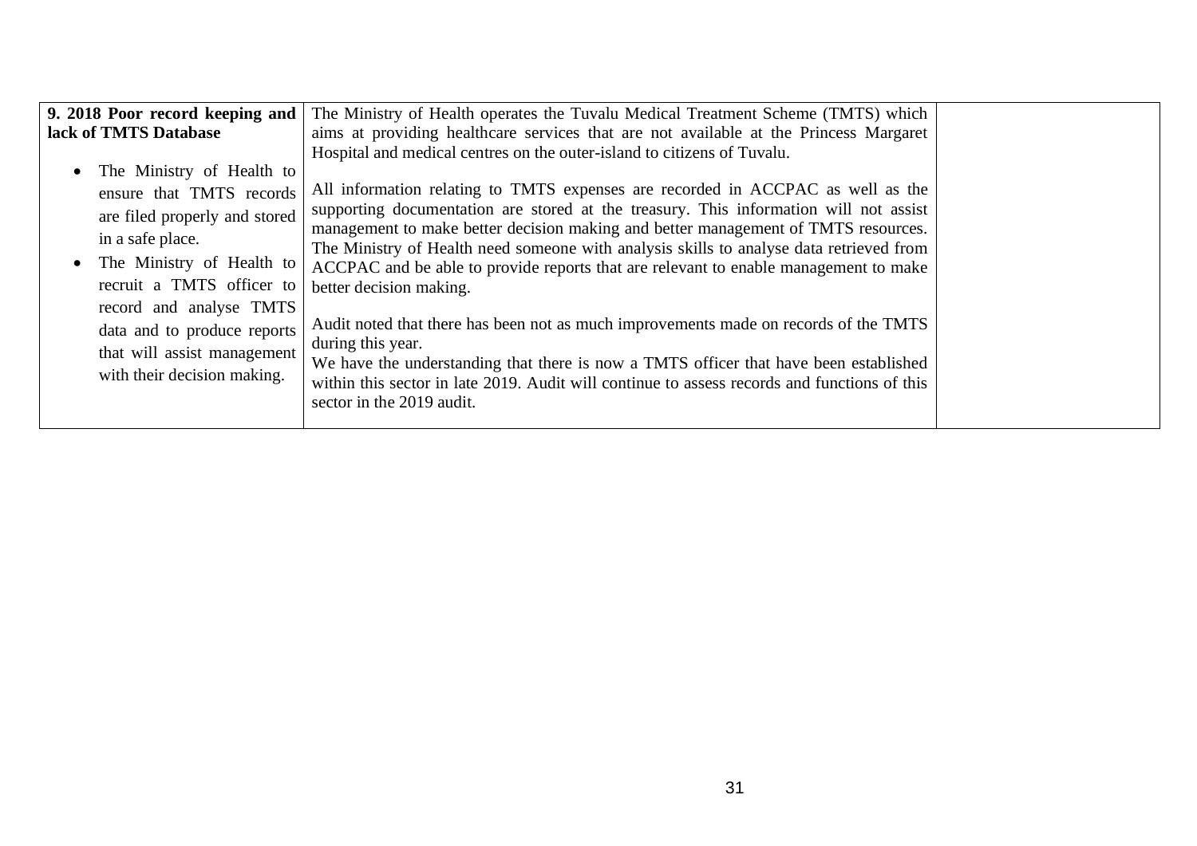| | | |
|---|---|---|
| **9. 2018 Poor record keeping and lack of TMTS Database**<br><br>• The Ministry of Health to ensure that TMTS records are filed properly and stored in a safe place.<br>• The Ministry of Health to recruit a TMTS officer to record and analyse TMTS data and to produce reports that will assist management with their decision making. | The Ministry of Health operates the Tuvalu Medical Treatment Scheme (TMTS) which aims at providing healthcare services that are not available at the Princess Margaret Hospital and medical centres on the outer-island to citizens of Tuvalu.<br><br>All information relating to TMTS expenses are recorded in ACCPAC as well as the supporting documentation are stored at the treasury. This information will not assist management to make better decision making and better management of TMTS resources. The Ministry of Health need someone with analysis skills to analyse data retrieved from ACCPAC and be able to provide reports that are relevant to enable management to make better decision making.<br><br>Audit noted that there has been not as much improvements made on records of the TMTS during this year.<br>We have the understanding that there is now a TMTS officer that have been established within this sector in late 2019. Audit will continue to assess records and functions of this sector in the 2019 audit. | |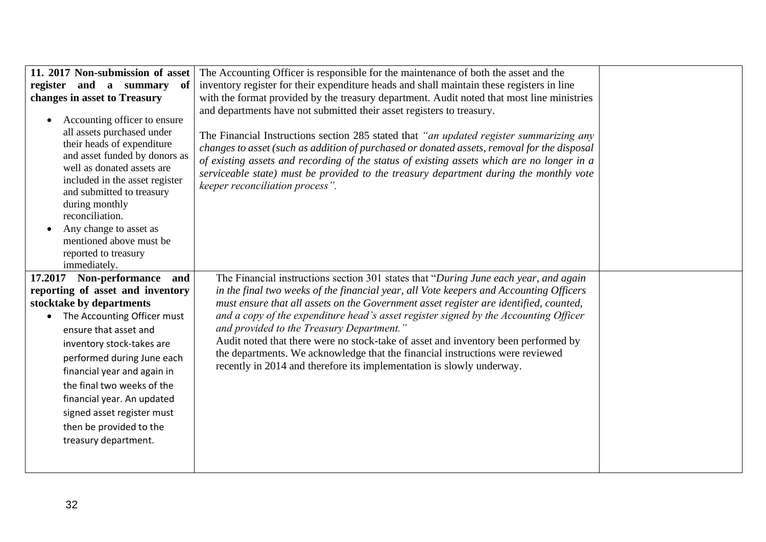| | | |
|---|---|---|
| **11. 2017 Non-submission of asset register and a summary of changes in asset to Treasury**<br><br>• Accounting officer to ensure all assets purchased under their heads of expenditure and asset funded by donors as well as donated assets are included in the asset register and submitted to treasury during monthly reconciliation.<br>• Any change to asset as mentioned above must be reported to treasury immediately. | The Accounting Officer is responsible for the maintenance of both the asset and the inventory register for their expenditure heads and shall maintain these registers in line with the format provided by the treasury department. Audit noted that most line ministries and departments have not submitted their asset registers to treasury.<br><br>The Financial Instructions section 285 stated that *"an updated register summarizing any changes to asset (such as addition of purchased or donated assets, removal for the disposal of existing assets and recording of the status of existing assets which are no longer in a serviceable state) must be provided to the treasury department during the monthly vote keeper reconciliation process".* | |
| **17.2017 Non-performance and reporting of asset and inventory stocktake by departments**<br><br>• The Accounting Officer must ensure that asset and inventory stock-takes are performed during June each financial year and again in the final two weeks of the financial year. An updated signed asset register must then be provided to the treasury department. | The Financial instructions section 301 states that "*During June each year, and again in the final two weeks of the financial year, all Vote keepers and Accounting Officers must ensure that all assets on the Government asset register are identified, counted, and a copy of the expenditure head's asset register signed by the Accounting Officer and provided to the Treasury Department.*"<br>Audit noted that there were no stock-take of asset and inventory been performed by the departments. We acknowledge that the financial instructions were reviewed recently in 2014 and therefore its implementation is slowly underway. | |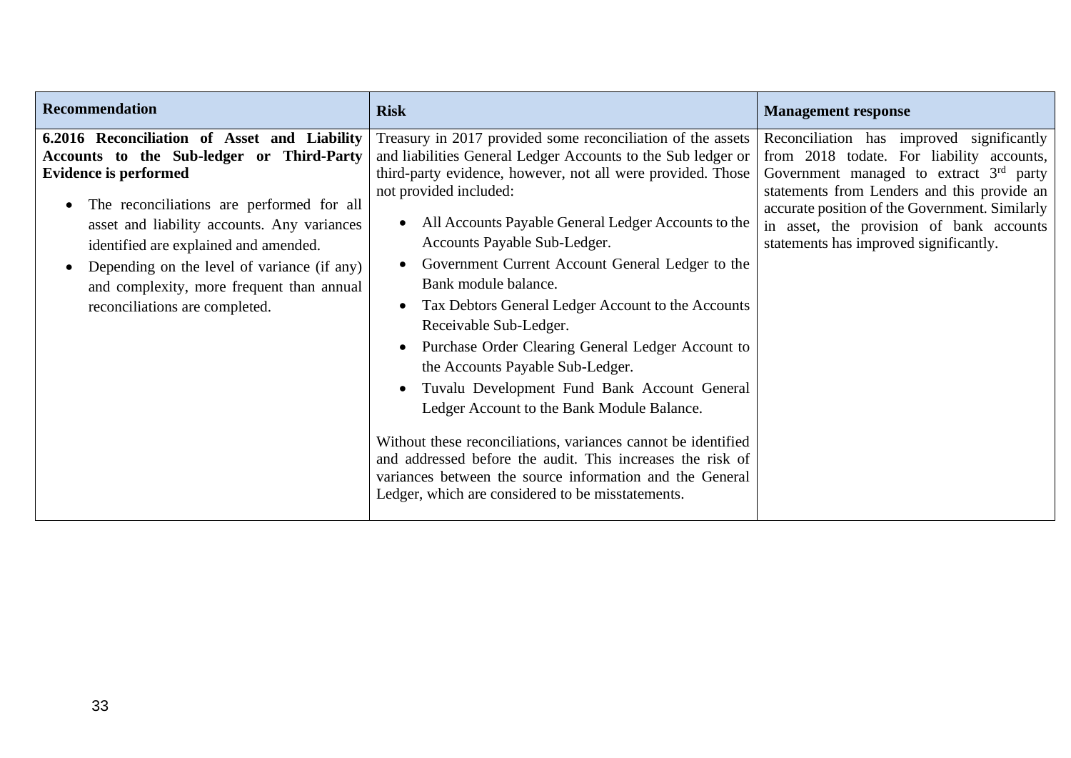| Recommendation | Risk | Management response |
| --- | --- | --- |
| **6.2016 Reconciliation of Asset and Liability Accounts to the Sub-ledger or Third-Party Evidence is performed**<br><br>• The reconciliations are performed for all asset and liability accounts. Any variances identified are explained and amended.<br>• Depending on the level of variance (if any) and complexity, more frequent than annual reconciliations are completed. | Treasury in 2017 provided some reconciliation of the assets and liabilities General Ledger Accounts to the Sub ledger or third-party evidence, however, not all were provided. Those not provided included:<br><br>• All Accounts Payable General Ledger Accounts to the Accounts Payable Sub-Ledger.<br>• Government Current Account General Ledger to the Bank module balance.<br>• Tax Debtors General Ledger Account to the Accounts Receivable Sub-Ledger.<br>• Purchase Order Clearing General Ledger Account to the Accounts Payable Sub-Ledger.<br>• Tuvalu Development Fund Bank Account General Ledger Account to the Bank Module Balance.<br><br>Without these reconciliations, variances cannot be identified and addressed before the audit. This increases the risk of variances between the source information and the General Ledger, which are considered to be misstatements. | Reconciliation has improved significantly from 2018 todate. For liability accounts, Government managed to extract 3rd party statements from Lenders and this provide an accurate position of the Government. Similarly in asset, the provision of bank accounts statements has improved significantly. |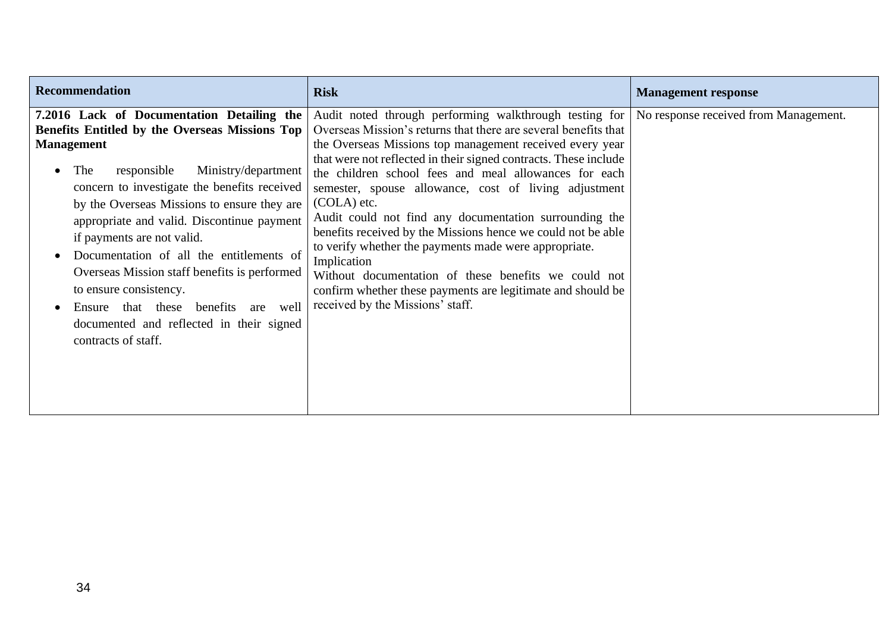| Recommendation | Risk | Management response |
| --- | --- | --- |
| **7.2016 Lack of Documentation Detailing the Benefits Entitled by the Overseas Missions Top Management**<br><br>• The responsible Ministry/department concern to investigate the benefits received by the Overseas Missions to ensure they are appropriate and valid. Discontinue payment if payments are not valid.<br>• Documentation of all the entitlements of Overseas Mission staff benefits is performed to ensure consistency.<br>• Ensure that these benefits are well documented and reflected in their signed contracts of staff. | Audit noted through performing walkthrough testing for Overseas Mission's returns that there are several benefits that the Overseas Missions top management received every year that were not reflected in their signed contracts. These include the children school fees and meal allowances for each semester, spouse allowance, cost of living adjustment (COLA) etc.<br>Audit could not find any documentation surrounding the benefits received by the Missions hence we could not be able to verify whether the payments made were appropriate.<br>Implication<br>Without documentation of these benefits we could not confirm whether these payments are legitimate and should be received by the Missions' staff. | No response received from Management. |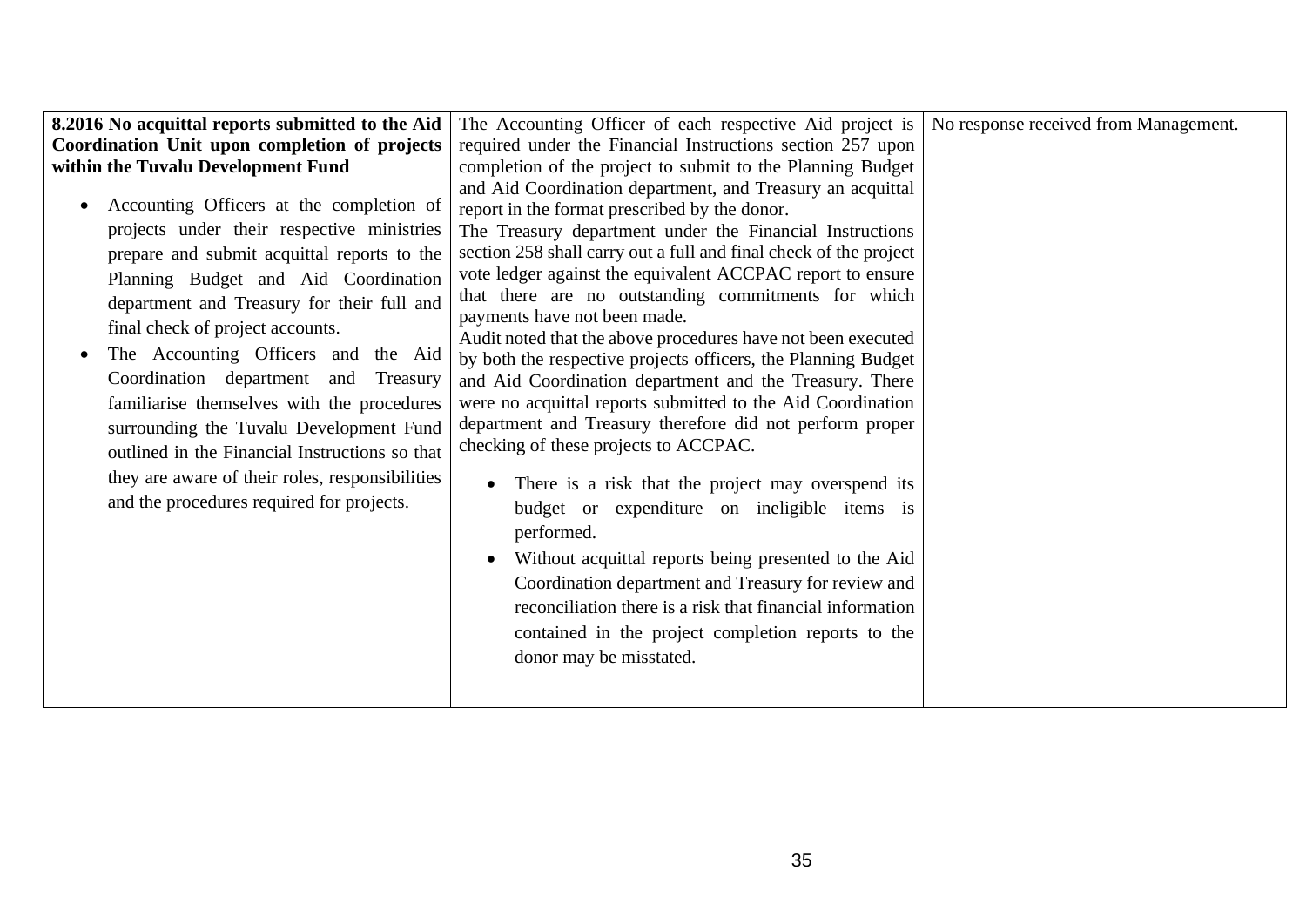| | | |
|---|---|---|
| **8.2016 No acquittal reports submitted to the Aid Coordination Unit upon completion of projects within the Tuvalu Development Fund**<br><br>• Accounting Officers at the completion of projects under their respective ministries prepare and submit acquittal reports to the Planning Budget and Aid Coordination department and Treasury for their full and final check of project accounts.<br>• The Accounting Officers and the Aid Coordination department and Treasury familiarise themselves with the procedures surrounding the Tuvalu Development Fund outlined in the Financial Instructions so that they are aware of their roles, responsibilities and the procedures required for projects. | The Accounting Officer of each respective Aid project is required under the Financial Instructions section 257 upon completion of the project to submit to the Planning Budget and Aid Coordination department, and Treasury an acquittal report in the format prescribed by the donor.<br>The Treasury department under the Financial Instructions section 258 shall carry out a full and final check of the project vote ledger against the equivalent ACCPAC report to ensure that there are no outstanding commitments for which payments have not been made.<br>Audit noted that the above procedures have not been executed by both the respective projects officers, the Planning Budget and Aid Coordination department and the Treasury. There were no acquittal reports submitted to the Aid Coordination department and Treasury therefore did not perform proper checking of these projects to ACCPAC.<br><br>• There is a risk that the project may overspend its budget or expenditure on ineligible items is performed.<br>• Without acquittal reports being presented to the Aid Coordination department and Treasury for review and reconciliation there is a risk that financial information contained in the project completion reports to the donor may be misstated. | No response received from Management. |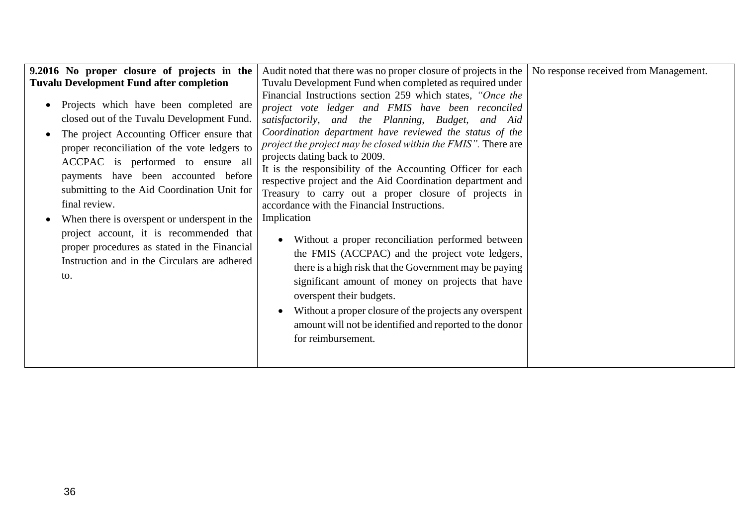| | | |
|---|---|---|
| **9.2016 No proper closure of projects in the Tuvalu Development Fund after completion**<br><br>• Projects which have been completed are closed out of the Tuvalu Development Fund.<br>• The project Accounting Officer ensure that proper reconciliation of the vote ledgers to ACCPAC is performed to ensure all payments have been accounted before submitting to the Aid Coordination Unit for final review.<br>• When there is overspent or underspent in the project account, it is recommended that proper procedures as stated in the Financial Instruction and in the Circulars are adhered to. | Audit noted that there was no proper closure of projects in the Tuvalu Development Fund when completed as required under Financial Instructions section 259 which states, *"Once the project vote ledger and FMIS have been reconciled satisfactorily, and the Planning, Budget, and Aid Coordination department have reviewed the status of the project the project may be closed within the FMIS".* There are projects dating back to 2009.<br>It is the responsibility of the Accounting Officer for each respective project and the Aid Coordination department and Treasury to carry out a proper closure of projects in accordance with the Financial Instructions.<br>Implication<br><br>• Without a proper reconciliation performed between the FMIS (ACCPAC) and the project vote ledgers, there is a high risk that the Government may be paying significant amount of money on projects that have overspent their budgets.<br>• Without a proper closure of the projects any overspent amount will not be identified and reported to the donor for reimbursement. | No response received from Management. |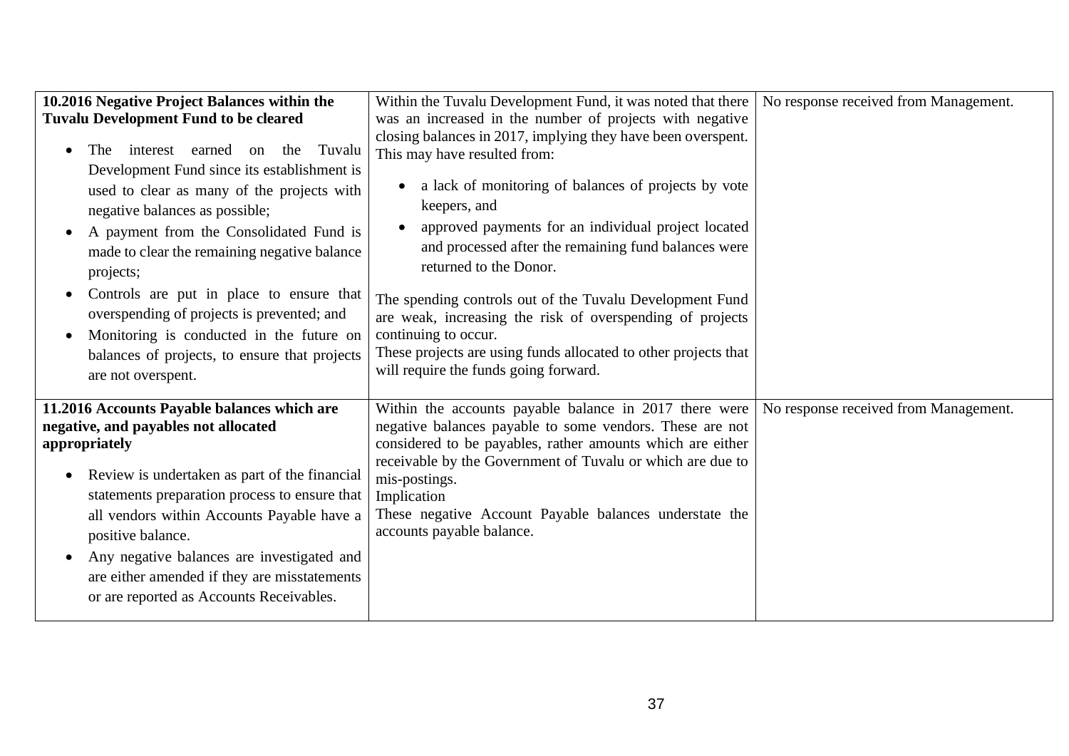| | | |
|---|---|---|
| **10.2016 Negative Project Balances within the Tuvalu Development Fund to be cleared**<br><br>• The interest earned on the Tuvalu Development Fund since its establishment is used to clear as many of the projects with negative balances as possible;<br>• A payment from the Consolidated Fund is made to clear the remaining negative balance projects;<br>• Controls are put in place to ensure that overspending of projects is prevented; and<br>• Monitoring is conducted in the future on balances of projects, to ensure that projects are not overspent. | Within the Tuvalu Development Fund, it was noted that there was an increased in the number of projects with negative closing balances in 2017, implying they have been overspent. This may have resulted from:<br><br>• a lack of monitoring of balances of projects by vote keepers, and<br>• approved payments for an individual project located and processed after the remaining fund balances were returned to the Donor.<br><br>The spending controls out of the Tuvalu Development Fund are weak, increasing the risk of overspending of projects continuing to occur.<br>These projects are using funds allocated to other projects that will require the funds going forward. | No response received from Management. |
| **11.2016 Accounts Payable balances which are negative, and payables not allocated appropriately**<br><br>• Review is undertaken as part of the financial statements preparation process to ensure that all vendors within Accounts Payable have a positive balance.<br>• Any negative balances are investigated and are either amended if they are misstatements or are reported as Accounts Receivables. | Within the accounts payable balance in 2017 there were negative balances payable to some vendors. These are not considered to be payables, rather amounts which are either receivable by the Government of Tuvalu or which are due to mis-postings.<br>Implication<br>These negative Account Payable balances understate the accounts payable balance. | No response received from Management. |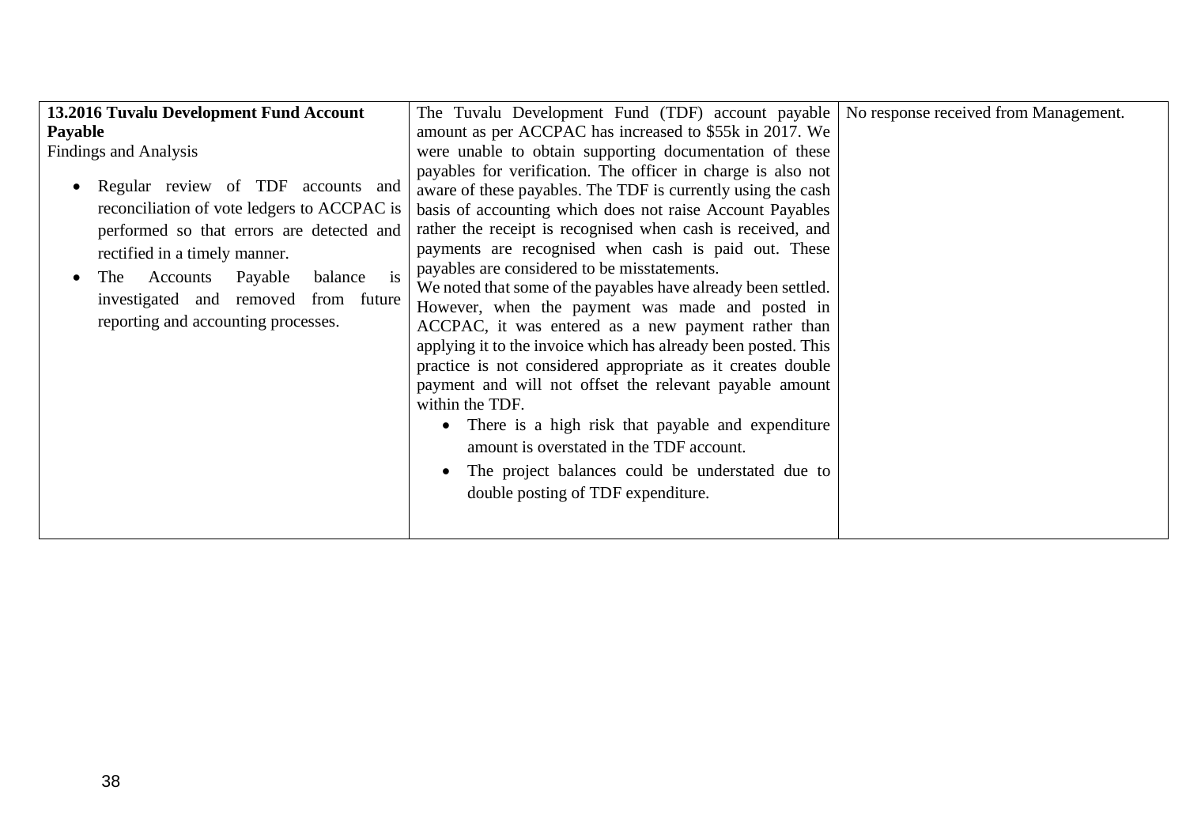| | | |
|---|---|---|
| **13.2016 Tuvalu Development Fund Account Payable**<br>Findings and Analysis<br>• Regular review of TDF accounts and reconciliation of vote ledgers to ACCPAC is performed so that errors are detected and rectified in a timely manner.<br>• The Accounts Payable balance is investigated and removed from future reporting and accounting processes. | The Tuvalu Development Fund (TDF) account payable amount as per ACCPAC has increased to $55k in 2017. We were unable to obtain supporting documentation of these payables for verification. The officer in charge is also not aware of these payables. The TDF is currently using the cash basis of accounting which does not raise Account Payables rather the receipt is recognised when cash is received, and payments are recognised when cash is paid out. These payables are considered to be misstatements.<br>We noted that some of the payables have already been settled. However, when the payment was made and posted in ACCPAC, it was entered as a new payment rather than applying it to the invoice which has already been posted. This practice is not considered appropriate as it creates double payment and will not offset the relevant payable amount within the TDF.<br>• There is a high risk that payable and expenditure amount is overstated in the TDF account.<br>• The project balances could be understated due to double posting of TDF expenditure. | No response received from Management. |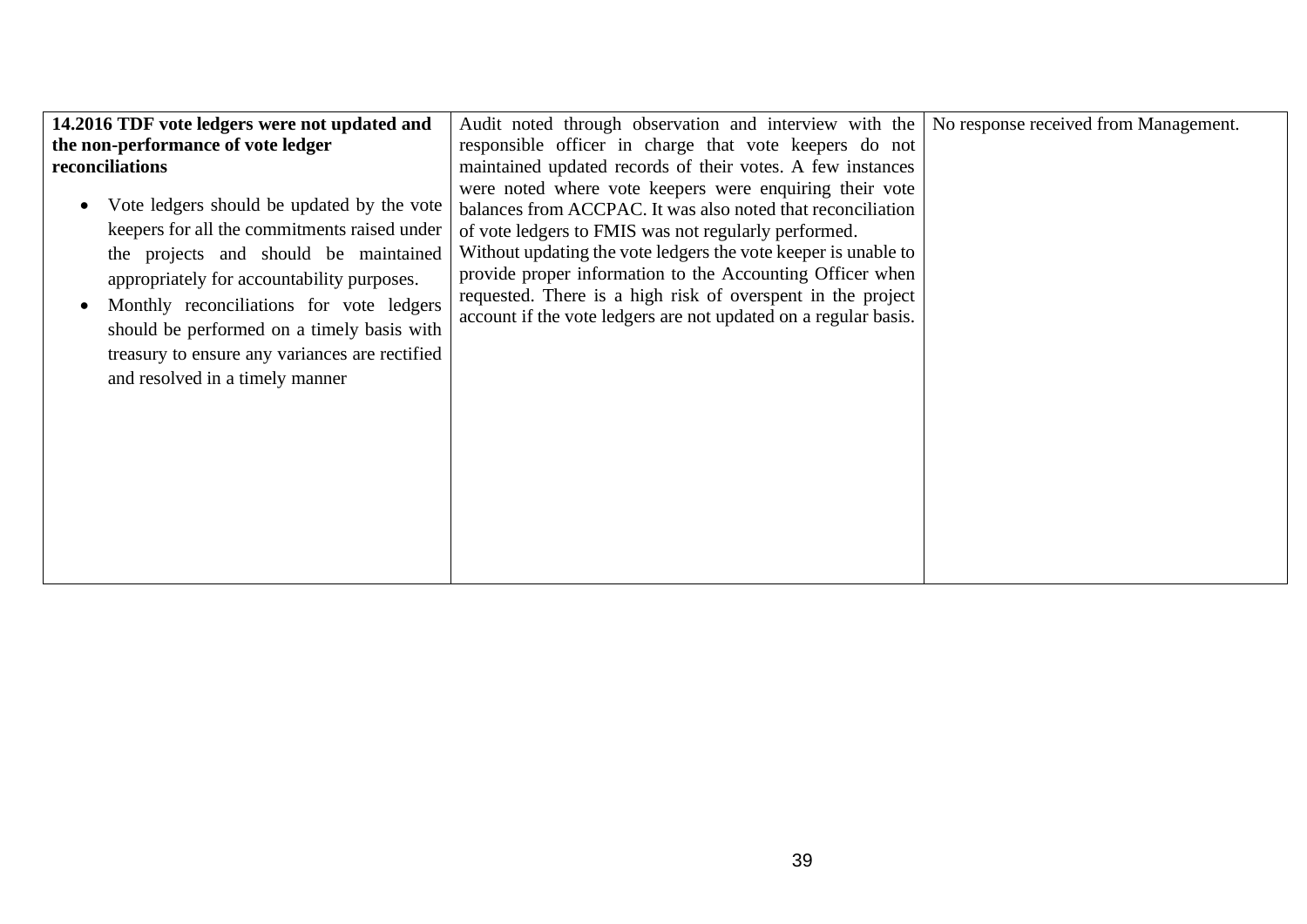| **14.2016 TDF vote ledgers were not updated and the non-performance of vote ledger reconciliations**<br><br>• Vote ledgers should be updated by the vote keepers for all the commitments raised under the projects and should be maintained appropriately for accountability purposes.<br>• Monthly reconciliations for vote ledgers should be performed on a timely basis with treasury to ensure any variances are rectified and resolved in a timely manner | Audit noted through observation and interview with the responsible officer in charge that vote keepers do not maintained updated records of their votes. A few instances were noted where vote keepers were enquiring their vote balances from ACCPAC. It was also noted that reconciliation of vote ledgers to FMIS was not regularly performed.<br>Without updating the vote ledgers the vote keeper is unable to provide proper information to the Accounting Officer when requested. There is a high risk of overspent in the project account if the vote ledgers are not updated on a regular basis. | No response received from Management. |
|---|---|---|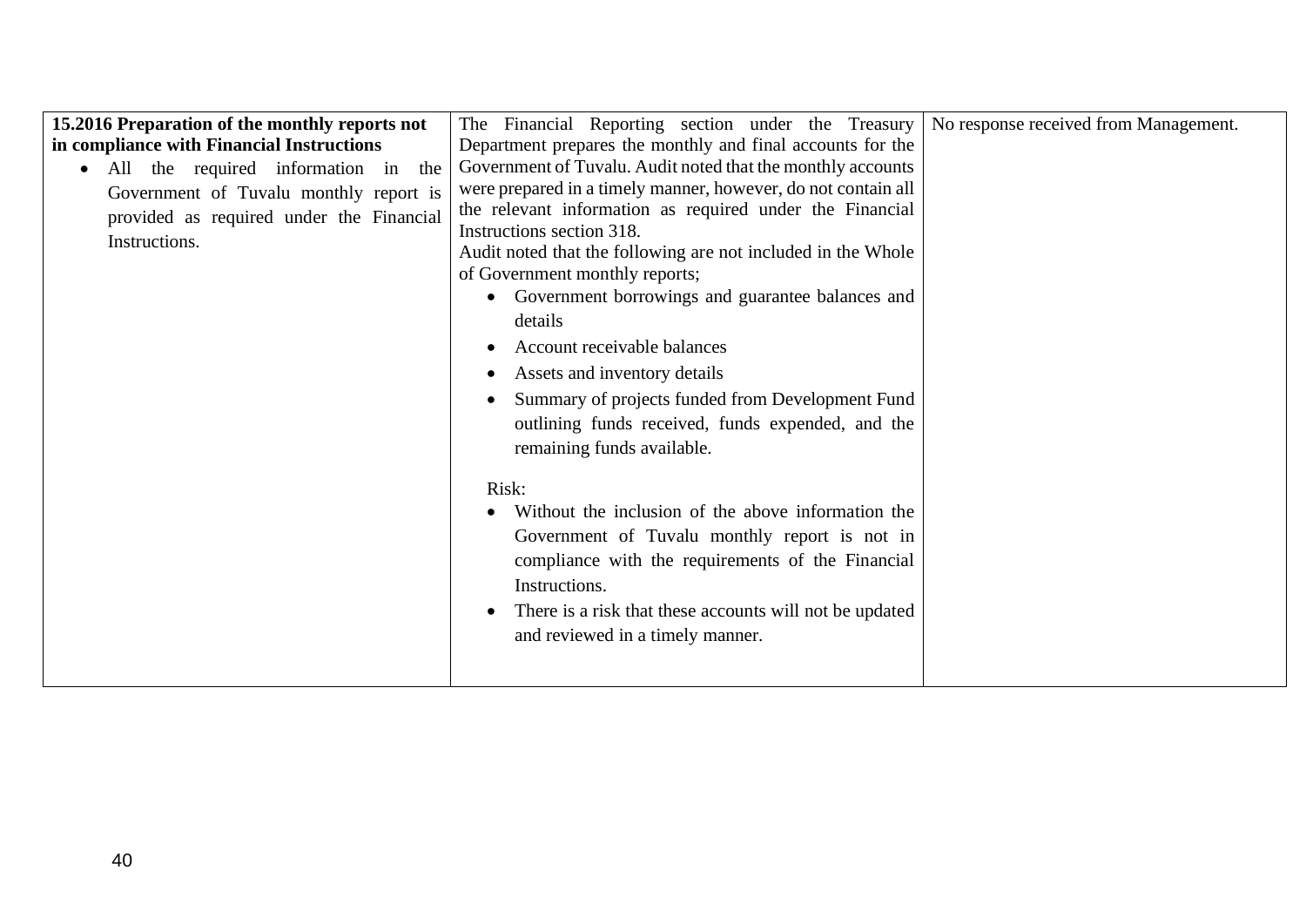| | | |
|---|---|---|
| **15.2016 Preparation of the monthly reports not in compliance with Financial Instructions**<br>• All the required information in the Government of Tuvalu monthly report is provided as required under the Financial Instructions. | The Financial Reporting section under the Treasury Department prepares the monthly and final accounts for the Government of Tuvalu. Audit noted that the monthly accounts were prepared in a timely manner, however, do not contain all the relevant information as required under the Financial Instructions section 318.<br>Audit noted that the following are not included in the Whole of Government monthly reports;<br>• Government borrowings and guarantee balances and details<br>• Account receivable balances<br>• Assets and inventory details<br>• Summary of projects funded from Development Fund outlining funds received, funds expended, and the remaining funds available.<br><br>Risk:<br>• Without the inclusion of the above information the Government of Tuvalu monthly report is not in compliance with the requirements of the Financial Instructions.<br>• There is a risk that these accounts will not be updated and reviewed in a timely manner. | No response received from Management. |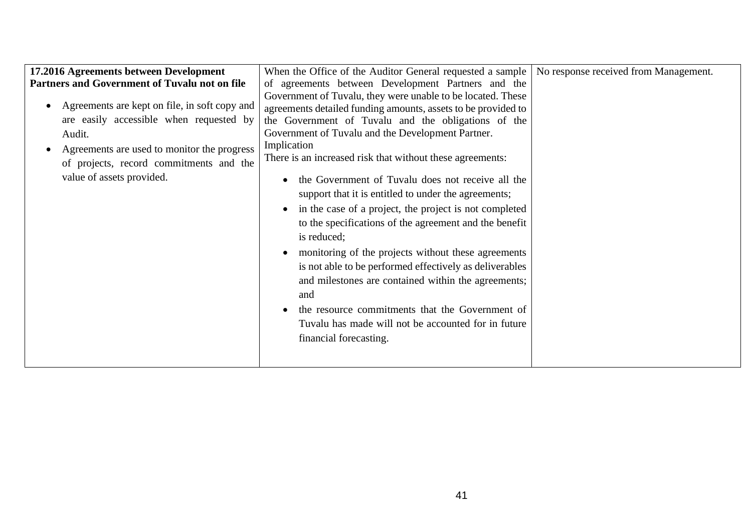| | | |
|---|---|---|
| **17.2016 Agreements between Development Partners and Government of Tuvalu not on file**<br><br>• Agreements are kept on file, in soft copy and are easily accessible when requested by Audit.<br>• Agreements are used to monitor the progress of projects, record commitments and the value of assets provided. | When the Office of the Auditor General requested a sample of agreements between Development Partners and the Government of Tuvalu, they were unable to be located. These agreements detailed funding amounts, assets to be provided to the Government of Tuvalu and the obligations of the Government of Tuvalu and the Development Partner.<br>Implication<br>There is an increased risk that without these agreements:<br><br>• the Government of Tuvalu does not receive all the support that it is entitled to under the agreements;<br>• in the case of a project, the project is not completed to the specifications of the agreement and the benefit is reduced;<br>• monitoring of the projects without these agreements is not able to be performed effectively as deliverables and milestones are contained within the agreements; and<br>• the resource commitments that the Government of Tuvalu has made will not be accounted for in future financial forecasting. | No response received from Management. |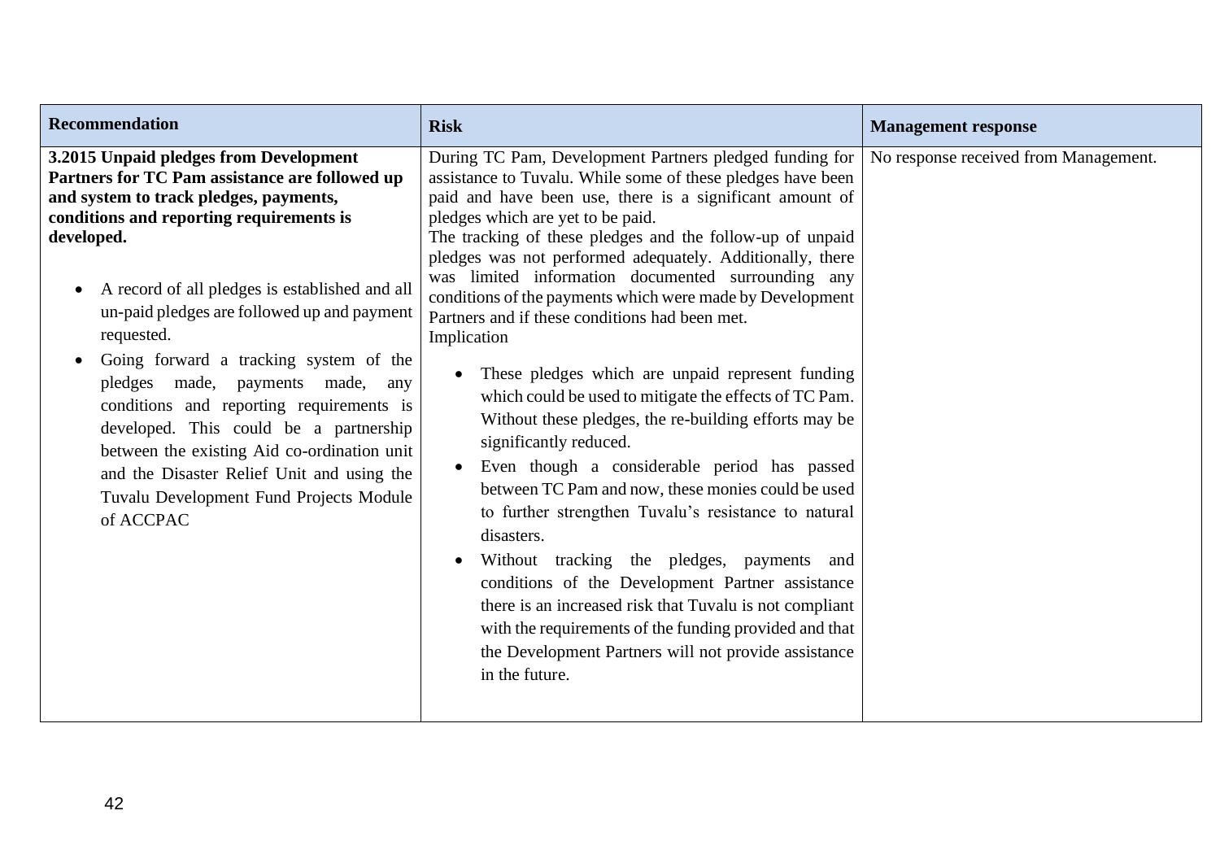| Recommendation | Risk | Management response |
| --- | --- | --- |
| **3.2015 Unpaid pledges from Development Partners for TC Pam assistance are followed up and system to track pledges, payments, conditions and reporting requirements is developed.**<br><br>• A record of all pledges is established and all un-paid pledges are followed up and payment requested.<br>• Going forward a tracking system of the pledges made, payments made, any conditions and reporting requirements is developed. This could be a partnership between the existing Aid co-ordination unit and the Disaster Relief Unit and using the Tuvalu Development Fund Projects Module of ACCPAC | During TC Pam, Development Partners pledged funding for assistance to Tuvalu. While some of these pledges have been paid and have been use, there is a significant amount of pledges which are yet to be paid.<br>The tracking of these pledges and the follow-up of unpaid pledges was not performed adequately. Additionally, there was limited information documented surrounding any conditions of the payments which were made by Development Partners and if these conditions had been met.<br>Implication<br><br>• These pledges which are unpaid represent funding which could be used to mitigate the effects of TC Pam. Without these pledges, the re-building efforts may be significantly reduced.<br>• Even though a considerable period has passed between TC Pam and now, these monies could be used to further strengthen Tuvalu's resistance to natural disasters.<br>• Without tracking the pledges, payments and conditions of the Development Partner assistance there is an increased risk that Tuvalu is not compliant with the requirements of the funding provided and that the Development Partners will not provide assistance in the future. | No response received from Management. |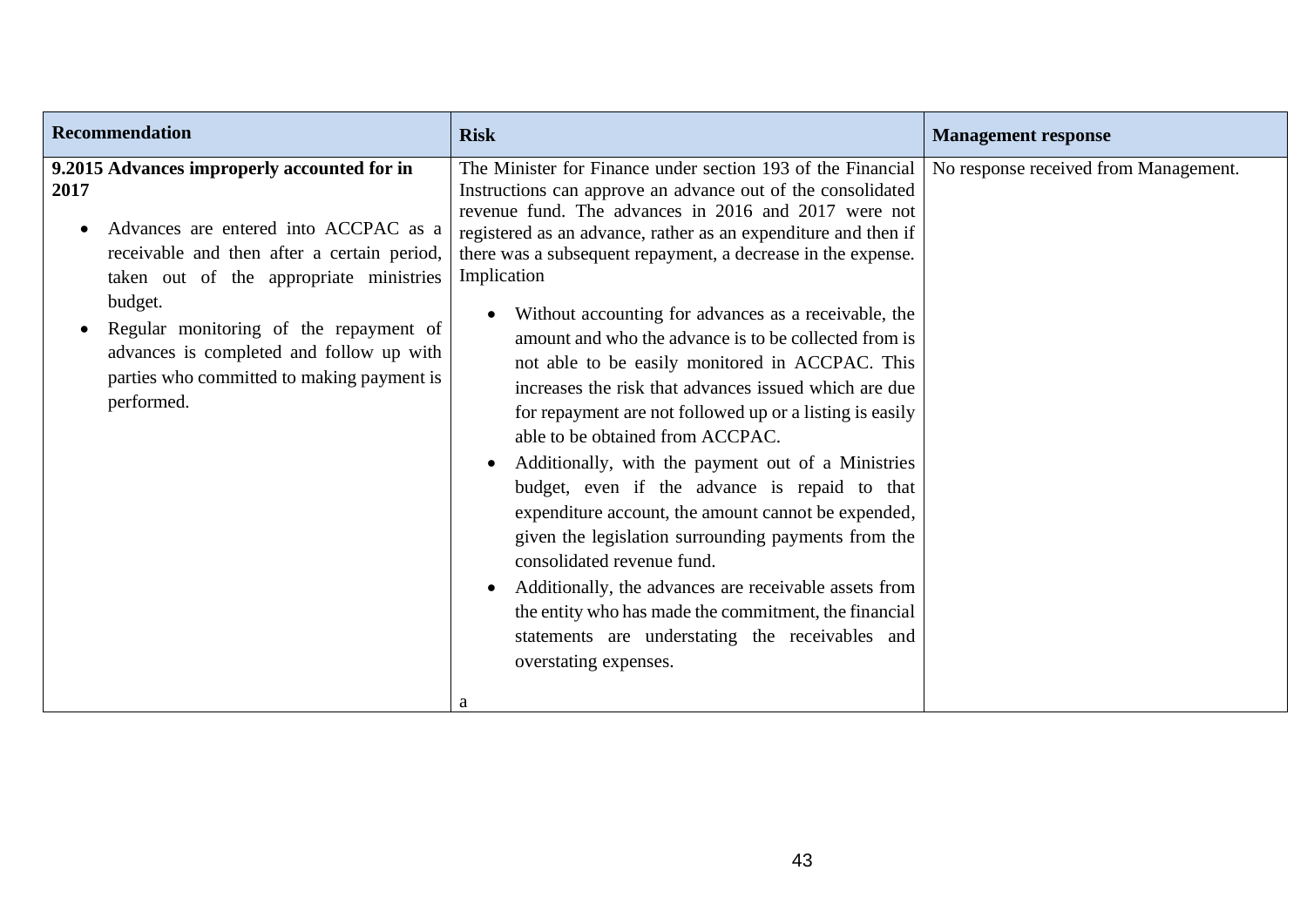| Recommendation | Risk | Management response |
| --- | --- | --- |
| **9.2015 Advances improperly accounted for in 2017**<br><br>• Advances are entered into ACCPAC as a receivable and then after a certain period, taken out of the appropriate ministries budget.<br>• Regular monitoring of the repayment of advances is completed and follow up with parties who committed to making payment is performed. | The Minister for Finance under section 193 of the Financial Instructions can approve an advance out of the consolidated revenue fund. The advances in 2016 and 2017 were not registered as an advance, rather as an expenditure and then if there was a subsequent repayment, a decrease in the expense.<br>Implication<br><br>• Without accounting for advances as a receivable, the amount and who the advance is to be collected from is not able to be easily monitored in ACCPAC. This increases the risk that advances issued which are due for repayment are not followed up or a listing is easily able to be obtained from ACCPAC.<br>• Additionally, with the payment out of a Ministries budget, even if the advance is repaid to that expenditure account, the amount cannot be expended, given the legislation surrounding payments from the consolidated revenue fund.<br>• Additionally, the advances are receivable assets from the entity who has made the commitment, the financial statements are understating the receivables and overstating expenses.<br><br>a | No response received from Management. |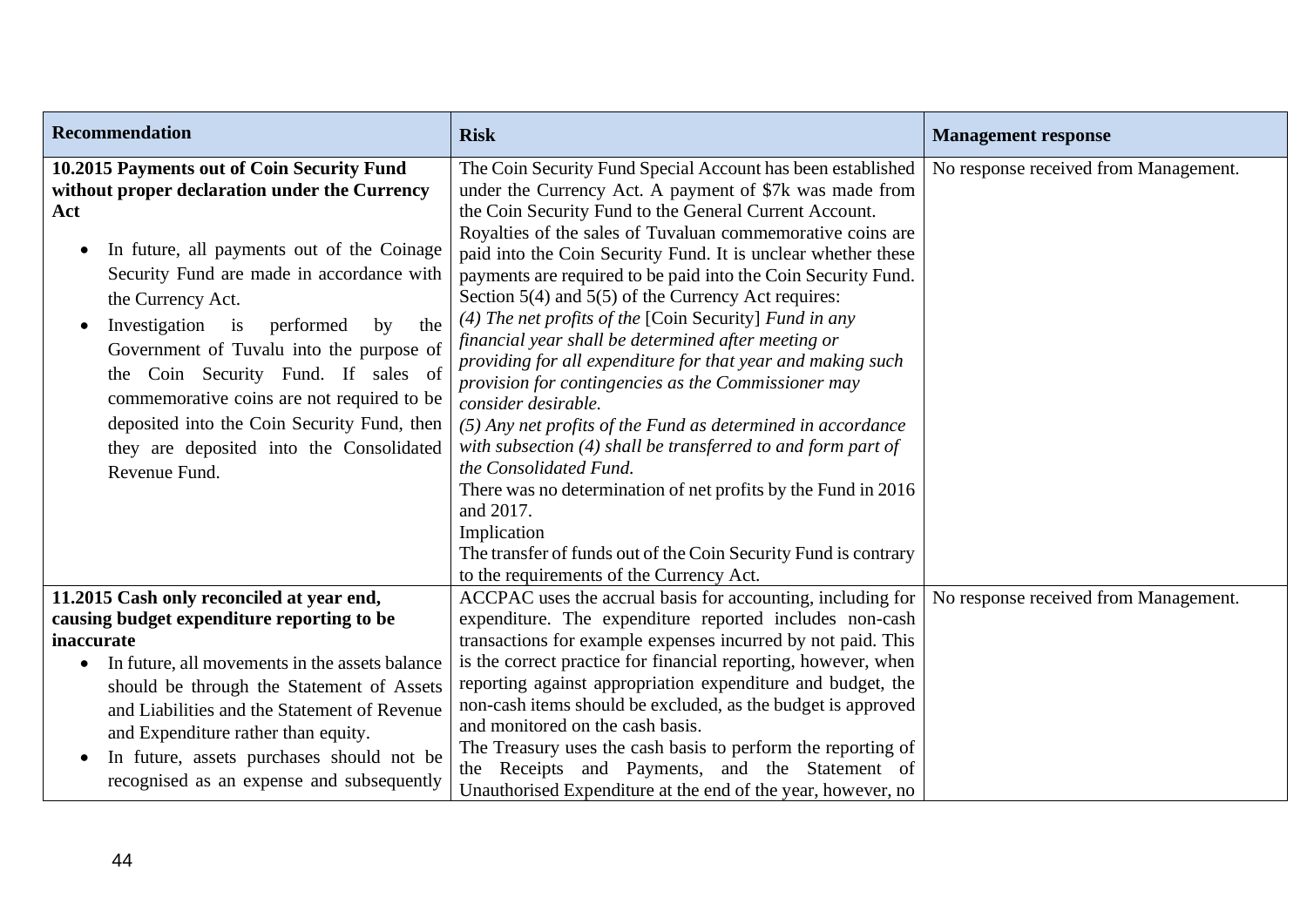| Recommendation | Risk | Management response |
|---|---|---|
| **10.2015 Payments out of Coin Security Fund without proper declaration under the Currency Act**<br><br>• In future, all payments out of the Coinage Security Fund are made in accordance with the Currency Act.<br>• Investigation is performed by the Government of Tuvalu into the purpose of the Coin Security Fund. If sales of commemorative coins are not required to be deposited into the Coin Security Fund, then they are deposited into the Consolidated Revenue Fund. | The Coin Security Fund Special Account has been established under the Currency Act. A payment of $7k was made from the Coin Security Fund to the General Current Account.<br>Royalties of the sales of Tuvaluan commemorative coins are paid into the Coin Security Fund. It is unclear whether these payments are required to be paid into the Coin Security Fund.<br>Section 5(4) and 5(5) of the Currency Act requires:<br>*(4) The net profits of the* [Coin Security] *Fund in any financial year shall be determined after meeting or providing for all expenditure for that year and making such provision for contingencies as the Commissioner may consider desirable.*<br>*(5) Any net profits of the Fund as determined in accordance with subsection (4) shall be transferred to and form part of the Consolidated Fund.*<br>There was no determination of net profits by the Fund in 2016 and 2017.<br>Implication<br>The transfer of funds out of the Coin Security Fund is contrary to the requirements of the Currency Act. | No response received from Management. |
| **11.2015 Cash only reconciled at year end, causing budget expenditure reporting to be inaccurate**<br>• In future, all movements in the assets balance should be through the Statement of Assets and Liabilities and the Statement of Revenue and Expenditure rather than equity.<br>• In future, assets purchases should not be recognised as an expense and subsequently | ACCPAC uses the accrual basis for accounting, including for expenditure. The expenditure reported includes non-cash transactions for example expenses incurred by not paid. This is the correct practice for financial reporting, however, when reporting against appropriation expenditure and budget, the non-cash items should be excluded, as the budget is approved and monitored on the cash basis.<br>The Treasury uses the cash basis to perform the reporting of the Receipts and Payments, and the Statement of Unauthorised Expenditure at the end of the year, however, no | No response received from Management. |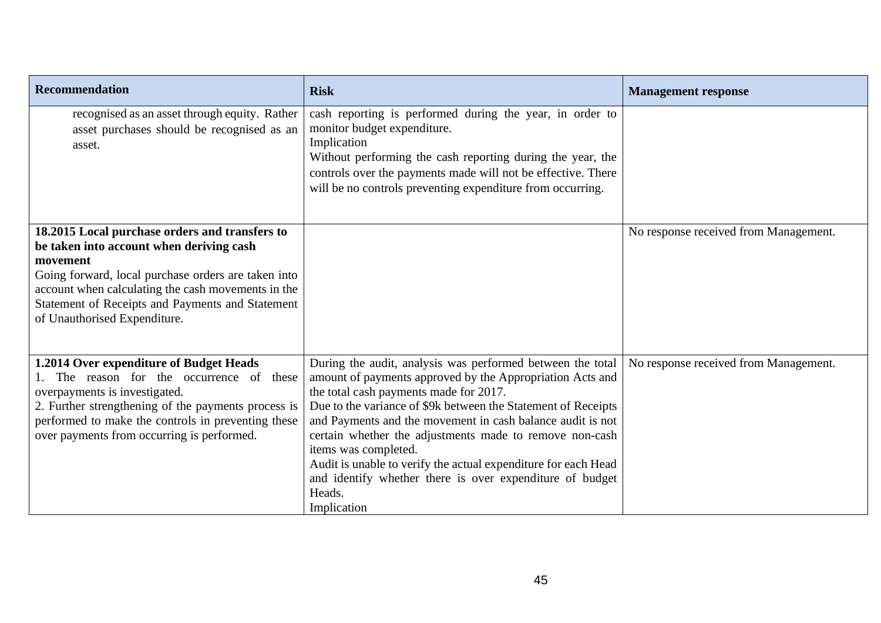| Recommendation | Risk | Management response |
| --- | --- | --- |
| recognised as an asset through equity. Rather asset purchases should be recognised as an asset. | cash reporting is performed during the year, in order to monitor budget expenditure.<br>Implication<br>Without performing the cash reporting during the year, the controls over the payments made will not be effective. There will be no controls preventing expenditure from occurring. | |
| **18.2015 Local purchase orders and transfers to be taken into account when deriving cash movement**<br>Going forward, local purchase orders are taken into account when calculating the cash movements in the Statement of Receipts and Payments and Statement of Unauthorised Expenditure. | | No response received from Management. |
| **1.2014 Over expenditure of Budget Heads**<br>1. The reason for the occurrence of these overpayments is investigated.<br>2. Further strengthening of the payments process is performed to make the controls in preventing these over payments from occurring is performed. | During the audit, analysis was performed between the total amount of payments approved by the Appropriation Acts and the total cash payments made for 2017.<br>Due to the variance of $9k between the Statement of Receipts and Payments and the movement in cash balance audit is not certain whether the adjustments made to remove non-cash items was completed.<br>Audit is unable to verify the actual expenditure for each Head and identify whether there is over expenditure of budget Heads.<br>Implication | No response received from Management. |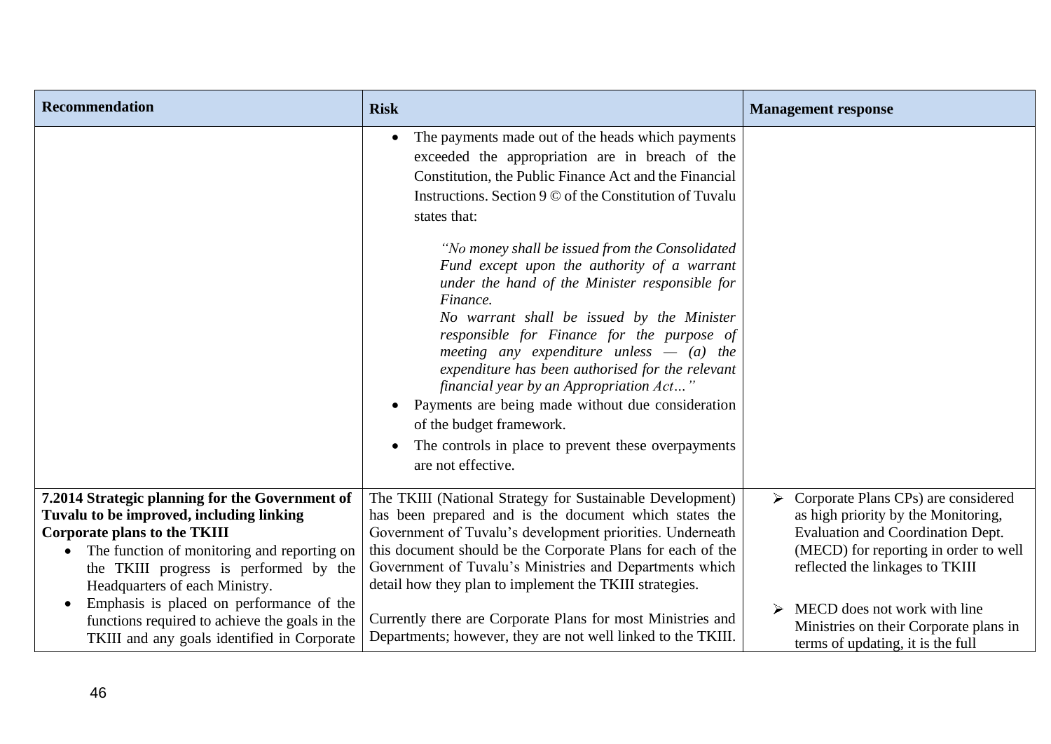| Recommendation | Risk | Management response |
|---|---|---|
| | • The payments made out of the heads which payments exceeded the appropriation are in breach of the Constitution, the Public Finance Act and the Financial Instructions. Section 9 © of the Constitution of Tuvalu states that:<br><br>*"No money shall be issued from the Consolidated Fund except upon the authority of a warrant under the hand of the Minister responsible for Finance.<br>No warrant shall be issued by the Minister responsible for Finance for the purpose of meeting any expenditure unless — (a) the expenditure has been authorised for the relevant financial year by an Appropriation Act…"*<br><br>• Payments are being made without due consideration of the budget framework.<br>• The controls in place to prevent these overpayments are not effective. | |
| **7.2014 Strategic planning for the Government of Tuvalu to be improved, including linking Corporate plans to the TKIII**<br>• The function of monitoring and reporting on the TKIII progress is performed by the Headquarters of each Ministry.<br>• Emphasis is placed on performance of the functions required to achieve the goals in the TKIII and any goals identified in Corporate | The TKIII (National Strategy for Sustainable Development) has been prepared and is the document which states the Government of Tuvalu's development priorities. Underneath this document should be the Corporate Plans for each of the Government of Tuvalu's Ministries and Departments which detail how they plan to implement the TKIII strategies.<br><br>Currently there are Corporate Plans for most Ministries and Departments; however, they are not well linked to the TKIII. | ➢ Corporate Plans CPs) are considered as high priority by the Monitoring, Evaluation and Coordination Dept. (MECD) for reporting in order to well reflected the linkages to TKIII<br><br>➢ MECD does not work with line Ministries on their Corporate plans in terms of updating, it is the full |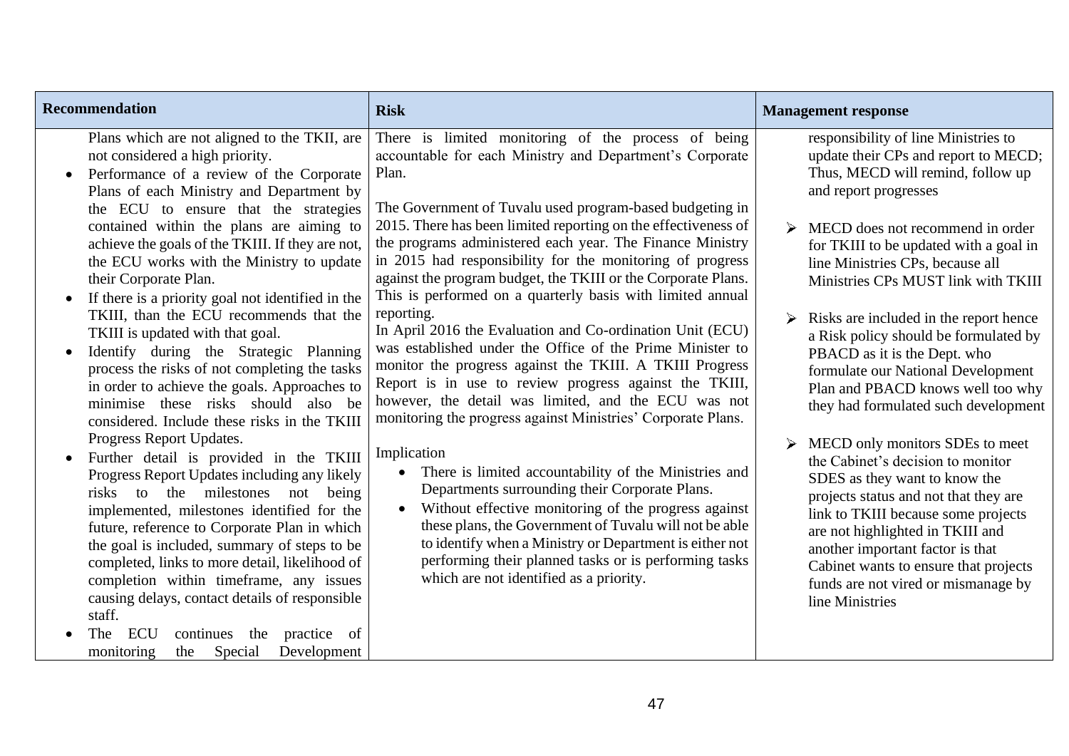| Recommendation | Risk | Management response |
| --- | --- | --- |
| Plans which are not aligned to the TKII, are not considered a high priority.<br>• Performance of a review of the Corporate Plans of each Ministry and Department by the ECU to ensure that the strategies contained within the plans are aiming to achieve the goals of the TKIII. If they are not, the ECU works with the Ministry to update their Corporate Plan.<br>• If there is a priority goal not identified in the TKIII, than the ECU recommends that the TKIII is updated with that goal.<br>• Identify during the Strategic Planning process the risks of not completing the tasks in order to achieve the goals. Approaches to minimise these risks should also be considered. Include these risks in the TKIII Progress Report Updates.<br>• Further detail is provided in the TKIII Progress Report Updates including any likely risks to the milestones not being implemented, milestones identified for the future, reference to Corporate Plan in which the goal is included, summary of steps to be completed, links to more detail, likelihood of completion within timeframe, any issues causing delays, contact details of responsible staff.<br>• The ECU continues the practice of monitoring the Special Development | There is limited monitoring of the process of being accountable for each Ministry and Department's Corporate Plan.<br><br>The Government of Tuvalu used program-based budgeting in 2015. There has been limited reporting on the effectiveness of the programs administered each year. The Finance Ministry in 2015 had responsibility for the monitoring of progress against the program budget, the TKIII or the Corporate Plans. This is performed on a quarterly basis with limited annual reporting.<br>In April 2016 the Evaluation and Co-ordination Unit (ECU) was established under the Office of the Prime Minister to monitor the progress against the TKIII. A TKIII Progress Report is in use to review progress against the TKIII, however, the detail was limited, and the ECU was not monitoring the progress against Ministries' Corporate Plans.<br><br>Implication<br>• There is limited accountability of the Ministries and Departments surrounding their Corporate Plans.<br>• Without effective monitoring of the progress against these plans, the Government of Tuvalu will not be able to identify when a Ministry or Department is either not performing their planned tasks or is performing tasks which are not identified as a priority. | responsibility of line Ministries to update their CPs and report to MECD; Thus, MECD will remind, follow up and report progresses<br><br>➢ MECD does not recommend in order for TKIII to be updated with a goal in line Ministries CPs, because all Ministries CPs MUST link with TKIII<br><br>➢ Risks are included in the report hence a Risk policy should be formulated by PBACD as it is the Dept. who formulate our National Development Plan and PBACD knows well too why they had formulated such development<br><br>➢ MECD only monitors SDEs to meet the Cabinet's decision to monitor SDES as they want to know the projects status and not that they are link to TKIII because some projects are not highlighted in TKIII and another important factor is that Cabinet wants to ensure that projects funds are not vired or mismanage by line Ministries |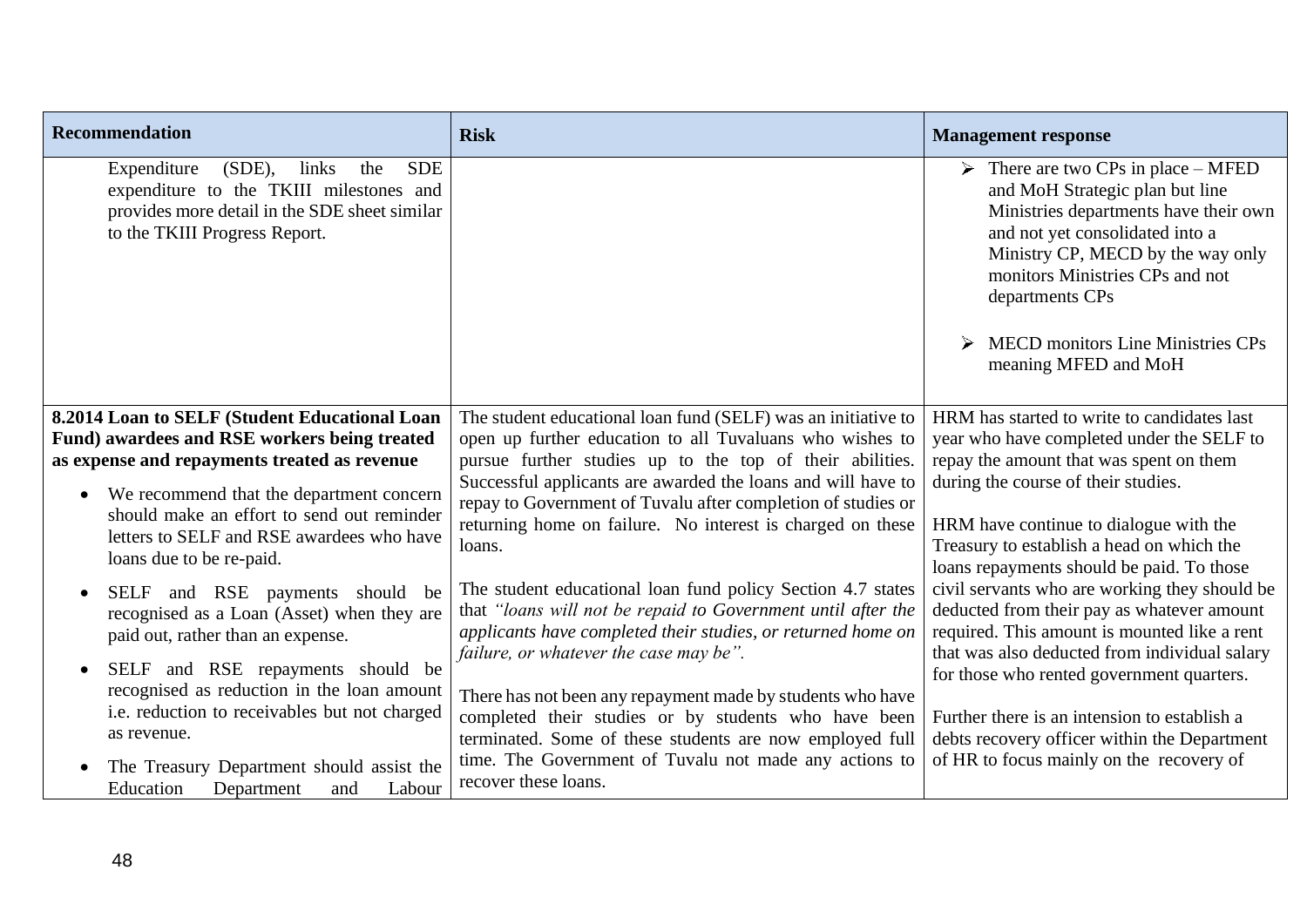| Recommendation | Risk | Management response |
| --- | --- | --- |
| Expenditure (SDE), links the SDE expenditure to the TKIII milestones and provides more detail in the SDE sheet similar to the TKIII Progress Report. | | ➢ There are two CPs in place – MFED and MoH Strategic plan but line Ministries departments have their own and not yet consolidated into a Ministry CP, MECD by the way only monitors Ministries CPs and not departments CPs<br><br>➢ MECD monitors Line Ministries CPs meaning MFED and MoH |
| **8.2014 Loan to SELF (Student Educational Loan Fund) awardees and RSE workers being treated as expense and repayments treated as revenue**<br><br>• We recommend that the department concern should make an effort to send out reminder letters to SELF and RSE awardees who have loans due to be re-paid.<br><br>• SELF and RSE payments should be recognised as a Loan (Asset) when they are paid out, rather than an expense.<br><br>• SELF and RSE repayments should be recognised as reduction in the loan amount i.e. reduction to receivables but not charged as revenue.<br><br>• The Treasury Department should assist the Education Department and Labour | The student educational loan fund (SELF) was an initiative to open up further education to all Tuvaluans who wishes to pursue further studies up to the top of their abilities. Successful applicants are awarded the loans and will have to repay to Government of Tuvalu after completion of studies or returning home on failure. No interest is charged on these loans.<br><br>The student educational loan fund policy Section 4.7 states that *"loans will not be repaid to Government until after the applicants have completed their studies, or returned home on failure, or whatever the case may be".*<br><br>There has not been any repayment made by students who have completed their studies or by students who have been terminated. Some of these students are now employed full time. The Government of Tuvalu not made any actions to recover these loans. | HRM has started to write to candidates last year who have completed under the SELF to repay the amount that was spent on them during the course of their studies.<br><br>HRM have continue to dialogue with the Treasury to establish a head on which the loans repayments should be paid. To those civil servants who are working they should be deducted from their pay as whatever amount required. This amount is mounted like a rent that was also deducted from individual salary for those who rented government quarters.<br><br>Further there is an intension to establish a debts recovery officer within the Department of HR to focus mainly on the recovery of |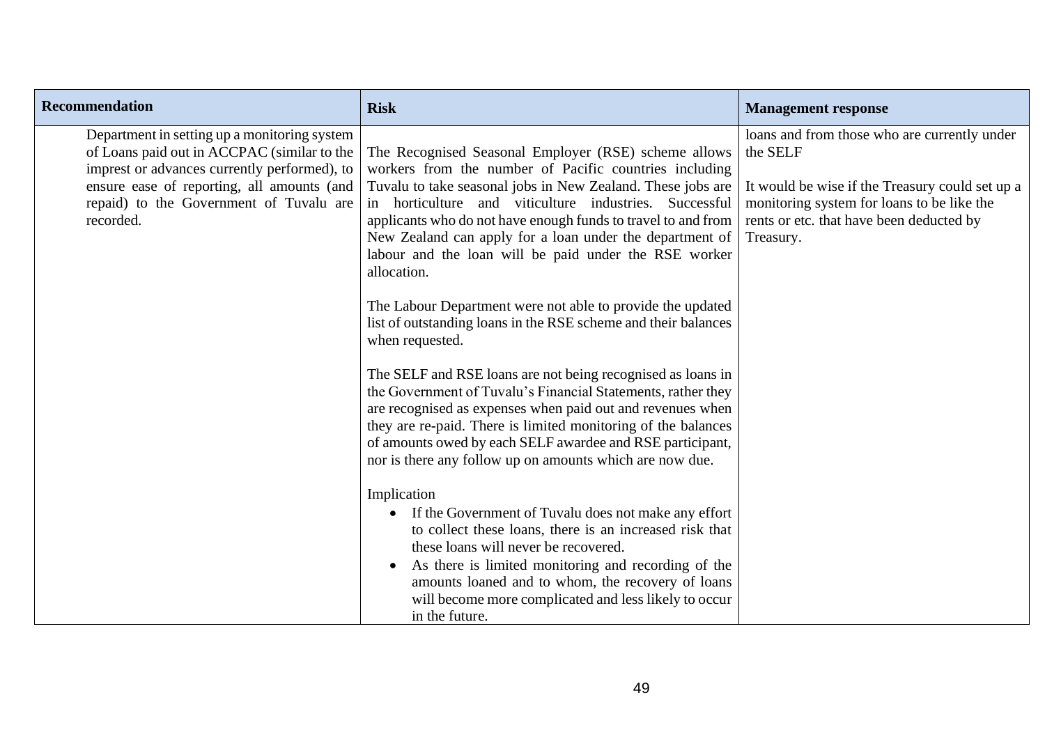| Recommendation | Risk | Management response |
| --- | --- | --- |
| Department in setting up a monitoring system of Loans paid out in ACCPAC (similar to the imprest or advances currently performed), to ensure ease of reporting, all amounts (and repaid) to the Government of Tuvalu are recorded. | The Recognised Seasonal Employer (RSE) scheme allows workers from the number of Pacific countries including Tuvalu to take seasonal jobs in New Zealand. These jobs are in horticulture and viticulture industries. Successful applicants who do not have enough funds to travel to and from New Zealand can apply for a loan under the department of labour and the loan will be paid under the RSE worker allocation.<br><br>The Labour Department were not able to provide the updated list of outstanding loans in the RSE scheme and their balances when requested.<br><br>The SELF and RSE loans are not being recognised as loans in the Government of Tuvalu's Financial Statements, rather they are recognised as expenses when paid out and revenues when they are re-paid. There is limited monitoring of the balances of amounts owed by each SELF awardee and RSE participant, nor is there any follow up on amounts which are now due.<br><br>Implication<br>• If the Government of Tuvalu does not make any effort to collect these loans, there is an increased risk that these loans will never be recovered.<br>• As there is limited monitoring and recording of the amounts loaned and to whom, the recovery of loans will become more complicated and less likely to occur in the future. | loans and from those who are currently under the SELF<br><br>It would be wise if the Treasury could set up a monitoring system for loans to be like the rents or etc. that have been deducted by Treasury. |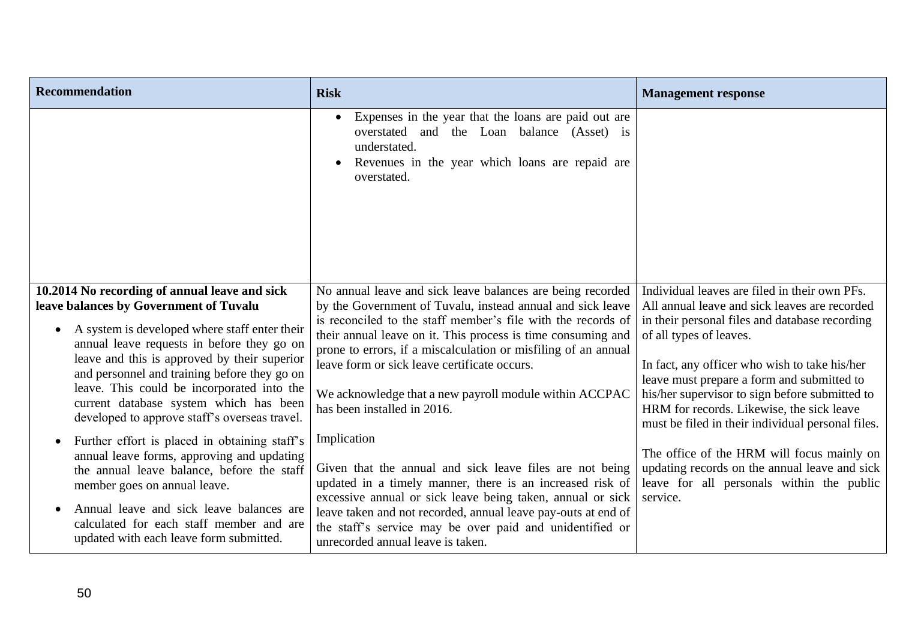| Recommendation | Risk | Management response |
|---|---|---|
| | • Expenses in the year that the loans are paid out are overstated and the Loan balance (Asset) is understated.<br>• Revenues in the year which loans are repaid are overstated. | |
| **10.2014 No recording of annual leave and sick leave balances by Government of Tuvalu**<br>• A system is developed where staff enter their annual leave requests in before they go on leave and this is approved by their superior and personnel and training before they go on leave. This could be incorporated into the current database system which has been developed to approve staff's overseas travel.<br>• Further effort is placed in obtaining staff's annual leave forms, approving and updating the annual leave balance, before the staff member goes on annual leave.<br>• Annual leave and sick leave balances are calculated for each staff member and are updated with each leave form submitted. | No annual leave and sick leave balances are being recorded by the Government of Tuvalu, instead annual and sick leave is reconciled to the staff member's file with the records of their annual leave on it. This process is time consuming and prone to errors, if a miscalculation or misfiling of an annual leave form or sick leave certificate occurs.<br><br>We acknowledge that a new payroll module within ACCPAC has been installed in 2016.<br><br>Implication<br><br>Given that the annual and sick leave files are not being updated in a timely manner, there is an increased risk of excessive annual or sick leave being taken, annual or sick leave taken and not recorded, annual leave pay-outs at end of the staff's service may be over paid and unidentified or unrecorded annual leave is taken. | Individual leaves are filed in their own PFs. All annual leave and sick leaves are recorded in their personal files and database recording of all types of leaves.<br><br>In fact, any officer who wish to take his/her leave must prepare a form and submitted to his/her supervisor to sign before submitted to HRM for records. Likewise, the sick leave must be filed in their individual personal files.<br><br>The office of the HRM will focus mainly on updating records on the annual leave and sick leave for all personals within the public service. |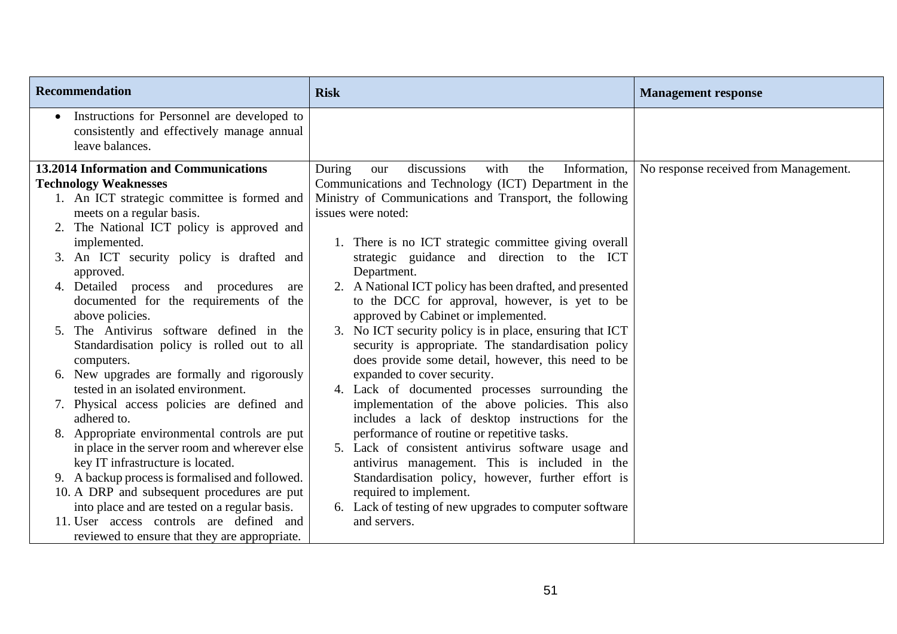| Recommendation | Risk | Management response |
|---|---|---|
| • Instructions for Personnel are developed to consistently and effectively manage annual leave balances. | | |
| **13.2014 Information and Communications Technology Weaknesses**<br>1. An ICT strategic committee is formed and meets on a regular basis.<br>2. The National ICT policy is approved and implemented.<br>3. An ICT security policy is drafted and approved.<br>4. Detailed process and procedures are documented for the requirements of the above policies.<br>5. The Antivirus software defined in the Standardisation policy is rolled out to all computers.<br>6. New upgrades are formally and rigorously tested in an isolated environment.<br>7. Physical access policies are defined and adhered to.<br>8. Appropriate environmental controls are put in place in the server room and wherever else key IT infrastructure is located.<br>9. A backup process is formalised and followed.<br>10. A DRP and subsequent procedures are put into place and are tested on a regular basis.<br>11. User access controls are defined and reviewed to ensure that they are appropriate. | During our discussions with the Information, Communications and Technology (ICT) Department in the Ministry of Communications and Transport, the following issues were noted:<br><br>1. There is no ICT strategic committee giving overall strategic guidance and direction to the ICT Department.<br>2. A National ICT policy has been drafted, and presented to the DCC for approval, however, is yet to be approved by Cabinet or implemented.<br>3. No ICT security policy is in place, ensuring that ICT security is appropriate. The standardisation policy does provide some detail, however, this need to be expanded to cover security.<br>4. Lack of documented processes surrounding the implementation of the above policies. This also includes a lack of desktop instructions for the performance of routine or repetitive tasks.<br>5. Lack of consistent antivirus software usage and antivirus management. This is included in the Standardisation policy, however, further effort is required to implement.<br>6. Lack of testing of new upgrades to computer software and servers. | No response received from Management. |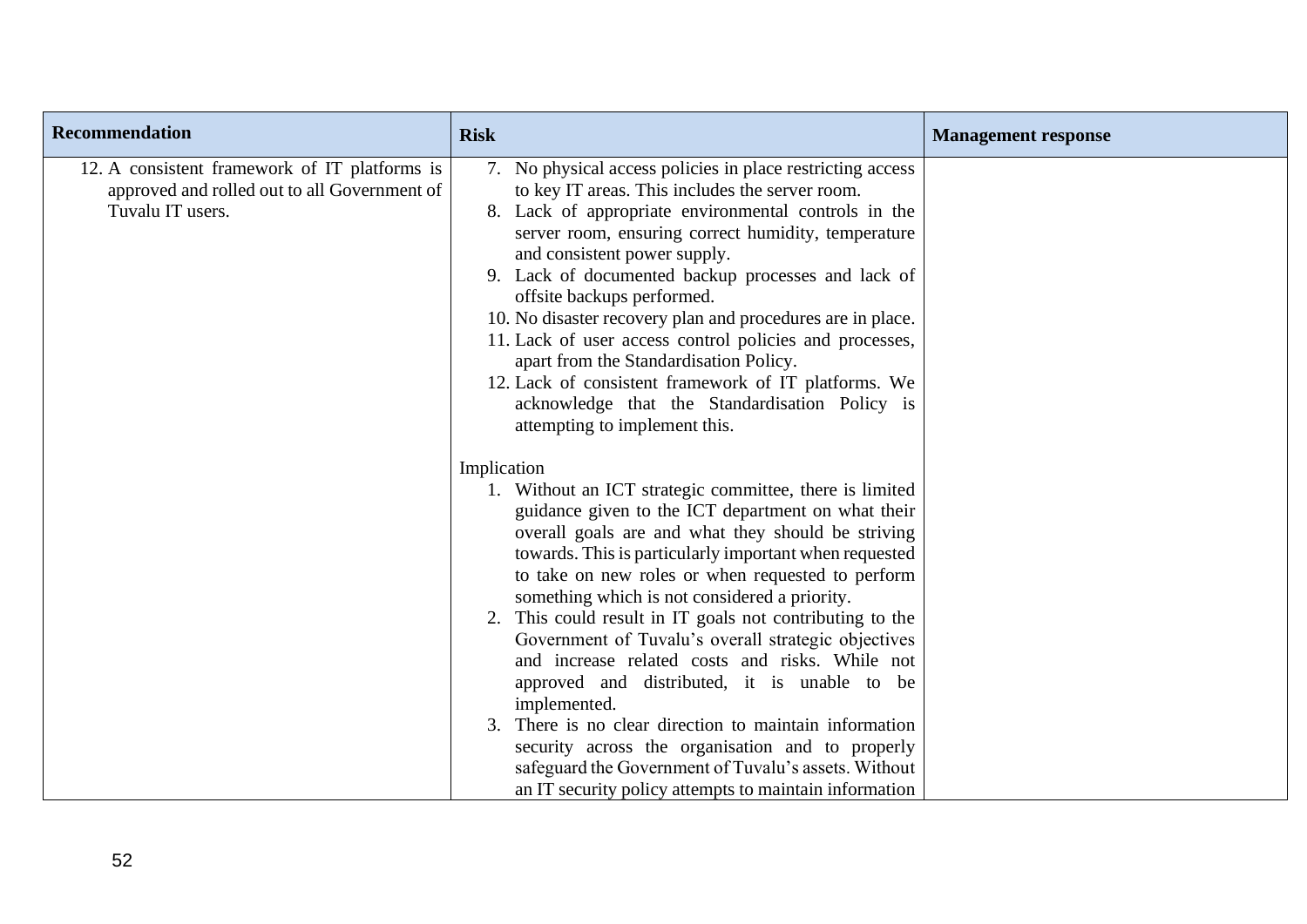| Recommendation | Risk | Management response |
| --- | --- | --- |
| 12. A consistent framework of IT platforms is approved and rolled out to all Government of Tuvalu IT users. | 7. No physical access policies in place restricting access to key IT areas. This includes the server room.<br>8. Lack of appropriate environmental controls in the server room, ensuring correct humidity, temperature and consistent power supply.<br>9. Lack of documented backup processes and lack of offsite backups performed.<br>10. No disaster recovery plan and procedures are in place.<br>11. Lack of user access control policies and processes, apart from the Standardisation Policy.<br>12. Lack of consistent framework of IT platforms. We acknowledge that the Standardisation Policy is attempting to implement this.<br><br>Implication<br>1. Without an ICT strategic committee, there is limited guidance given to the ICT department on what their overall goals are and what they should be striving towards. This is particularly important when requested to take on new roles or when requested to perform something which is not considered a priority.<br>2. This could result in IT goals not contributing to the Government of Tuvalu's overall strategic objectives and increase related costs and risks. While not approved and distributed, it is unable to be implemented.<br>3. There is no clear direction to maintain information security across the organisation and to properly safeguard the Government of Tuvalu's assets. Without an IT security policy attempts to maintain information | |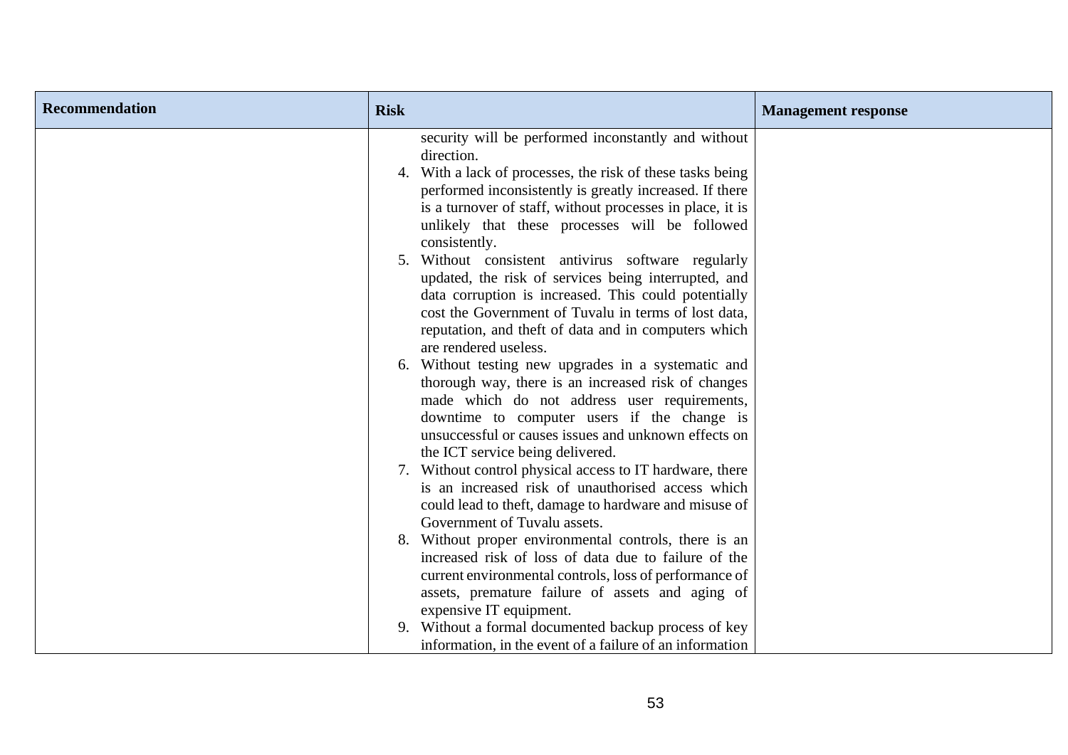| Recommendation | Risk | Management response |
|---|---|---|
| | security will be performed inconstantly and without direction.<br>4. With a lack of processes, the risk of these tasks being performed inconsistently is greatly increased. If there is a turnover of staff, without processes in place, it is unlikely that these processes will be followed consistently.<br>5. Without consistent antivirus software regularly updated, the risk of services being interrupted, and data corruption is increased. This could potentially cost the Government of Tuvalu in terms of lost data, reputation, and theft of data and in computers which are rendered useless.<br>6. Without testing new upgrades in a systematic and thorough way, there is an increased risk of changes made which do not address user requirements, downtime to computer users if the change is unsuccessful or causes issues and unknown effects on the ICT service being delivered.<br>7. Without control physical access to IT hardware, there is an increased risk of unauthorised access which could lead to theft, damage to hardware and misuse of Government of Tuvalu assets.<br>8. Without proper environmental controls, there is an increased risk of loss of data due to failure of the current environmental controls, loss of performance of assets, premature failure of assets and aging of expensive IT equipment.<br>9. Without a formal documented backup process of key information, in the event of a failure of an information | |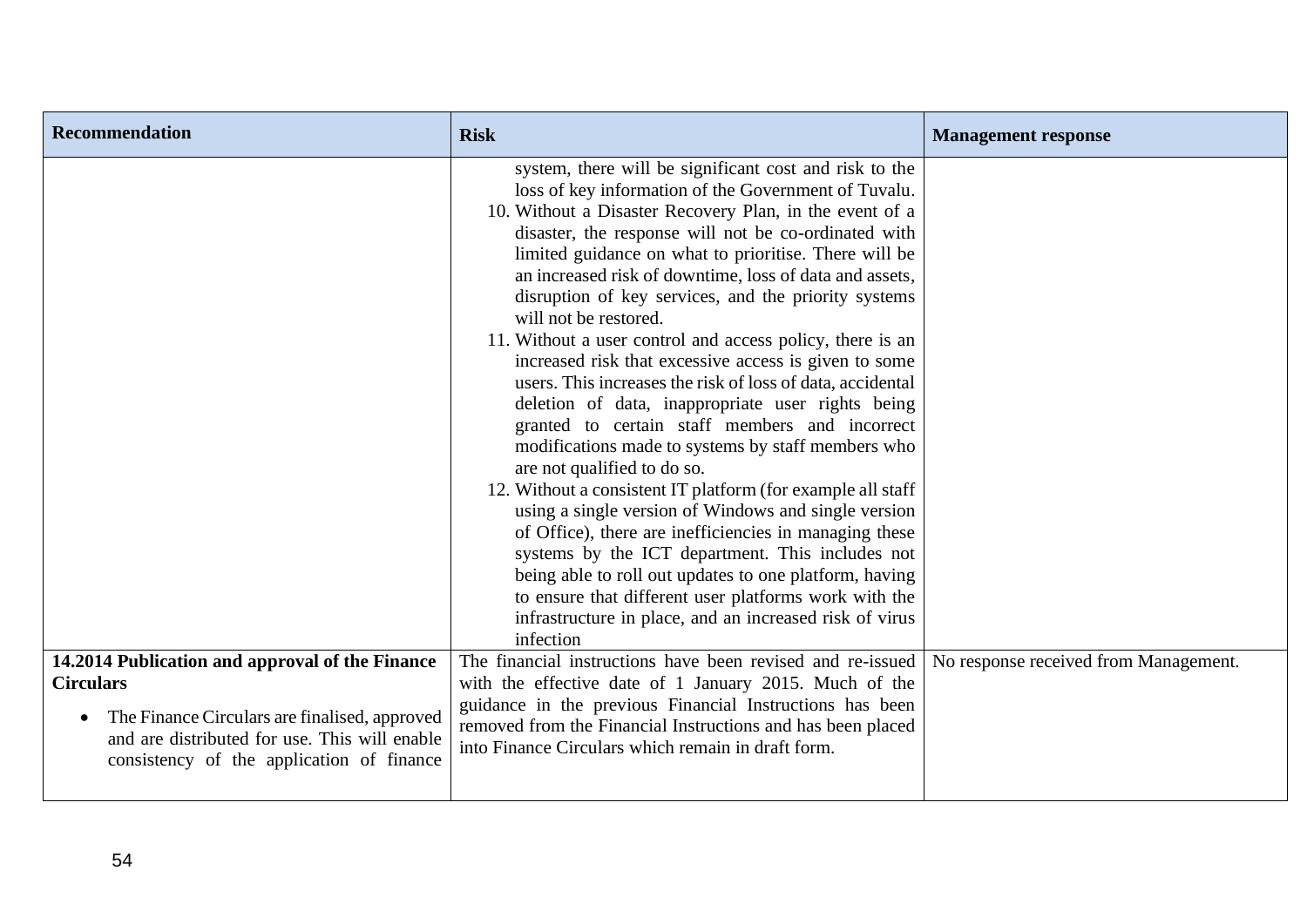| Recommendation | Risk | Management response |
|---|---|---|
| | system, there will be significant cost and risk to the loss of key information of the Government of Tuvalu.<br>10. Without a Disaster Recovery Plan, in the event of a disaster, the response will not be co-ordinated with limited guidance on what to prioritise. There will be an increased risk of downtime, loss of data and assets, disruption of key services, and the priority systems will not be restored.<br>11. Without a user control and access policy, there is an increased risk that excessive access is given to some users. This increases the risk of loss of data, accidental deletion of data, inappropriate user rights being granted to certain staff members and incorrect modifications made to systems by staff members who are not qualified to do so.<br>12. Without a consistent IT platform (for example all staff using a single version of Windows and single version of Office), there are inefficiencies in managing these systems by the ICT department. This includes not being able to roll out updates to one platform, having to ensure that different user platforms work with the infrastructure in place, and an increased risk of virus infection | |
| **14.2014 Publication and approval of the Finance Circulars**<br>• The Finance Circulars are finalised, approved and are distributed for use. This will enable consistency of the application of finance | The financial instructions have been revised and re-issued with the effective date of 1 January 2015. Much of the guidance in the previous Financial Instructions has been removed from the Financial Instructions and has been placed into Finance Circulars which remain in draft form. | No response received from Management. |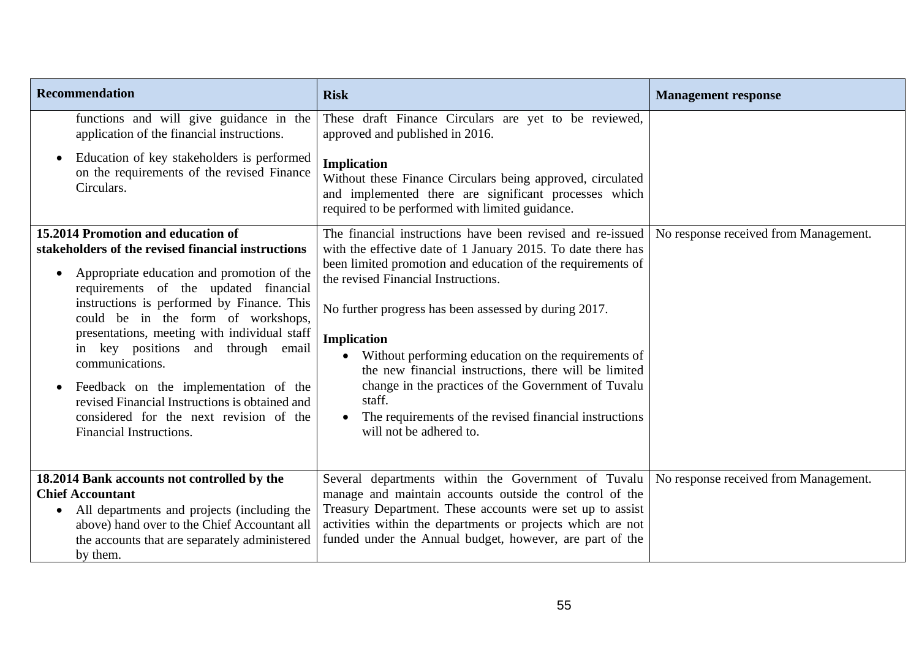| Recommendation | Risk | Management response |
|---|---|---|
| functions and will give guidance in the application of the financial instructions.<br><br>• Education of key stakeholders is performed on the requirements of the revised Finance Circulars. | These draft Finance Circulars are yet to be reviewed, approved and published in 2016.<br><br>**Implication**<br>Without these Finance Circulars being approved, circulated and implemented there are significant processes which required to be performed with limited guidance. | |
| **15.2014 Promotion and education of stakeholders of the revised financial instructions**<br><br>• Appropriate education and promotion of the requirements of the updated financial instructions is performed by Finance. This could be in the form of workshops, presentations, meeting with individual staff in key positions and through email communications.<br><br>• Feedback on the implementation of the revised Financial Instructions is obtained and considered for the next revision of the Financial Instructions. | The financial instructions have been revised and re-issued with the effective date of 1 January 2015. To date there has been limited promotion and education of the requirements of the revised Financial Instructions.<br><br>No further progress has been assessed by during 2017.<br><br>**Implication**<br>• Without performing education on the requirements of the new financial instructions, there will be limited change in the practices of the Government of Tuvalu staff.<br>• The requirements of the revised financial instructions will not be adhered to. | No response received from Management. |
| **18.2014 Bank accounts not controlled by the Chief Accountant**<br>• All departments and projects (including the above) hand over to the Chief Accountant all the accounts that are separately administered by them. | Several departments within the Government of Tuvalu manage and maintain accounts outside the control of the Treasury Department. These accounts were set up to assist activities within the departments or projects which are not funded under the Annual budget, however, are part of the | No response received from Management. |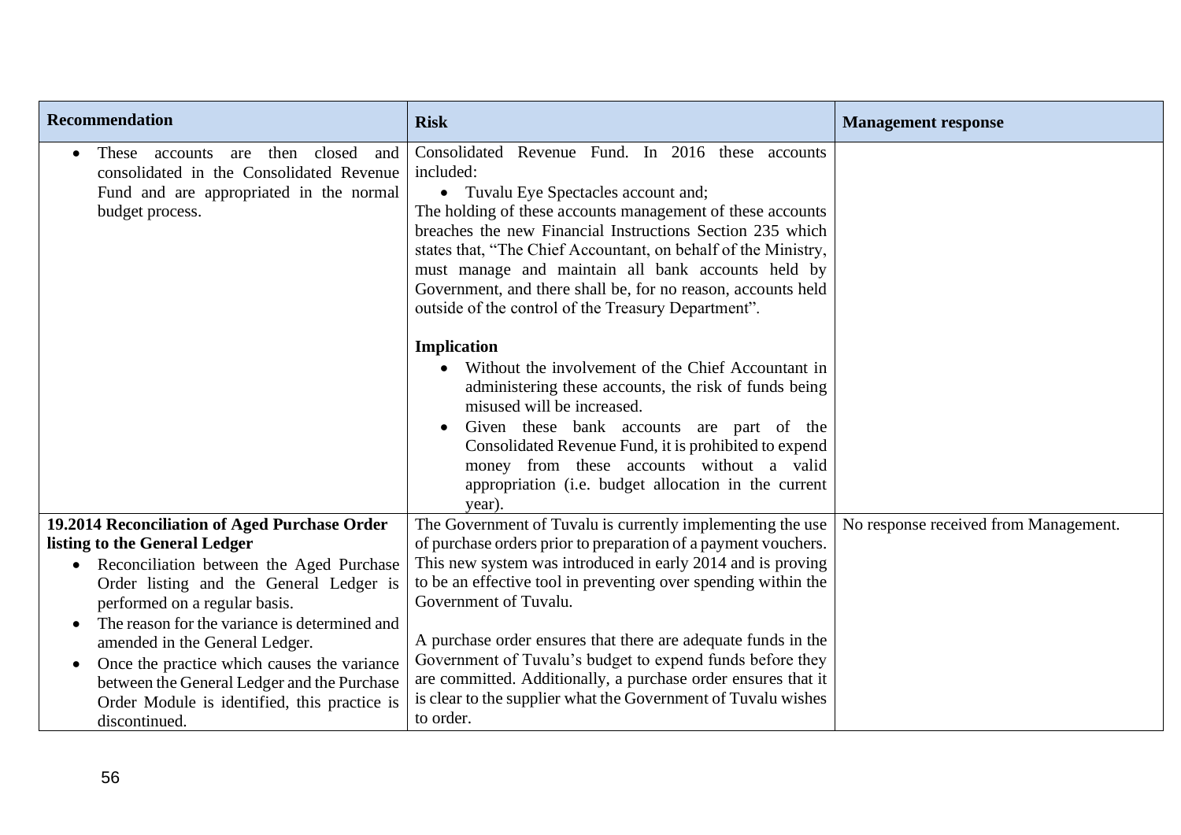| Recommendation | Risk | Management response |
|---|---|---|
| • These accounts are then closed and consolidated in the Consolidated Revenue Fund and are appropriated in the normal budget process. | Consolidated Revenue Fund. In 2016 these accounts included:<br>• Tuvalu Eye Spectacles account and;<br>The holding of these accounts management of these accounts breaches the new Financial Instructions Section 235 which states that, "The Chief Accountant, on behalf of the Ministry, must manage and maintain all bank accounts held by Government, and there shall be, for no reason, accounts held outside of the control of the Treasury Department".<br><br>**Implication**<br>• Without the involvement of the Chief Accountant in administering these accounts, the risk of funds being misused will be increased.<br>• Given these bank accounts are part of the Consolidated Revenue Fund, it is prohibited to expend money from these accounts without a valid appropriation (i.e. budget allocation in the current year). | |
| **19.2014 Reconciliation of Aged Purchase Order listing to the General Ledger**<br>• Reconciliation between the Aged Purchase Order listing and the General Ledger is performed on a regular basis.<br>• The reason for the variance is determined and amended in the General Ledger.<br>• Once the practice which causes the variance between the General Ledger and the Purchase Order Module is identified, this practice is discontinued. | The Government of Tuvalu is currently implementing the use of purchase orders prior to preparation of a payment vouchers. This new system was introduced in early 2014 and is proving to be an effective tool in preventing over spending within the Government of Tuvalu.<br><br>A purchase order ensures that there are adequate funds in the Government of Tuvalu's budget to expend funds before they are committed. Additionally, a purchase order ensures that it is clear to the supplier what the Government of Tuvalu wishes to order. | No response received from Management. |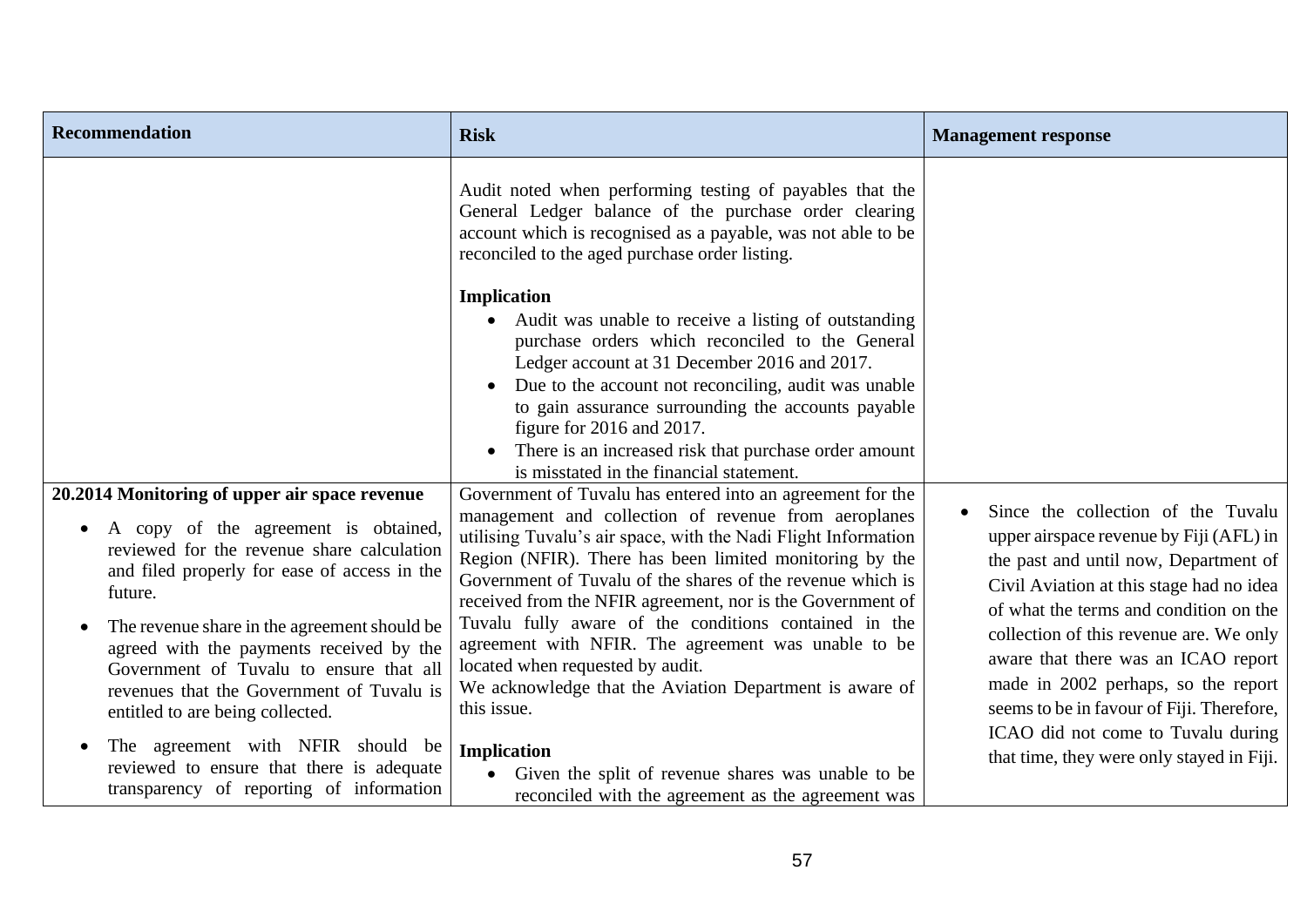| Recommendation | Risk | Management response |
|---|---|---|
| | Audit noted when performing testing of payables that the General Ledger balance of the purchase order clearing account which is recognised as a payable, was not able to be reconciled to the aged purchase order listing.<br><br>**Implication**<br>• Audit was unable to receive a listing of outstanding purchase orders which reconciled to the General Ledger account at 31 December 2016 and 2017.<br>• Due to the account not reconciling, audit was unable to gain assurance surrounding the accounts payable figure for 2016 and 2017.<br>• There is an increased risk that purchase order amount is misstated in the financial statement. | |
| **20.2014 Monitoring of upper air space revenue**<br>• A copy of the agreement is obtained, reviewed for the revenue share calculation and filed properly for ease of access in the future.<br>• The revenue share in the agreement should be agreed with the payments received by the Government of Tuvalu to ensure that all revenues that the Government of Tuvalu is entitled to are being collected.<br>• The agreement with NFIR should be reviewed to ensure that there is adequate transparency of reporting of information | Government of Tuvalu has entered into an agreement for the management and collection of revenue from aeroplanes utilising Tuvalu's air space, with the Nadi Flight Information Region (NFIR). There has been limited monitoring by the Government of Tuvalu of the shares of the revenue which is received from the NFIR agreement, nor is the Government of Tuvalu fully aware of the conditions contained in the agreement with NFIR. The agreement was unable to be located when requested by audit.<br>We acknowledge that the Aviation Department is aware of this issue.<br><br>**Implication**<br>• Given the split of revenue shares was unable to be reconciled with the agreement as the agreement was | • Since the collection of the Tuvalu upper airspace revenue by Fiji (AFL) in the past and until now, Department of Civil Aviation at this stage had no idea of what the terms and condition on the collection of this revenue are. We only aware that there was an ICAO report made in 2002 perhaps, so the report seems to be in favour of Fiji. Therefore, ICAO did not come to Tuvalu during that time, they were only stayed in Fiji. |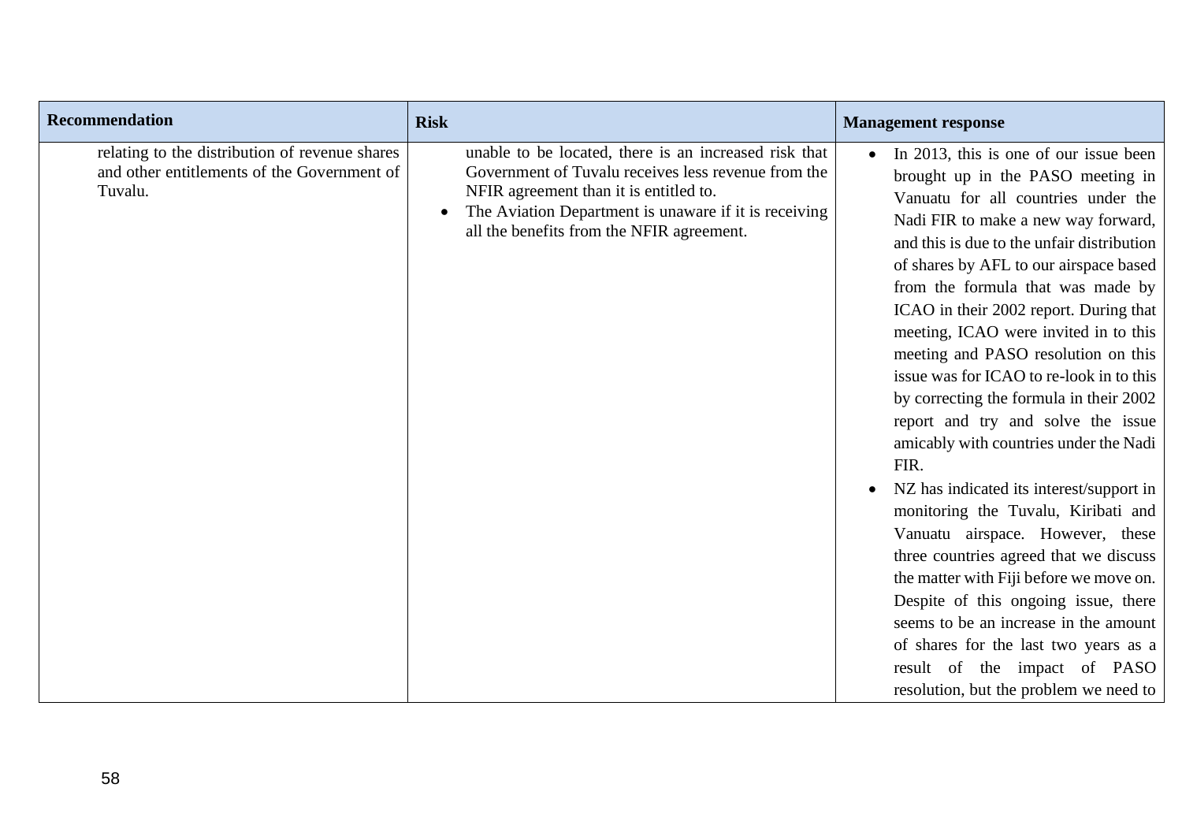| Recommendation | Risk | Management response |
|---|---|---|
| relating to the distribution of revenue shares and other entitlements of the Government of Tuvalu. | unable to be located, there is an increased risk that Government of Tuvalu receives less revenue from the NFIR agreement than it is entitled to.<br>• The Aviation Department is unaware if it is receiving all the benefits from the NFIR agreement. | • In 2013, this is one of our issue been brought up in the PASO meeting in Vanuatu for all countries under the Nadi FIR to make a new way forward, and this is due to the unfair distribution of shares by AFL to our airspace based from the formula that was made by ICAO in their 2002 report. During that meeting, ICAO were invited in to this meeting and PASO resolution on this issue was for ICAO to re-look in to this by correcting the formula in their 2002 report and try and solve the issue amicably with countries under the Nadi FIR.<br>• NZ has indicated its interest/support in monitoring the Tuvalu, Kiribati and Vanuatu airspace. However, these three countries agreed that we discuss the matter with Fiji before we move on. Despite of this ongoing issue, there seems to be an increase in the amount of shares for the last two years as a result of the impact of PASO resolution, but the problem we need to |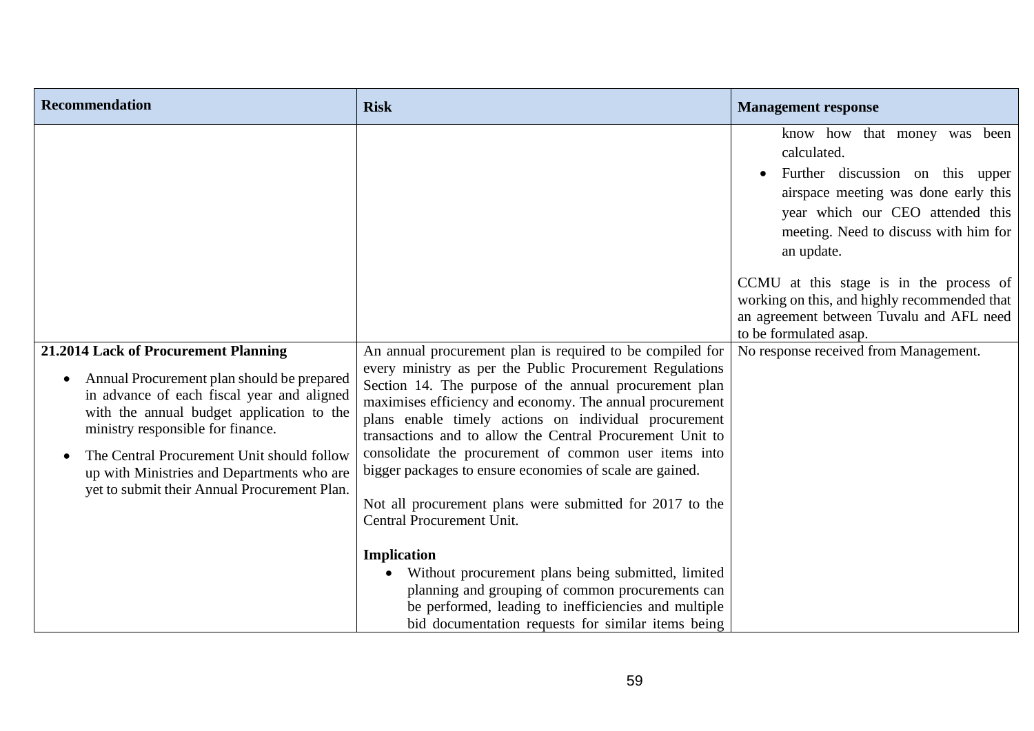| Recommendation | Risk | Management response |
| --- | --- | --- |
| | | know how that money was been calculated.<br>• Further discussion on this upper airspace meeting was done early this year which our CEO attended this meeting. Need to discuss with him for an update.<br><br>CCMU at this stage is in the process of working on this, and highly recommended that an agreement between Tuvalu and AFL need to be formulated asap. |
| **21.2014 Lack of Procurement Planning**<br>• Annual Procurement plan should be prepared in advance of each fiscal year and aligned with the annual budget application to the ministry responsible for finance.<br>• The Central Procurement Unit should follow up with Ministries and Departments who are yet to submit their Annual Procurement Plan. | An annual procurement plan is required to be compiled for every ministry as per the Public Procurement Regulations Section 14. The purpose of the annual procurement plan maximises efficiency and economy. The annual procurement plans enable timely actions on individual procurement transactions and to allow the Central Procurement Unit to consolidate the procurement of common user items into bigger packages to ensure economies of scale are gained.<br><br>Not all procurement plans were submitted for 2017 to the Central Procurement Unit.<br><br>**Implication**<br>• Without procurement plans being submitted, limited planning and grouping of common procurements can be performed, leading to inefficiencies and multiple bid documentation requests for similar items being | No response received from Management. |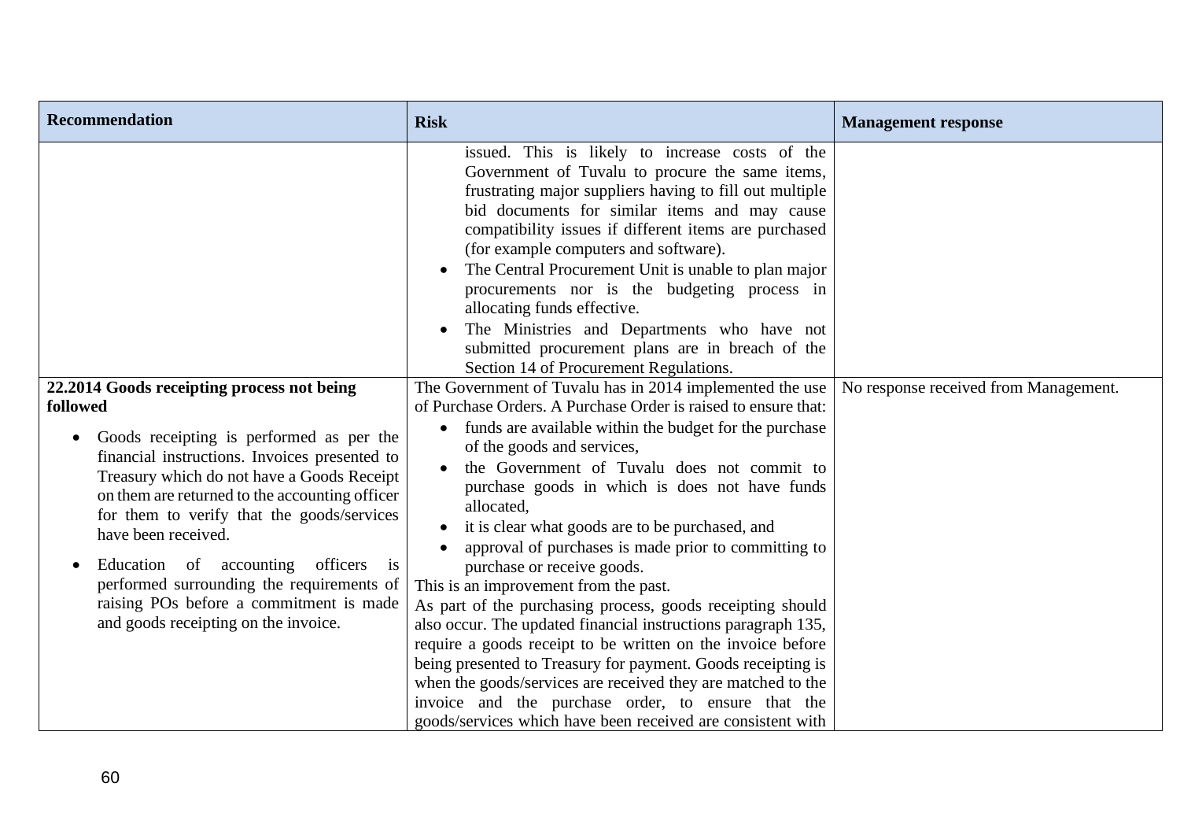| Recommendation | Risk | Management response |
|---|---|---|
| | issued. This is likely to increase costs of the Government of Tuvalu to procure the same items, frustrating major suppliers having to fill out multiple bid documents for similar items and may cause compatibility issues if different items are purchased (for example computers and software).<br>• The Central Procurement Unit is unable to plan major procurements nor is the budgeting process in allocating funds effective.<br>• The Ministries and Departments who have not submitted procurement plans are in breach of the Section 14 of Procurement Regulations. | |
| **22.2014 Goods receipting process not being followed**<br>• Goods receipting is performed as per the financial instructions. Invoices presented to Treasury which do not have a Goods Receipt on them are returned to the accounting officer for them to verify that the goods/services have been received.<br>• Education of accounting officers is performed surrounding the requirements of raising POs before a commitment is made and goods receipting on the invoice. | The Government of Tuvalu has in 2014 implemented the use of Purchase Orders. A Purchase Order is raised to ensure that:<br>• funds are available within the budget for the purchase of the goods and services,<br>• the Government of Tuvalu does not commit to purchase goods in which is does not have funds allocated,<br>• it is clear what goods are to be purchased, and<br>• approval of purchases is made prior to committing to purchase or receive goods.<br>This is an improvement from the past.<br>As part of the purchasing process, goods receipting should also occur. The updated financial instructions paragraph 135, require a goods receipt to be written on the invoice before being presented to Treasury for payment. Goods receipting is when the goods/services are received they are matched to the invoice and the purchase order, to ensure that the goods/services which have been received are consistent with | No response received from Management. |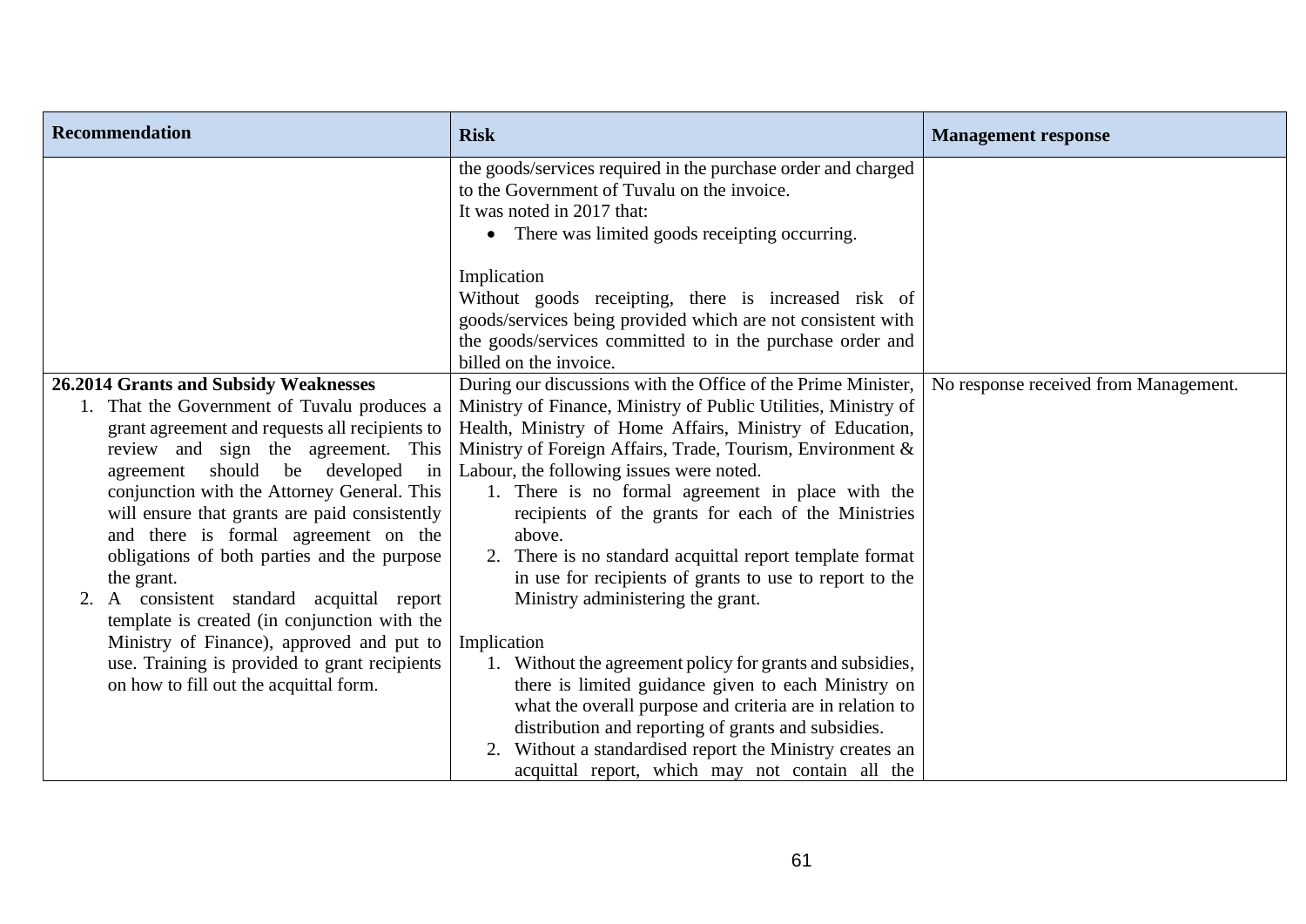| Recommendation | Risk | Management response |
|---|---|---|
| | the goods/services required in the purchase order and charged to the Government of Tuvalu on the invoice.<br>It was noted in 2017 that:<br>• There was limited goods receipting occurring.<br><br>Implication<br>Without goods receipting, there is increased risk of goods/services being provided which are not consistent with the goods/services committed to in the purchase order and billed on the invoice. | |
| **26.2014 Grants and Subsidy Weaknesses**<br>1. That the Government of Tuvalu produces a grant agreement and requests all recipients to review and sign the agreement. This agreement should be developed in conjunction with the Attorney General. This will ensure that grants are paid consistently and there is formal agreement on the obligations of both parties and the purpose the grant.<br>2. A consistent standard acquittal report template is created (in conjunction with the Ministry of Finance), approved and put to use. Training is provided to grant recipients on how to fill out the acquittal form. | During our discussions with the Office of the Prime Minister, Ministry of Finance, Ministry of Public Utilities, Ministry of Health, Ministry of Home Affairs, Ministry of Education, Ministry of Foreign Affairs, Trade, Tourism, Environment & Labour, the following issues were noted.<br>1. There is no formal agreement in place with the recipients of the grants for each of the Ministries above.<br>2. There is no standard acquittal report template format in use for recipients of grants to use to report to the Ministry administering the grant.<br><br>Implication<br>1. Without the agreement policy for grants and subsidies, there is limited guidance given to each Ministry on what the overall purpose and criteria are in relation to distribution and reporting of grants and subsidies.<br>2. Without a standardised report the Ministry creates an acquittal report, which may not contain all the | No response received from Management. |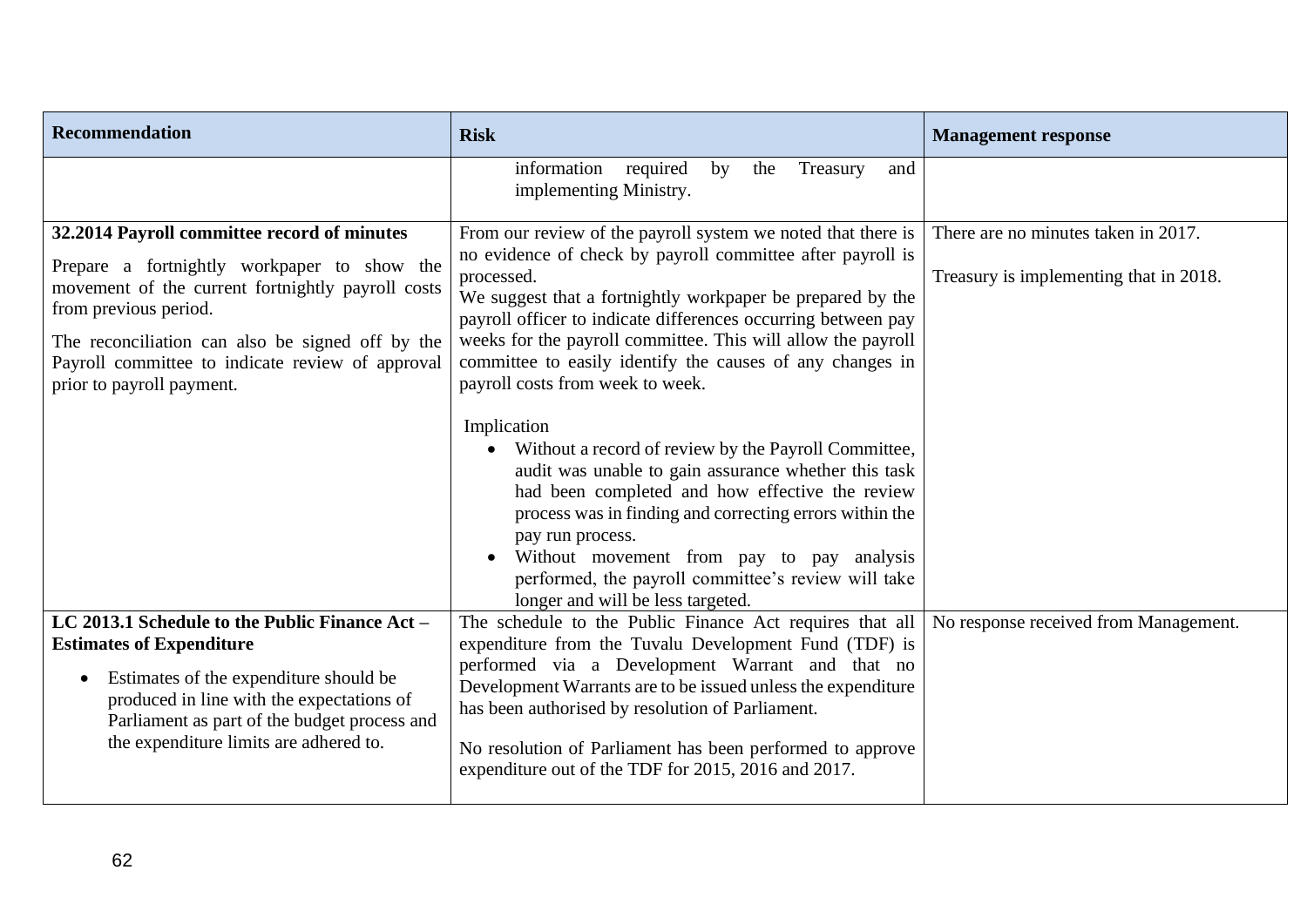| Recommendation | Risk | Management response |
|---|---|---|
| | information required by the Treasury and implementing Ministry. | |
| **32.2014 Payroll committee record of minutes**<br><br>Prepare a fortnightly workpaper to show the movement of the current fortnightly payroll costs from previous period.<br><br>The reconciliation can also be signed off by the Payroll committee to indicate review of approval prior to payroll payment. | From our review of the payroll system we noted that there is no evidence of check by payroll committee after payroll is processed.<br>We suggest that a fortnightly workpaper be prepared by the payroll officer to indicate differences occurring between pay weeks for the payroll committee. This will allow the payroll committee to easily identify the causes of any changes in payroll costs from week to week.<br><br>Implication<br>• Without a record of review by the Payroll Committee, audit was unable to gain assurance whether this task had been completed and how effective the review process was in finding and correcting errors within the pay run process.<br>• Without movement from pay to pay analysis performed, the payroll committee's review will take longer and will be less targeted. | There are no minutes taken in 2017.<br><br>Treasury is implementing that in 2018. |
| **LC 2013.1 Schedule to the Public Finance Act – Estimates of Expenditure**<br><br>• Estimates of the expenditure should be produced in line with the expectations of Parliament as part of the budget process and the expenditure limits are adhered to. | The schedule to the Public Finance Act requires that all expenditure from the Tuvalu Development Fund (TDF) is performed via a Development Warrant and that no Development Warrants are to be issued unless the expenditure has been authorised by resolution of Parliament.<br><br>No resolution of Parliament has been performed to approve expenditure out of the TDF for 2015, 2016 and 2017. | No response received from Management. |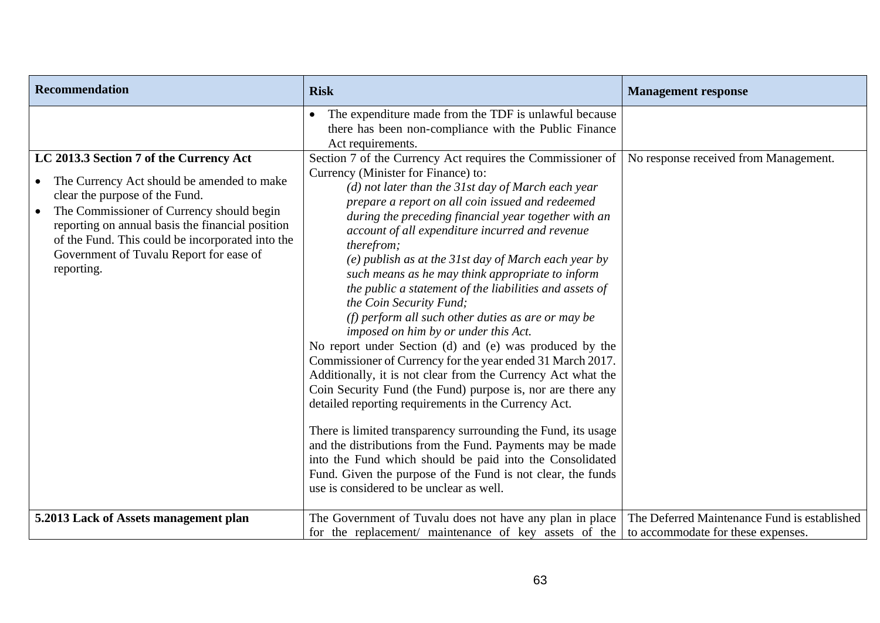| **Recommendation** | **Risk** | **Management response** |
|---|---|---|
| | • The expenditure made from the TDF is unlawful because there has been non-compliance with the Public Finance Act requirements. | |
| **LC 2013.3 Section 7 of the Currency Act**<br>• The Currency Act should be amended to make clear the purpose of the Fund.<br>• The Commissioner of Currency should begin reporting on annual basis the financial position of the Fund. This could be incorporated into the Government of Tuvalu Report for ease of reporting. | Section 7 of the Currency Act requires the Commissioner of Currency (Minister for Finance) to:<br>*(d) not later than the 31st day of March each year prepare a report on all coin issued and redeemed during the preceding financial year together with an account of all expenditure incurred and revenue therefrom;*<br>*(e) publish as at the 31st day of March each year by such means as he may think appropriate to inform the public a statement of the liabilities and assets of the Coin Security Fund;*<br>*(f) perform all such other duties as are or may be imposed on him by or under this Act.*<br>No report under Section (d) and (e) was produced by the Commissioner of Currency for the year ended 31 March 2017. Additionally, it is not clear from the Currency Act what the Coin Security Fund (the Fund) purpose is, nor are there any detailed reporting requirements in the Currency Act.<br><br>There is limited transparency surrounding the Fund, its usage and the distributions from the Fund. Payments may be made into the Fund which should be paid into the Consolidated Fund. Given the purpose of the Fund is not clear, the funds use is considered to be unclear as well. | No response received from Management. |
| **5.2013 Lack of Assets management plan** | The Government of Tuvalu does not have any plan in place for the replacement/ maintenance of key assets of the | The Deferred Maintenance Fund is established to accommodate for these expenses. |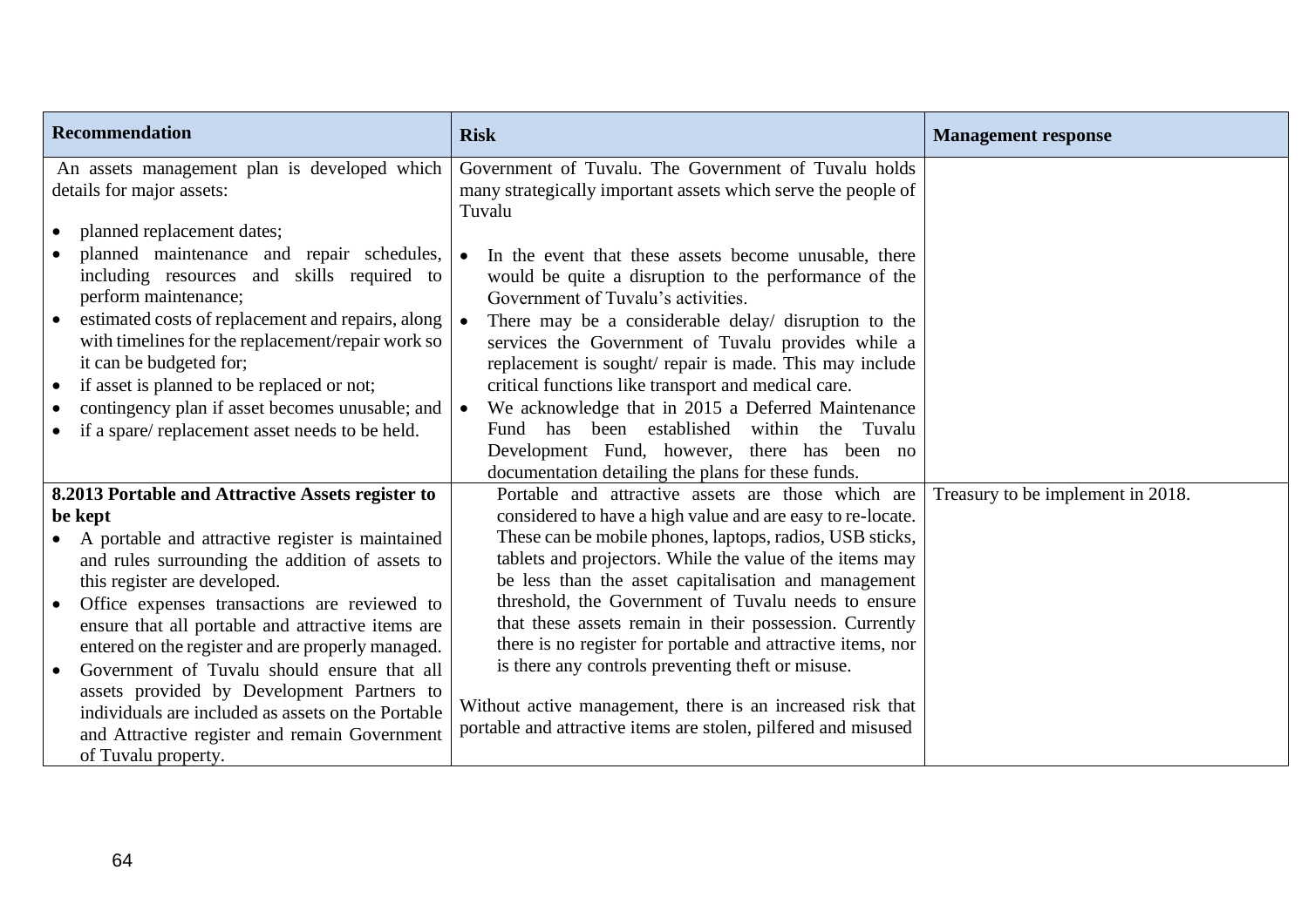| Recommendation | Risk | Management response |
| --- | --- | --- |
| An assets management plan is developed which details for major assets:<br>• planned replacement dates;<br>• planned maintenance and repair schedules, including resources and skills required to perform maintenance;<br>• estimated costs of replacement and repairs, along with timelines for the replacement/repair work so it can be budgeted for;<br>• if asset is planned to be replaced or not;<br>• contingency plan if asset becomes unusable; and<br>• if a spare/ replacement asset needs to be held. | Government of Tuvalu. The Government of Tuvalu holds many strategically important assets which serve the people of Tuvalu<br>• In the event that these assets become unusable, there would be quite a disruption to the performance of the Government of Tuvalu's activities.<br>• There may be a considerable delay/ disruption to the services the Government of Tuvalu provides while a replacement is sought/ repair is made. This may include critical functions like transport and medical care.<br>• We acknowledge that in 2015 a Deferred Maintenance Fund has been established within the Tuvalu Development Fund, however, there has been no documentation detailing the plans for these funds. | |
| **8.2013 Portable and Attractive Assets register to be kept**<br>• A portable and attractive register is maintained and rules surrounding the addition of assets to this register are developed.<br>• Office expenses transactions are reviewed to ensure that all portable and attractive items are entered on the register and are properly managed.<br>• Government of Tuvalu should ensure that all assets provided by Development Partners to individuals are included as assets on the Portable and Attractive register and remain Government of Tuvalu property. | Portable and attractive assets are those which are considered to have a high value and are easy to re-locate. These can be mobile phones, laptops, radios, USB sticks, tablets and projectors. While the value of the items may be less than the asset capitalisation and management threshold, the Government of Tuvalu needs to ensure that these assets remain in their possession. Currently there is no register for portable and attractive items, nor is there any controls preventing theft or misuse.<br><br>Without active management, there is an increased risk that portable and attractive items are stolen, pilfered and misused | Treasury to be implement in 2018. |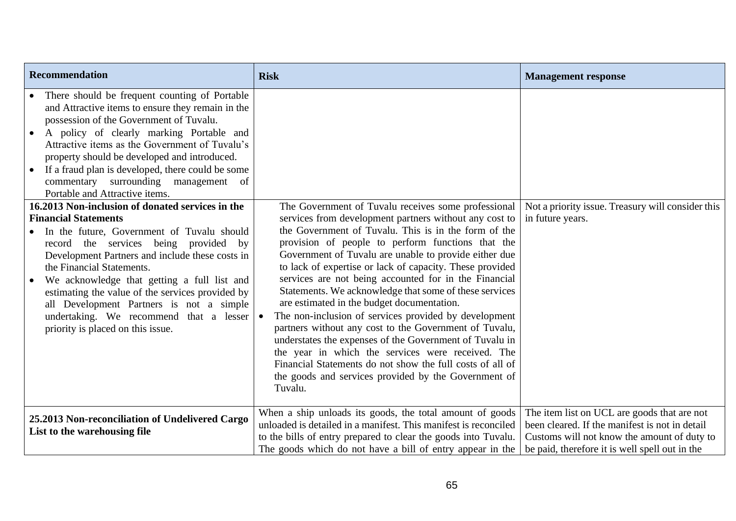| Recommendation | Risk | Management response |
|---|---|---|
| • There should be frequent counting of Portable and Attractive items to ensure they remain in the possession of the Government of Tuvalu.<br>• A policy of clearly marking Portable and Attractive items as the Government of Tuvalu's property should be developed and introduced.<br>• If a fraud plan is developed, there could be some commentary surrounding management of Portable and Attractive items. | | |
| **16.2013 Non-inclusion of donated services in the Financial Statements**<br>• In the future, Government of Tuvalu should record the services being provided by Development Partners and include these costs in the Financial Statements.<br>• We acknowledge that getting a full list and estimating the value of the services provided by all Development Partners is not a simple undertaking. We recommend that a lesser priority is placed on this issue. | The Government of Tuvalu receives some professional services from development partners without any cost to the Government of Tuvalu. This is in the form of the provision of people to perform functions that the Government of Tuvalu are unable to provide either due to lack of expertise or lack of capacity. These provided services are not being accounted for in the Financial Statements. We acknowledge that some of these services are estimated in the budget documentation.<br>• The non-inclusion of services provided by development partners without any cost to the Government of Tuvalu, understates the expenses of the Government of Tuvalu in the year in which the services were received. The Financial Statements do not show the full costs of all of the goods and services provided by the Government of Tuvalu. | Not a priority issue. Treasury will consider this in future years. |
| **25.2013 Non-reconciliation of Undelivered Cargo List to the warehousing file** | When a ship unloads its goods, the total amount of goods unloaded is detailed in a manifest. This manifest is reconciled to the bills of entry prepared to clear the goods into Tuvalu. The goods which do not have a bill of entry appear in the | The item list on UCL are goods that are not been cleared. If the manifest is not in detail Customs will not know the amount of duty to be paid, therefore it is well spell out in the |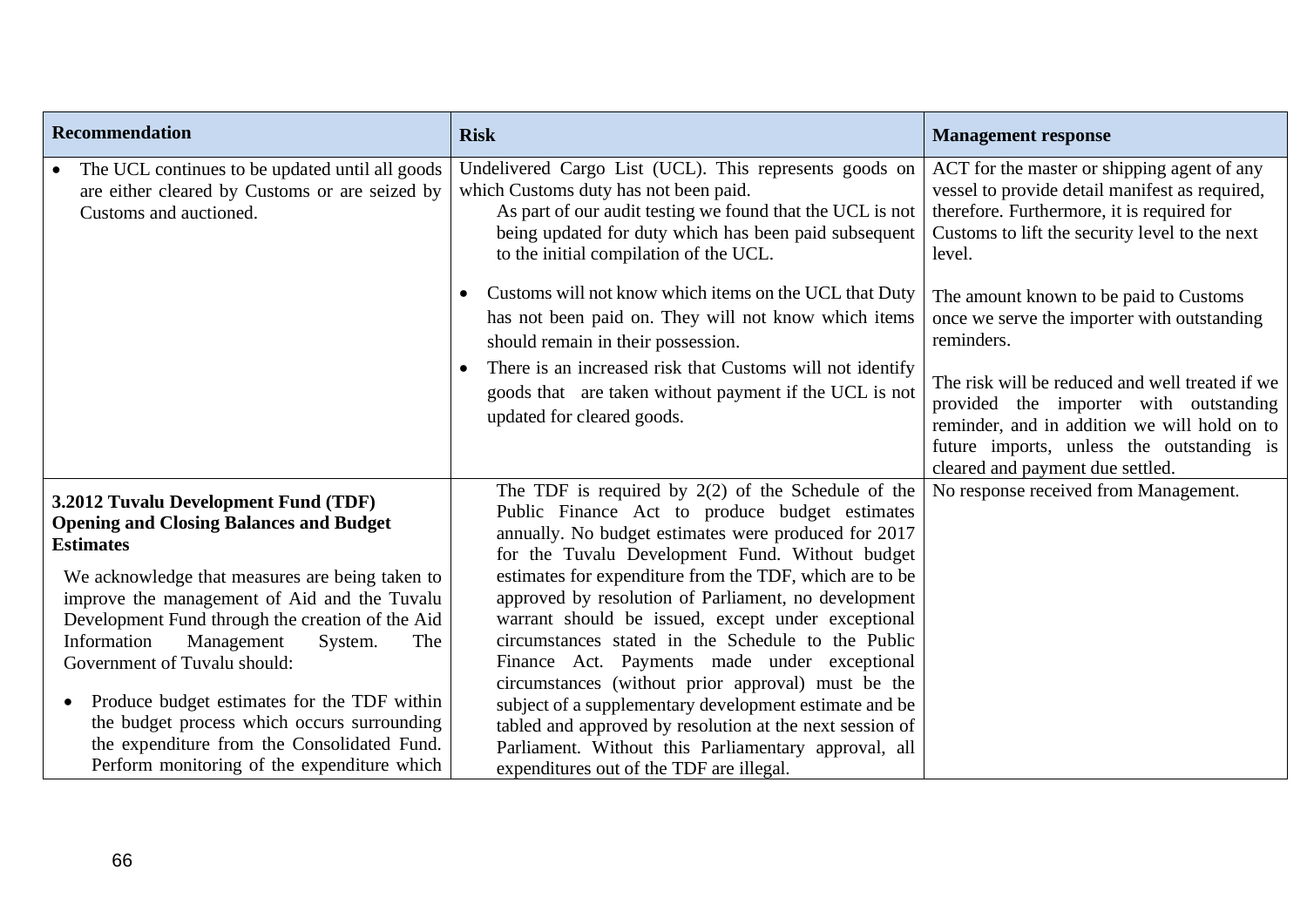| Recommendation | Risk | Management response |
|---|---|---|
| • The UCL continues to be updated until all goods are either cleared by Customs or are seized by Customs and auctioned. | Undelivered Cargo List (UCL). This represents goods on which Customs duty has not been paid.<br>As part of our audit testing we found that the UCL is not being updated for duty which has been paid subsequent to the initial compilation of the UCL.<br>• Customs will not know which items on the UCL that Duty has not been paid on. They will not know which items should remain in their possession.<br>• There is an increased risk that Customs will not identify goods that are taken without payment if the UCL is not updated for cleared goods. | ACT for the master or shipping agent of any vessel to provide detail manifest as required, therefore. Furthermore, it is required for Customs to lift the security level to the next level.<br><br>The amount known to be paid to Customs once we serve the importer with outstanding reminders.<br><br>The risk will be reduced and well treated if we provided the importer with outstanding reminder, and in addition we will hold on to future imports, unless the outstanding is cleared and payment due settled. |
| **3.2012 Tuvalu Development Fund (TDF) Opening and Closing Balances and Budget Estimates**<br><br>We acknowledge that measures are being taken to improve the management of Aid and the Tuvalu Development Fund through the creation of the Aid Information Management System. The Government of Tuvalu should:<br><br>• Produce budget estimates for the TDF within the budget process which occurs surrounding the expenditure from the Consolidated Fund. Perform monitoring of the expenditure which | The TDF is required by 2(2) of the Schedule of the Public Finance Act to produce budget estimates annually. No budget estimates were produced for 2017 for the Tuvalu Development Fund. Without budget estimates for expenditure from the TDF, which are to be approved by resolution of Parliament, no development warrant should be issued, except under exceptional circumstances stated in the Schedule to the Public Finance Act. Payments made under exceptional circumstances (without prior approval) must be the subject of a supplementary development estimate and be tabled and approved by resolution at the next session of Parliament. Without this Parliamentary approval, all expenditures out of the TDF are illegal. | No response received from Management. |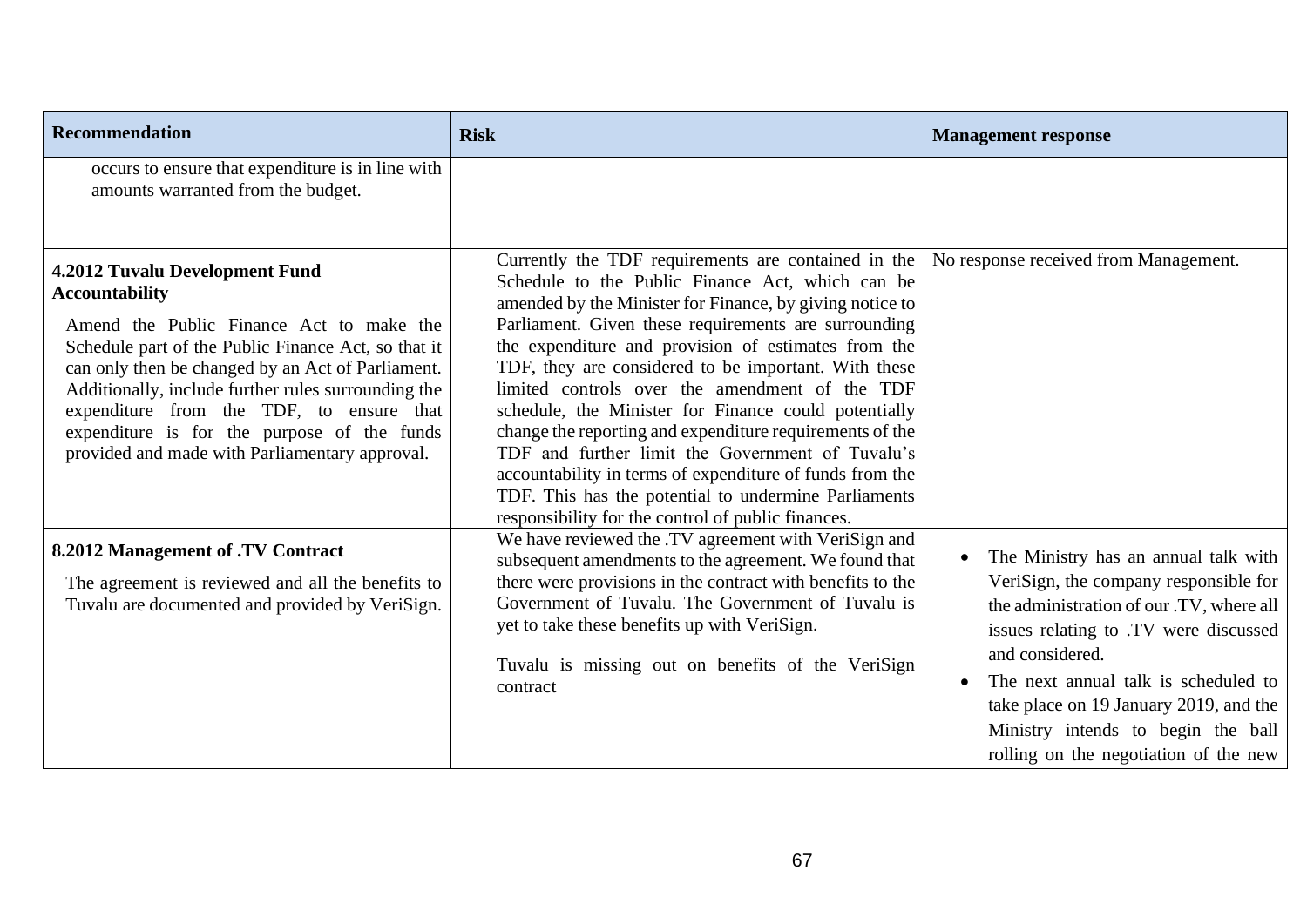| Recommendation | Risk | Management response |
| --- | --- | --- |
| occurs to ensure that expenditure is in line with amounts warranted from the budget. | | |
| **4.2012 Tuvalu Development Fund Accountability**<br><br>Amend the Public Finance Act to make the Schedule part of the Public Finance Act, so that it can only then be changed by an Act of Parliament. Additionally, include further rules surrounding the expenditure from the TDF, to ensure that expenditure is for the purpose of the funds provided and made with Parliamentary approval. | Currently the TDF requirements are contained in the Schedule to the Public Finance Act, which can be amended by the Minister for Finance, by giving notice to Parliament. Given these requirements are surrounding the expenditure and provision of estimates from the TDF, they are considered to be important. With these limited controls over the amendment of the TDF schedule, the Minister for Finance could potentially change the reporting and expenditure requirements of the TDF and further limit the Government of Tuvalu's accountability in terms of expenditure of funds from the TDF. This has the potential to undermine Parliaments responsibility for the control of public finances. | No response received from Management. |
| **8.2012 Management of .TV Contract**<br><br>The agreement is reviewed and all the benefits to Tuvalu are documented and provided by VeriSign. | We have reviewed the .TV agreement with VeriSign and subsequent amendments to the agreement. We found that there were provisions in the contract with benefits to the Government of Tuvalu. The Government of Tuvalu is yet to take these benefits up with VeriSign.<br><br>Tuvalu is missing out on benefits of the VeriSign contract | • The Ministry has an annual talk with VeriSign, the company responsible for the administration of our .TV, where all issues relating to .TV were discussed and considered.<br>• The next annual talk is scheduled to take place on 19 January 2019, and the Ministry intends to begin the ball rolling on the negotiation of the new |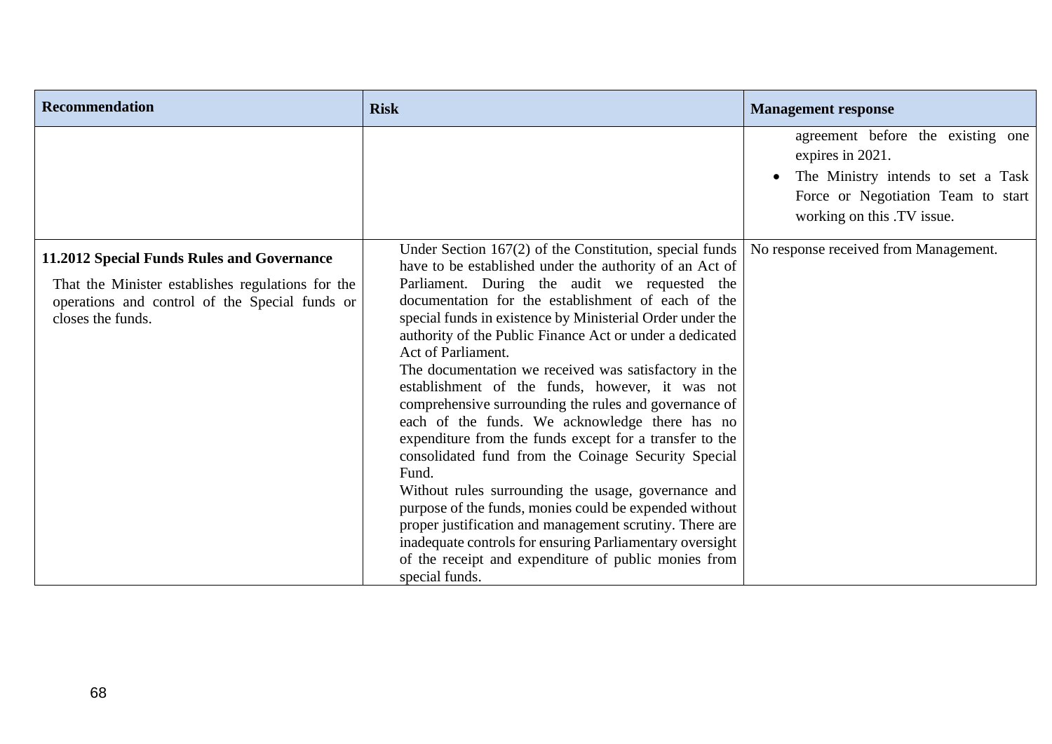| Recommendation | Risk | Management response |
|---|---|---|
| | | agreement before the existing one expires in 2021.<br>• The Ministry intends to set a Task Force or Negotiation Team to start working on this .TV issue. |
| **11.2012 Special Funds Rules and Governance**<br>That the Minister establishes regulations for the operations and control of the Special funds or closes the funds. | Under Section 167(2) of the Constitution, special funds have to be established under the authority of an Act of Parliament. During the audit we requested the documentation for the establishment of each of the special funds in existence by Ministerial Order under the authority of the Public Finance Act or under a dedicated Act of Parliament.<br>The documentation we received was satisfactory in the establishment of the funds, however, it was not comprehensive surrounding the rules and governance of each of the funds. We acknowledge there has no expenditure from the funds except for a transfer to the consolidated fund from the Coinage Security Special Fund.<br>Without rules surrounding the usage, governance and purpose of the funds, monies could be expended without proper justification and management scrutiny. There are inadequate controls for ensuring Parliamentary oversight of the receipt and expenditure of public monies from special funds. | No response received from Management. |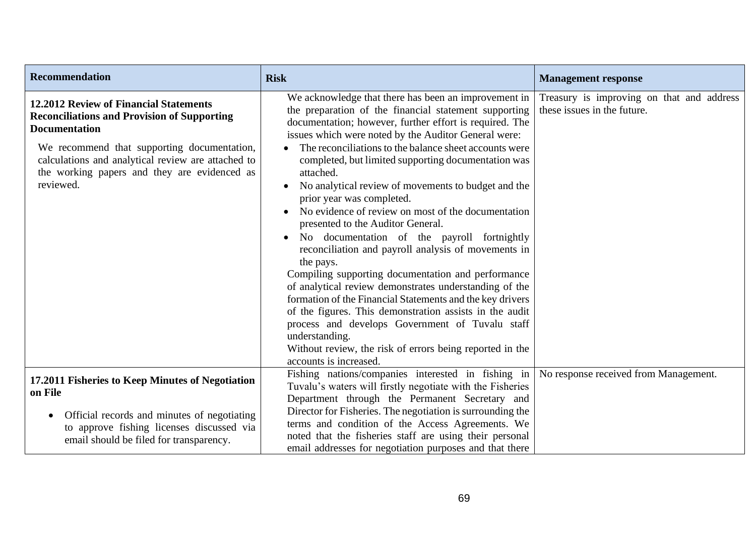| Recommendation | Risk | Management response |
|---|---|---|
| **12.2012 Review of Financial Statements Reconciliations and Provision of Supporting Documentation**<br><br>We recommend that supporting documentation, calculations and analytical review are attached to the working papers and they are evidenced as reviewed. | We acknowledge that there has been an improvement in the preparation of the financial statement supporting documentation; however, further effort is required. The issues which were noted by the Auditor General were:<br>• The reconciliations to the balance sheet accounts were completed, but limited supporting documentation was attached.<br>• No analytical review of movements to budget and the prior year was completed.<br>• No evidence of review on most of the documentation presented to the Auditor General.<br>• No documentation of the payroll fortnightly reconciliation and payroll analysis of movements in the pays.<br>Compiling supporting documentation and performance of analytical review demonstrates understanding of the formation of the Financial Statements and the key drivers of the figures. This demonstration assists in the audit process and develops Government of Tuvalu staff understanding.<br>Without review, the risk of errors being reported in the accounts is increased. | Treasury is improving on that and address these issues in the future. |
| **17.2011 Fisheries to Keep Minutes of Negotiation on File**<br><br>• Official records and minutes of negotiating to approve fishing licenses discussed via email should be filed for transparency. | Fishing nations/companies interested in fishing in Tuvalu's waters will firstly negotiate with the Fisheries Department through the Permanent Secretary and Director for Fisheries. The negotiation is surrounding the terms and condition of the Access Agreements. We noted that the fisheries staff are using their personal email addresses for negotiation purposes and that there | No response received from Management. |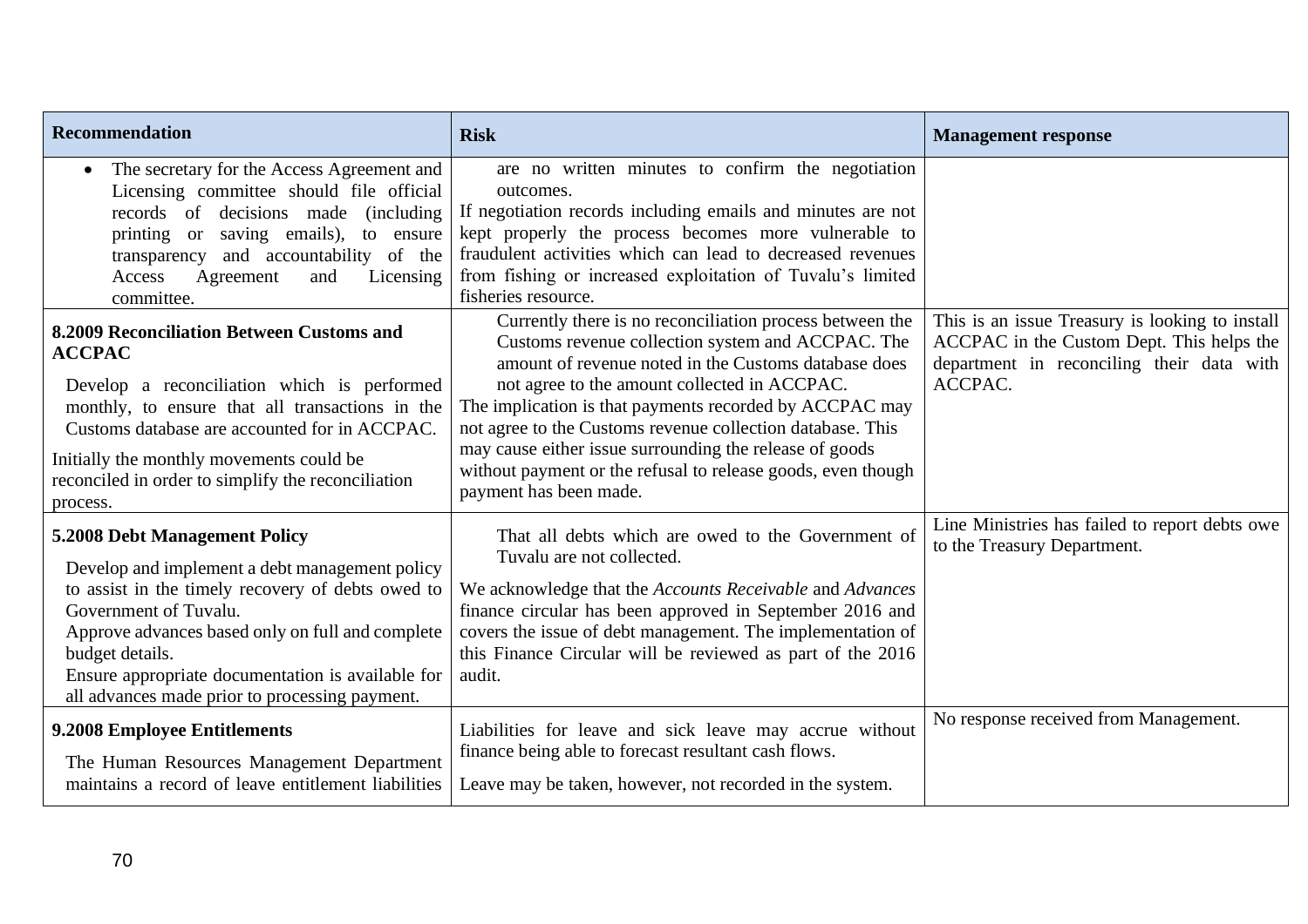| Recommendation | Risk | Management response |
|---|---|---|
| • The secretary for the Access Agreement and Licensing committee should file official records of decisions made (including printing or saving emails), to ensure transparency and accountability of the Access Agreement and Licensing committee. | are no written minutes to confirm the negotiation outcomes.<br>If negotiation records including emails and minutes are not kept properly the process becomes more vulnerable to fraudulent activities which can lead to decreased revenues from fishing or increased exploitation of Tuvalu's limited fisheries resource. | |
| **8.2009 Reconciliation Between Customs and ACCPAC**<br>Develop a reconciliation which is performed monthly, to ensure that all transactions in the Customs database are accounted for in ACCPAC.<br>Initially the monthly movements could be reconciled in order to simplify the reconciliation process. | Currently there is no reconciliation process between the Customs revenue collection system and ACCPAC. The amount of revenue noted in the Customs database does not agree to the amount collected in ACCPAC.<br>The implication is that payments recorded by ACCPAC may not agree to the Customs revenue collection database. This may cause either issue surrounding the release of goods without payment or the refusal to release goods, even though payment has been made. | This is an issue Treasury is looking to install ACCPAC in the Custom Dept. This helps the department in reconciling their data with ACCPAC. |
| **5.2008 Debt Management Policy**<br>Develop and implement a debt management policy to assist in the timely recovery of debts owed to Government of Tuvalu.<br>Approve advances based only on full and complete budget details.<br>Ensure appropriate documentation is available for all advances made prior to processing payment. | That all debts which are owed to the Government of Tuvalu are not collected.<br>We acknowledge that the *Accounts Receivable* and *Advances* finance circular has been approved in September 2016 and covers the issue of debt management. The implementation of this Finance Circular will be reviewed as part of the 2016 audit. | Line Ministries has failed to report debts owe to the Treasury Department. |
| **9.2008 Employee Entitlements**<br>The Human Resources Management Department maintains a record of leave entitlement liabilities | Liabilities for leave and sick leave may accrue without finance being able to forecast resultant cash flows.<br>Leave may be taken, however, not recorded in the system. | No response received from Management. |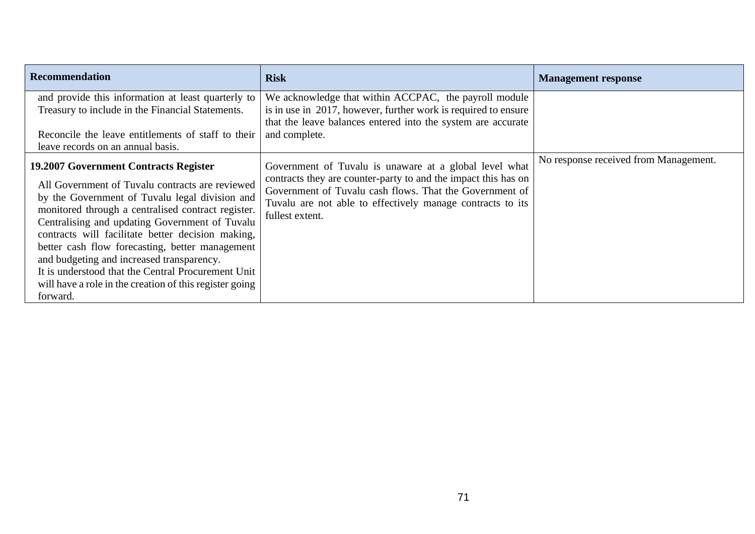| Recommendation | Risk | Management response |
| --- | --- | --- |
| and provide this information at least quarterly to Treasury to include in the Financial Statements. <br><br> Reconcile the leave entitlements of staff to their leave records on an annual basis. | We acknowledge that within ACCPAC, the payroll module is in use in 2017, however, further work is required to ensure that the leave balances entered into the system are accurate and complete. | |
| **19.2007 Government Contracts Register** <br><br> All Government of Tuvalu contracts are reviewed by the Government of Tuvalu legal division and monitored through a centralised contract register. Centralising and updating Government of Tuvalu contracts will facilitate better decision making, better cash flow forecasting, better management and budgeting and increased transparency. <br> It is understood that the Central Procurement Unit will have a role in the creation of this register going forward. | Government of Tuvalu is unaware at a global level what contracts they are counter-party to and the impact this has on Government of Tuvalu cash flows. That the Government of Tuvalu are not able to effectively manage contracts to its fullest extent. | No response received from Management. |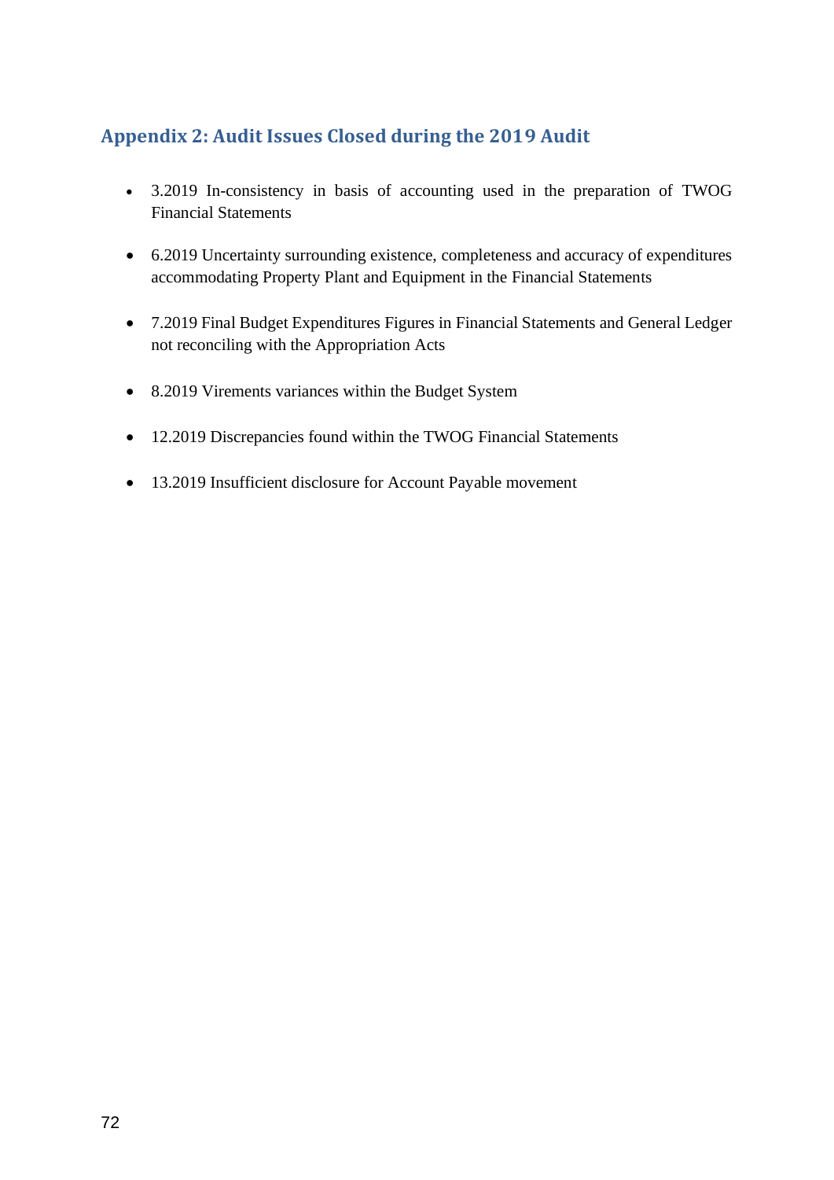## Appendix 2: Audit Issues Closed during the 2019 Audit

- 3.2019 In-consistency in basis of accounting used in the preparation of TWOG Financial Statements
- 6.2019 Uncertainty surrounding existence, completeness and accuracy of expenditures accommodating Property Plant and Equipment in the Financial Statements
- 7.2019 Final Budget Expenditures Figures in Financial Statements and General Ledger not reconciling with the Appropriation Acts
- 8.2019 Virements variances within the Budget System
- 12.2019 Discrepancies found within the TWOG Financial Statements
- 13.2019 Insufficient disclosure for Account Payable movement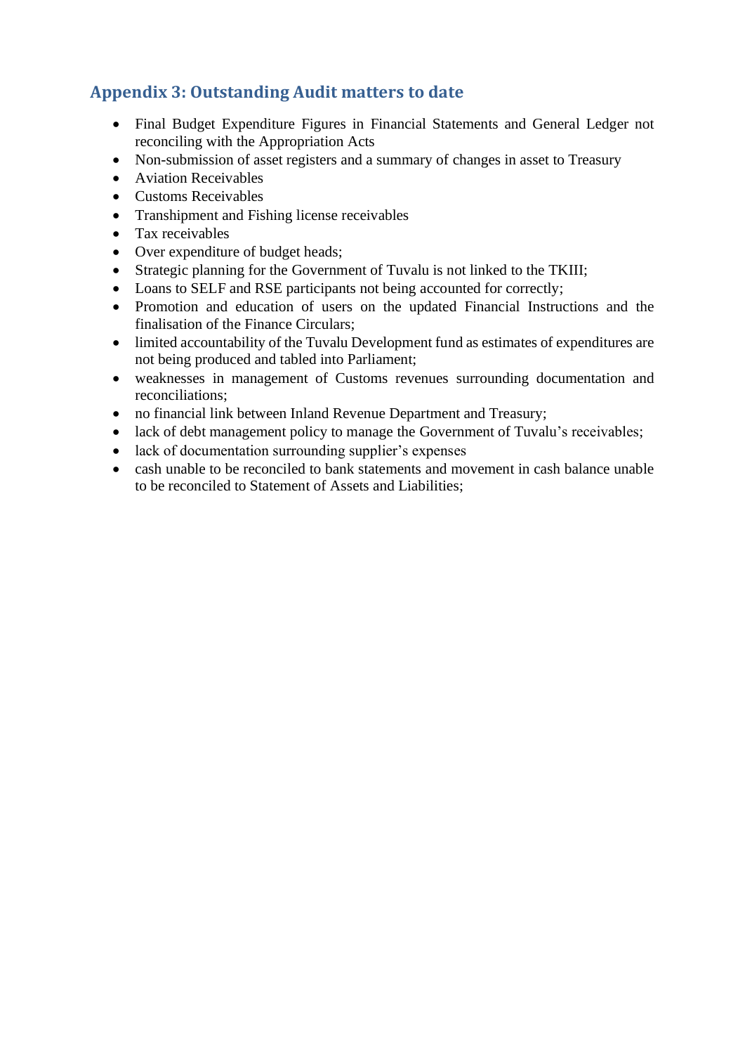## Appendix 3: Outstanding Audit matters to date

- Final Budget Expenditure Figures in Financial Statements and General Ledger not reconciling with the Appropriation Acts
- Non-submission of asset registers and a summary of changes in asset to Treasury
- Aviation Receivables
- Customs Receivables
- Transhipment and Fishing license receivables
- Tax receivables
- Over expenditure of budget heads;
- Strategic planning for the Government of Tuvalu is not linked to the TKIII;
- Loans to SELF and RSE participants not being accounted for correctly;
- Promotion and education of users on the updated Financial Instructions and the finalisation of the Finance Circulars;
- limited accountability of the Tuvalu Development fund as estimates of expenditures are not being produced and tabled into Parliament;
- weaknesses in management of Customs revenues surrounding documentation and reconciliations;
- no financial link between Inland Revenue Department and Treasury;
- lack of debt management policy to manage the Government of Tuvalu's receivables;
- lack of documentation surrounding supplier's expenses
- cash unable to be reconciled to bank statements and movement in cash balance unable to be reconciled to Statement of Assets and Liabilities;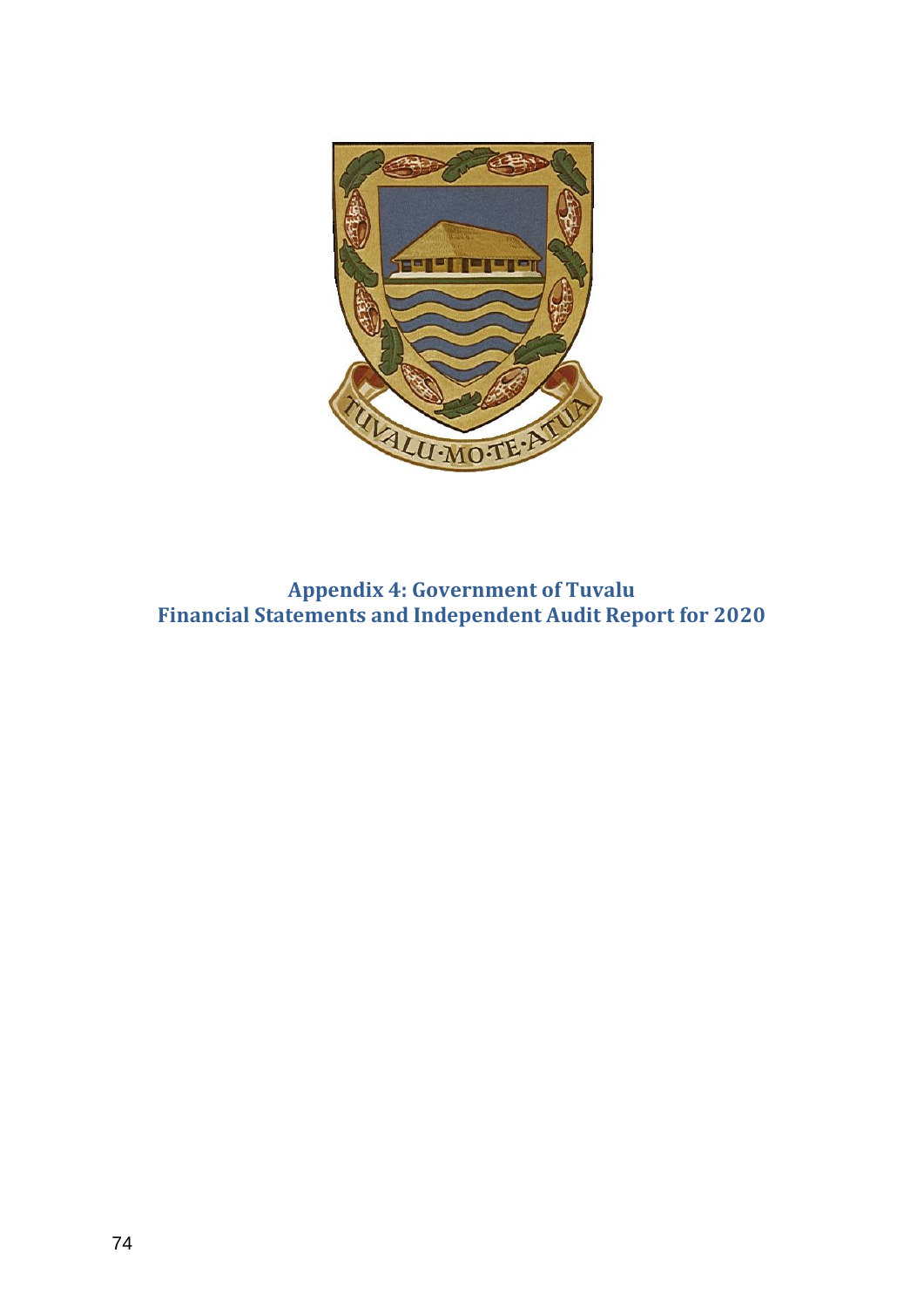# Appendix 4: Government of Tuvalu
# Financial Statements and Independent Audit Report for 2020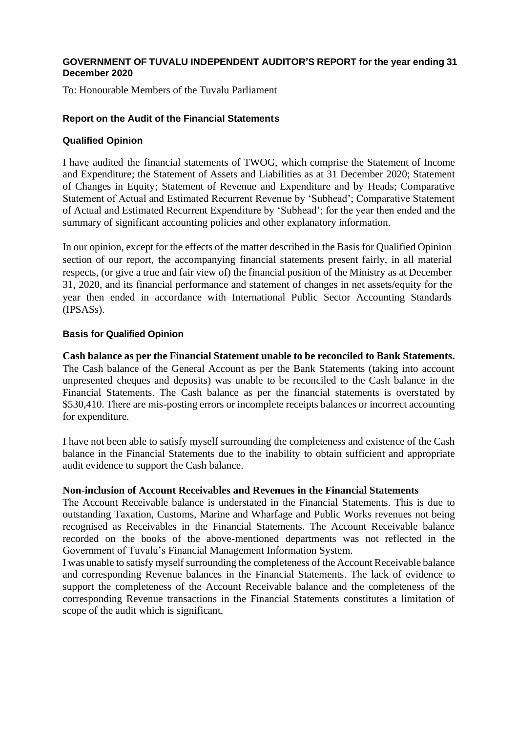**GOVERNMENT OF TUVALU INDEPENDENT AUDITOR'S REPORT for the year ending 31 December 2020**

To: Honourable Members of the Tuvalu Parliament

### Report on the Audit of the Financial Statements

### Qualified Opinion

I have audited the financial statements of TWOG, which comprise the Statement of Income and Expenditure; the Statement of Assets and Liabilities as at 31 December 2020; Statement of Changes in Equity; Statement of Revenue and Expenditure and by Heads; Comparative Statement of Actual and Estimated Recurrent Revenue by 'Subhead'; Comparative Statement of Actual and Estimated Recurrent Expenditure by 'Subhead'; for the year then ended and the summary of significant accounting policies and other explanatory information.

In our opinion, except for the effects of the matter described in the Basis for Qualified Opinion section of our report, the accompanying financial statements present fairly, in all material respects, (or give a true and fair view of) the financial position of the Ministry as at December 31, 2020, and its financial performance and statement of changes in net assets/equity for the year then ended in accordance with International Public Sector Accounting Standards (IPSASs).

### Basis for Qualified Opinion

**Cash balance as per the Financial Statement unable to be reconciled to Bank Statements.**
The Cash balance of the General Account as per the Bank Statements (taking into account unpresented cheques and deposits) was unable to be reconciled to the Cash balance in the Financial Statements. The Cash balance as per the financial statements is overstated by $530,410. There are mis-posting errors or incomplete receipts balances or incorrect accounting for expenditure.

I have not been able to satisfy myself surrounding the completeness and existence of the Cash balance in the Financial Statements due to the inability to obtain sufficient and appropriate audit evidence to support the Cash balance.

**Non-inclusion of Account Receivables and Revenues in the Financial Statements**
The Account Receivable balance is understated in the Financial Statements. This is due to outstanding Taxation, Customs, Marine and Wharfage and Public Works revenues not being recognised as Receivables in the Financial Statements. The Account Receivable balance recorded on the books of the above-mentioned departments was not reflected in the Government of Tuvalu's Financial Management Information System.
I was unable to satisfy myself surrounding the completeness of the Account Receivable balance and corresponding Revenue balances in the Financial Statements. The lack of evidence to support the completeness of the Account Receivable balance and the completeness of the corresponding Revenue transactions in the Financial Statements constitutes a limitation of scope of the audit which is significant.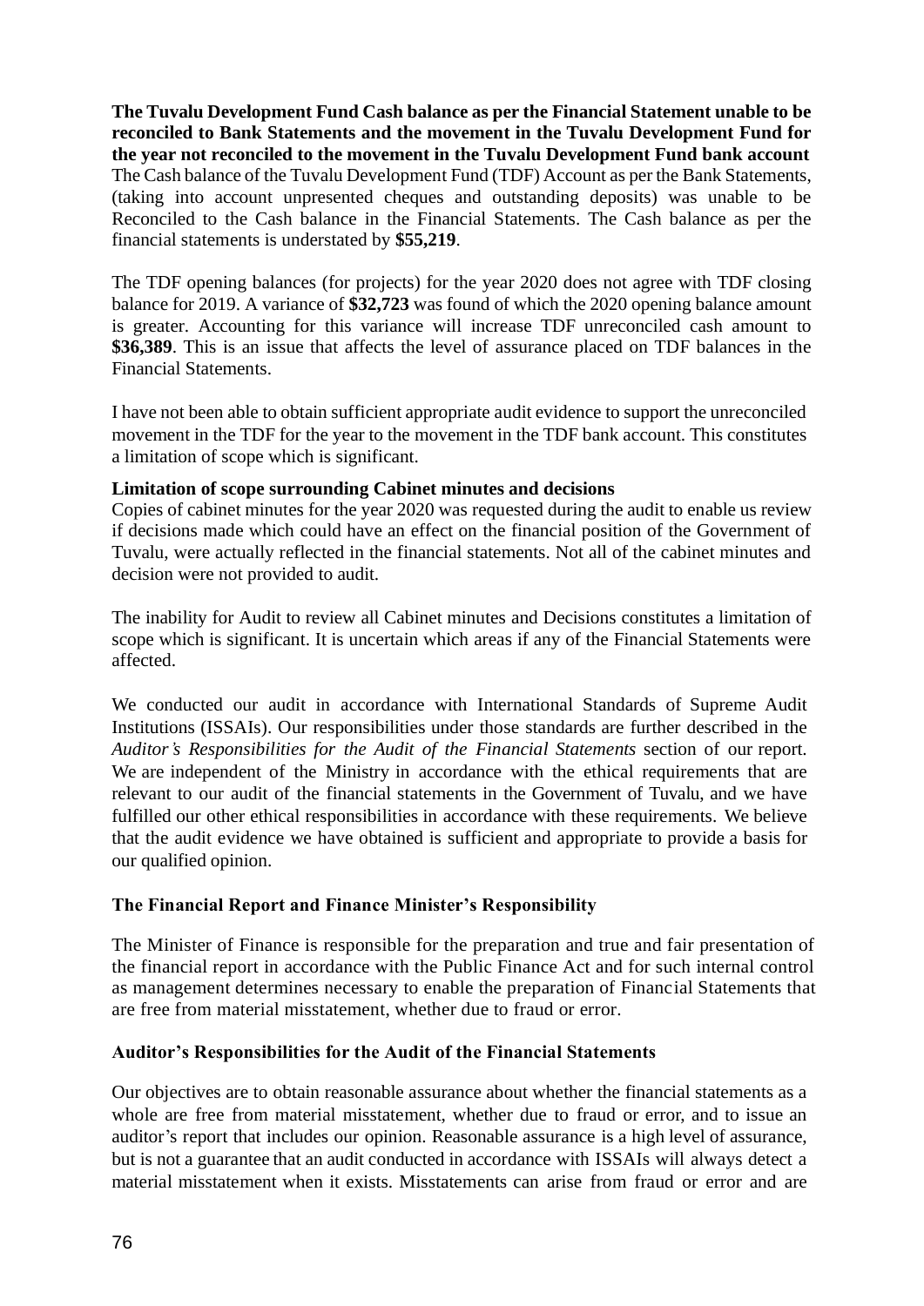**The Tuvalu Development Fund Cash balance as per the Financial Statement unable to be reconciled to Bank Statements and the movement in the Tuvalu Development Fund for the year not reconciled to the movement in the Tuvalu Development Fund bank account**

The Cash balance of the Tuvalu Development Fund (TDF) Account as per the Bank Statements, (taking into account unpresented cheques and outstanding deposits) was unable to be Reconciled to the Cash balance in the Financial Statements. The Cash balance as per the financial statements is understated by **$55,219**.

The TDF opening balances (for projects) for the year 2020 does not agree with TDF closing balance for 2019. A variance of **$32,723** was found of which the 2020 opening balance amount is greater. Accounting for this variance will increase TDF unreconciled cash amount to **$36,389**. This is an issue that affects the level of assurance placed on TDF balances in the Financial Statements.

I have not been able to obtain sufficient appropriate audit evidence to support the unreconciled movement in the TDF for the year to the movement in the TDF bank account. This constitutes a limitation of scope which is significant.

**Limitation of scope surrounding Cabinet minutes and decisions**

Copies of cabinet minutes for the year 2020 was requested during the audit to enable us review if decisions made which could have an effect on the financial position of the Government of Tuvalu, were actually reflected in the financial statements. Not all of the cabinet minutes and decision were not provided to audit.

The inability for Audit to review all Cabinet minutes and Decisions constitutes a limitation of scope which is significant. It is uncertain which areas if any of the Financial Statements were affected.

We conducted our audit in accordance with International Standards of Supreme Audit Institutions (ISSAIs). Our responsibilities under those standards are further described in the *Auditor's Responsibilities for the Audit of the Financial Statements* section of our report. We are independent of the Ministry in accordance with the ethical requirements that are relevant to our audit of the financial statements in the Government of Tuvalu, and we have fulfilled our other ethical responsibilities in accordance with these requirements. We believe that the audit evidence we have obtained is sufficient and appropriate to provide a basis for our qualified opinion.

**The Financial Report and Finance Minister's Responsibility**

The Minister of Finance is responsible for the preparation and true and fair presentation of the financial report in accordance with the Public Finance Act and for such internal control as management determines necessary to enable the preparation of Financial Statements that are free from material misstatement, whether due to fraud or error.

**Auditor's Responsibilities for the Audit of the Financial Statements**

Our objectives are to obtain reasonable assurance about whether the financial statements as a whole are free from material misstatement, whether due to fraud or error, and to issue an auditor's report that includes our opinion. Reasonable assurance is a high level of assurance, but is not a guarantee that an audit conducted in accordance with ISSAIs will always detect a material misstatement when it exists. Misstatements can arise from fraud or error and are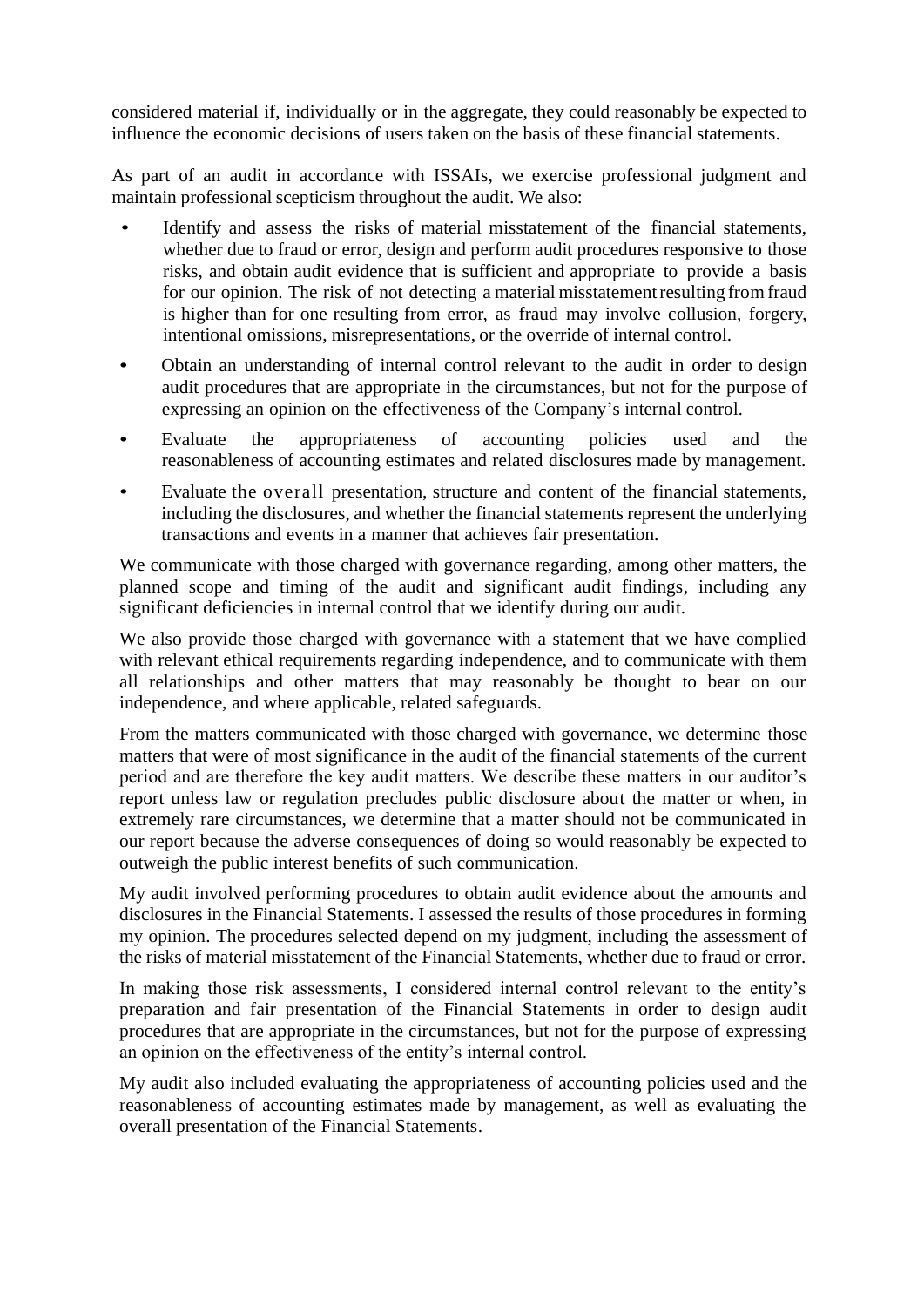considered material if, individually or in the aggregate, they could reasonably be expected to influence the economic decisions of users taken on the basis of these financial statements.

As part of an audit in accordance with ISSAIs, we exercise professional judgment and maintain professional scepticism throughout the audit. We also:

- Identify and assess the risks of material misstatement of the financial statements, whether due to fraud or error, design and perform audit procedures responsive to those risks, and obtain audit evidence that is sufficient and appropriate to provide a basis for our opinion. The risk of not detecting a material misstatement resulting from fraud is higher than for one resulting from error, as fraud may involve collusion, forgery, intentional omissions, misrepresentations, or the override of internal control.
- Obtain an understanding of internal control relevant to the audit in order to design audit procedures that are appropriate in the circumstances, but not for the purpose of expressing an opinion on the effectiveness of the Company's internal control.
- Evaluate the appropriateness of accounting policies used and the reasonableness of accounting estimates and related disclosures made by management.
- Evaluate the overall presentation, structure and content of the financial statements, including the disclosures, and whether the financial statements represent the underlying transactions and events in a manner that achieves fair presentation.

We communicate with those charged with governance regarding, among other matters, the planned scope and timing of the audit and significant audit findings, including any significant deficiencies in internal control that we identify during our audit.

We also provide those charged with governance with a statement that we have complied with relevant ethical requirements regarding independence, and to communicate with them all relationships and other matters that may reasonably be thought to bear on our independence, and where applicable, related safeguards.

From the matters communicated with those charged with governance, we determine those matters that were of most significance in the audit of the financial statements of the current period and are therefore the key audit matters. We describe these matters in our auditor's report unless law or regulation precludes public disclosure about the matter or when, in extremely rare circumstances, we determine that a matter should not be communicated in our report because the adverse consequences of doing so would reasonably be expected to outweigh the public interest benefits of such communication.

My audit involved performing procedures to obtain audit evidence about the amounts and disclosures in the Financial Statements. I assessed the results of those procedures in forming my opinion. The procedures selected depend on my judgment, including the assessment of the risks of material misstatement of the Financial Statements, whether due to fraud or error.

In making those risk assessments, I considered internal control relevant to the entity's preparation and fair presentation of the Financial Statements in order to design audit procedures that are appropriate in the circumstances, but not for the purpose of expressing an opinion on the effectiveness of the entity's internal control.

My audit also included evaluating the appropriateness of accounting policies used and the reasonableness of accounting estimates made by management, as well as evaluating the overall presentation of the Financial Statements.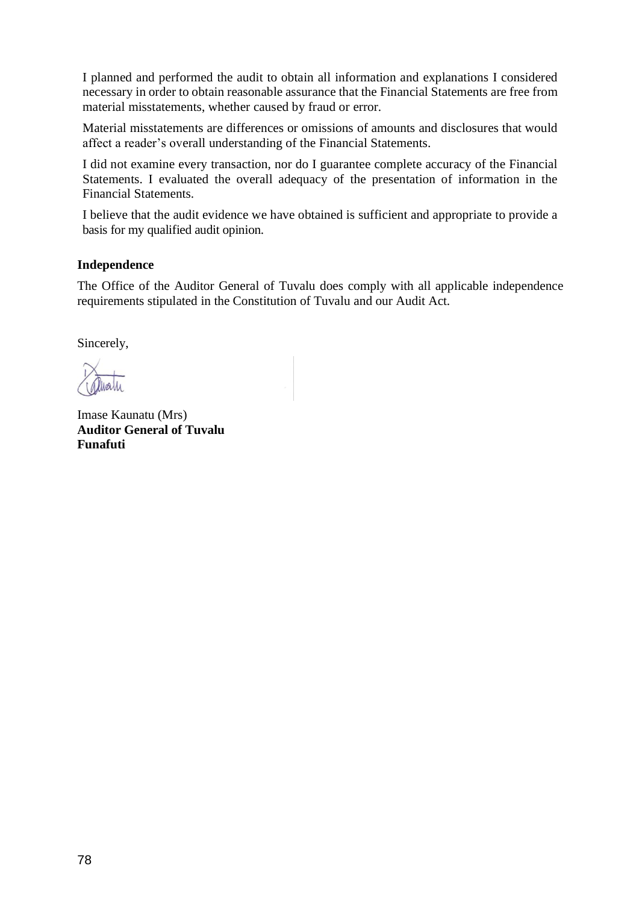I planned and performed the audit to obtain all information and explanations I considered necessary in order to obtain reasonable assurance that the Financial Statements are free from material misstatements, whether caused by fraud or error.

Material misstatements are differences or omissions of amounts and disclosures that would affect a reader's overall understanding of the Financial Statements.

I did not examine every transaction, nor do I guarantee complete accuracy of the Financial Statements. I evaluated the overall adequacy of the presentation of information in the Financial Statements.

I believe that the audit evidence we have obtained is sufficient and appropriate to provide a basis for my qualified audit opinion.

**Independence**

The Office of the Auditor General of Tuvalu does comply with all applicable independence requirements stipulated in the Constitution of Tuvalu and our Audit Act.

Sincerely,

Imase Kaunatu (Mrs)
**Auditor General of Tuvalu**
**Funafuti**